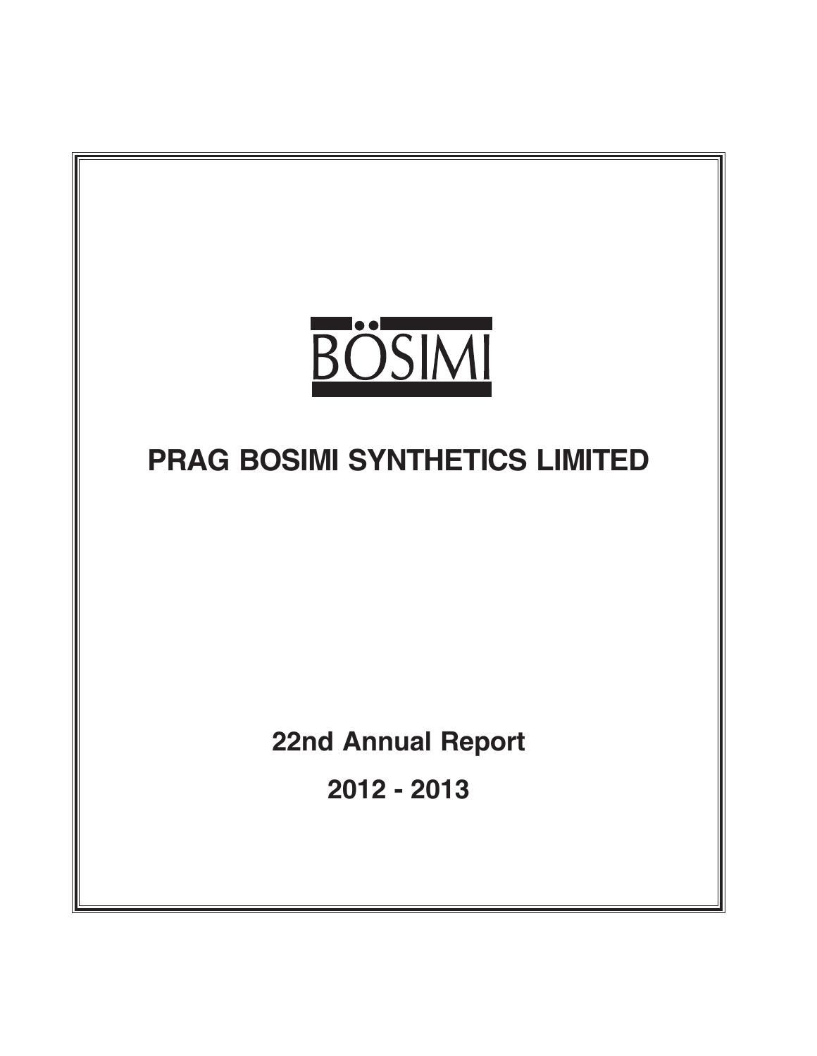BÖSIMI

# PRAG BOSIMI SYNTHETICS LIMITED

**22nd Annual Report**

**2012 - 2013**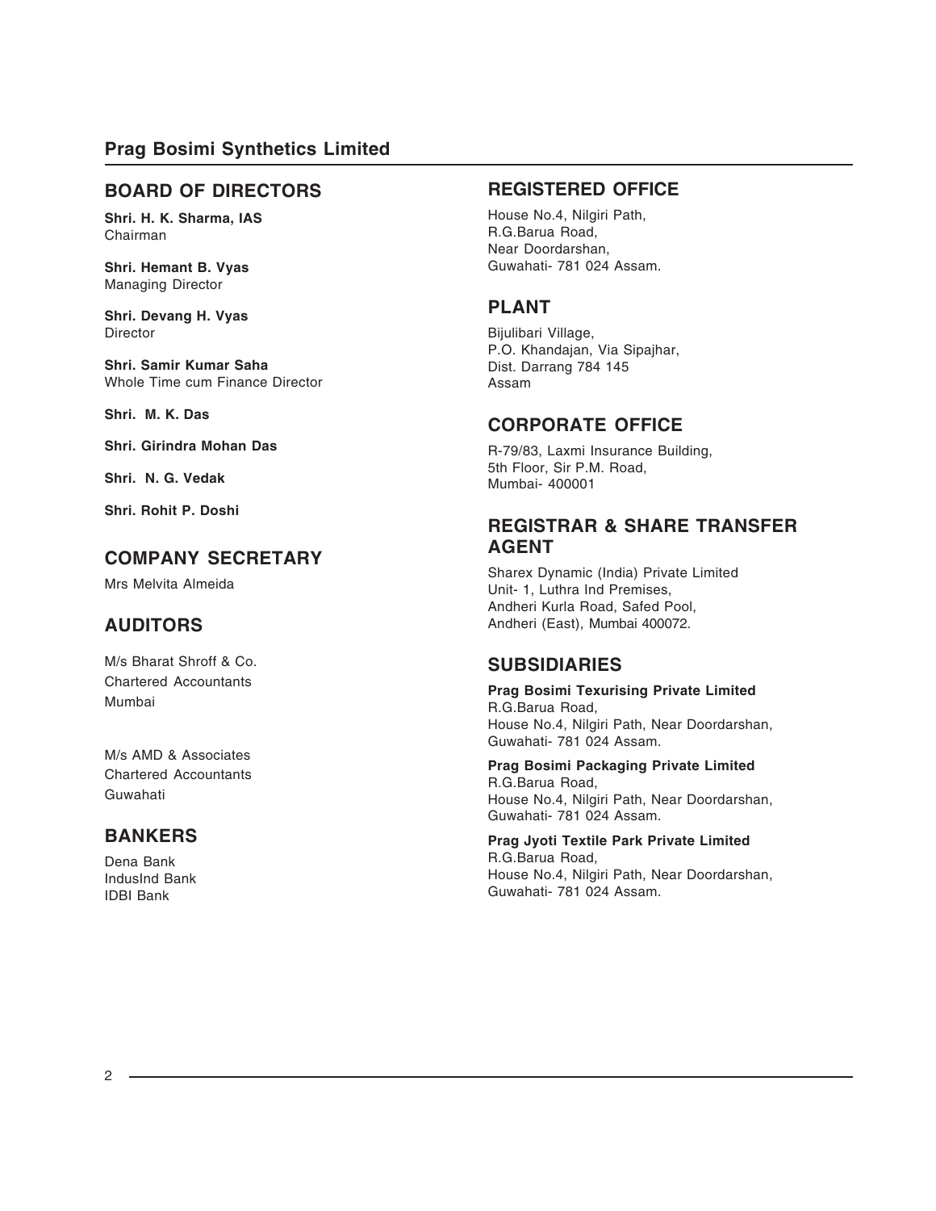# Prag Bosimi Synthetics Limited

## BOARD OF DIRECTORS

**Shri. H. K. Sharma, IAS**
Chairman

**Shri. Hemant B. Vyas**
Managing Director

**Shri. Devang H. Vyas**
Director

**Shri. Samir Kumar Saha**
Whole Time cum Finance Director

**Shri. M. K. Das**

**Shri. Girindra Mohan Das**

**Shri. N. G. Vedak**

**Shri. Rohit P. Doshi**

## COMPANY SECRETARY

Mrs Melvita Almeida

## AUDITORS

M/s Bharat Shroff & Co.
Chartered Accountants
Mumbai

M/s AMD & Associates
Chartered Accountants
Guwahati

## BANKERS

Dena Bank
IndusInd Bank
IDBI Bank

## REGISTERED OFFICE

House No.4, Nilgiri Path,
R.G.Barua Road,
Near Doordarshan,
Guwahati- 781 024 Assam.

## PLANT

Bijulibari Village,
P.O. Khandajan, Via Sipajhar,
Dist. Darrang 784 145
Assam

## CORPORATE OFFICE

R-79/83, Laxmi Insurance Building,
5th Floor, Sir P.M. Road,
Mumbai- 400001

## REGISTRAR & SHARE TRANSFER AGENT

Sharex Dynamic (India) Private Limited
Unit- 1, Luthra Ind Premises,
Andheri Kurla Road, Safed Pool,
Andheri (East), Mumbai 400072.

## SUBSIDIARIES

**Prag Bosimi Texurising Private Limited**
R.G.Barua Road,
House No.4, Nilgiri Path, Near Doordarshan,
Guwahati- 781 024 Assam.

**Prag Bosimi Packaging Private Limited**
R.G.Barua Road,
House No.4, Nilgiri Path, Near Doordarshan,
Guwahati- 781 024 Assam.

**Prag Jyoti Textile Park Private Limited**
R.G.Barua Road,
House No.4, Nilgiri Path, Near Doordarshan,
Guwahati- 781 024 Assam.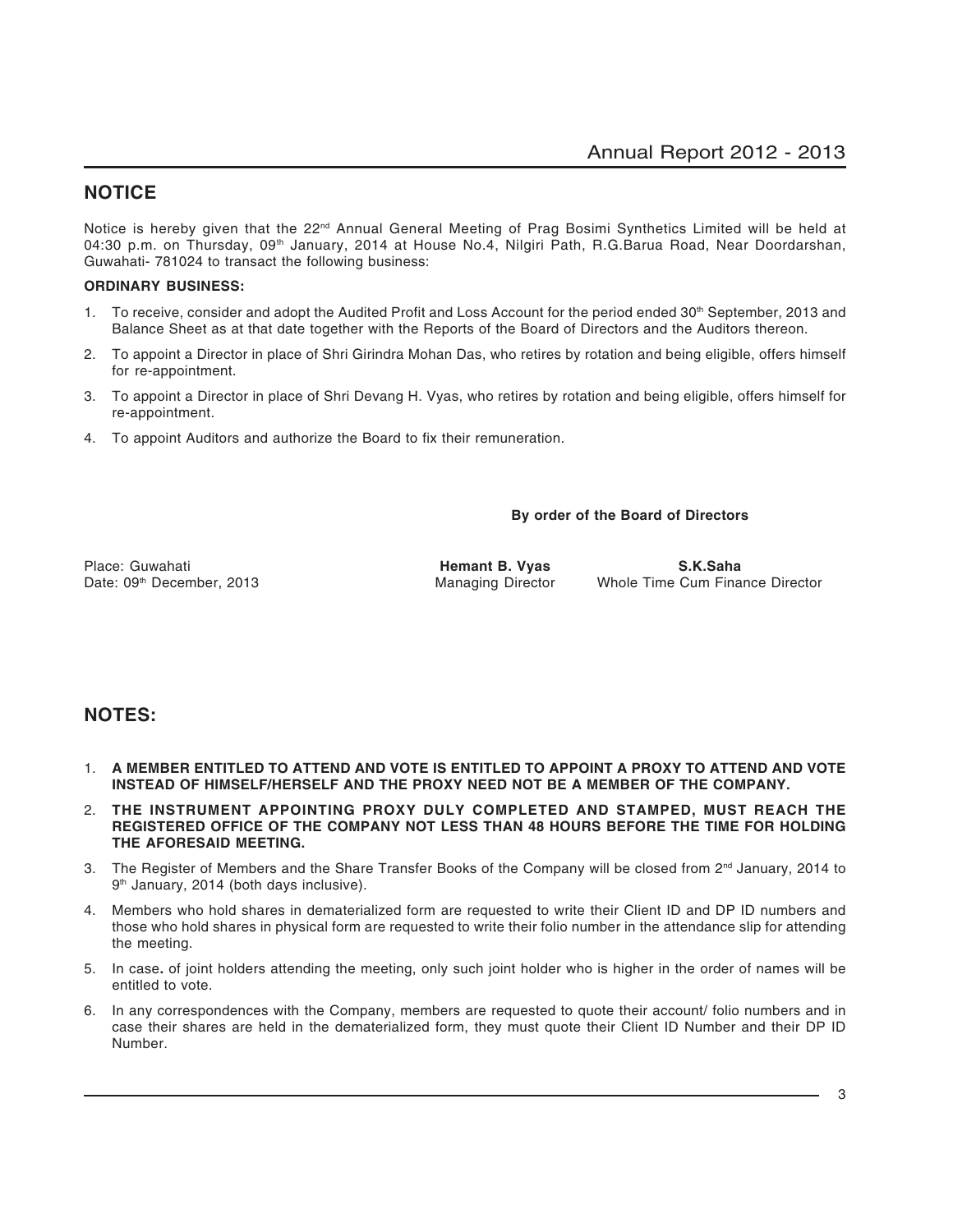## NOTICE

Notice is hereby given that the 22nd Annual General Meeting of Prag Bosimi Synthetics Limited will be held at 04:30 p.m. on Thursday, 09th January, 2014 at House No.4, Nilgiri Path, R.G.Barua Road, Near Doordarshan, Guwahati- 781024 to transact the following business:

**ORDINARY BUSINESS:**

1. To receive, consider and adopt the Audited Profit and Loss Account for the period ended 30th September, 2013 and Balance Sheet as at that date together with the Reports of the Board of Directors and the Auditors thereon.
2. To appoint a Director in place of Shri Girindra Mohan Das, who retires by rotation and being eligible, offers himself for re-appointment.
3. To appoint a Director in place of Shri Devang H. Vyas, who retires by rotation and being eligible, offers himself for re-appointment.
4. To appoint Auditors and authorize the Board to fix their remuneration.

**By order of the Board of Directors**

Place: Guwahati
Date: 09th December, 2013

**Hemant B. Vyas**
Managing Director

**S.K.Saha**
Whole Time Cum Finance Director

## NOTES:

1. **A MEMBER ENTITLED TO ATTEND AND VOTE IS ENTITLED TO APPOINT A PROXY TO ATTEND AND VOTE INSTEAD OF HIMSELF/HERSELF AND THE PROXY NEED NOT BE A MEMBER OF THE COMPANY.**
2. **THE INSTRUMENT APPOINTING PROXY DULY COMPLETED AND STAMPED, MUST REACH THE REGISTERED OFFICE OF THE COMPANY NOT LESS THAN 48 HOURS BEFORE THE TIME FOR HOLDING THE AFORESAID MEETING.**
3. The Register of Members and the Share Transfer Books of the Company will be closed from 2nd January, 2014 to 9th January, 2014 (both days inclusive).
4. Members who hold shares in dematerialized form are requested to write their Client ID and DP ID numbers and those who hold shares in physical form are requested to write their folio number in the attendance slip for attending the meeting.
5. In case**.** of joint holders attending the meeting, only such joint holder who is higher in the order of names will be entitled to vote.
6. In any correspondences with the Company, members are requested to quote their account/ folio numbers and in case their shares are held in the dematerialized form, they must quote their Client ID Number and their DP ID Number.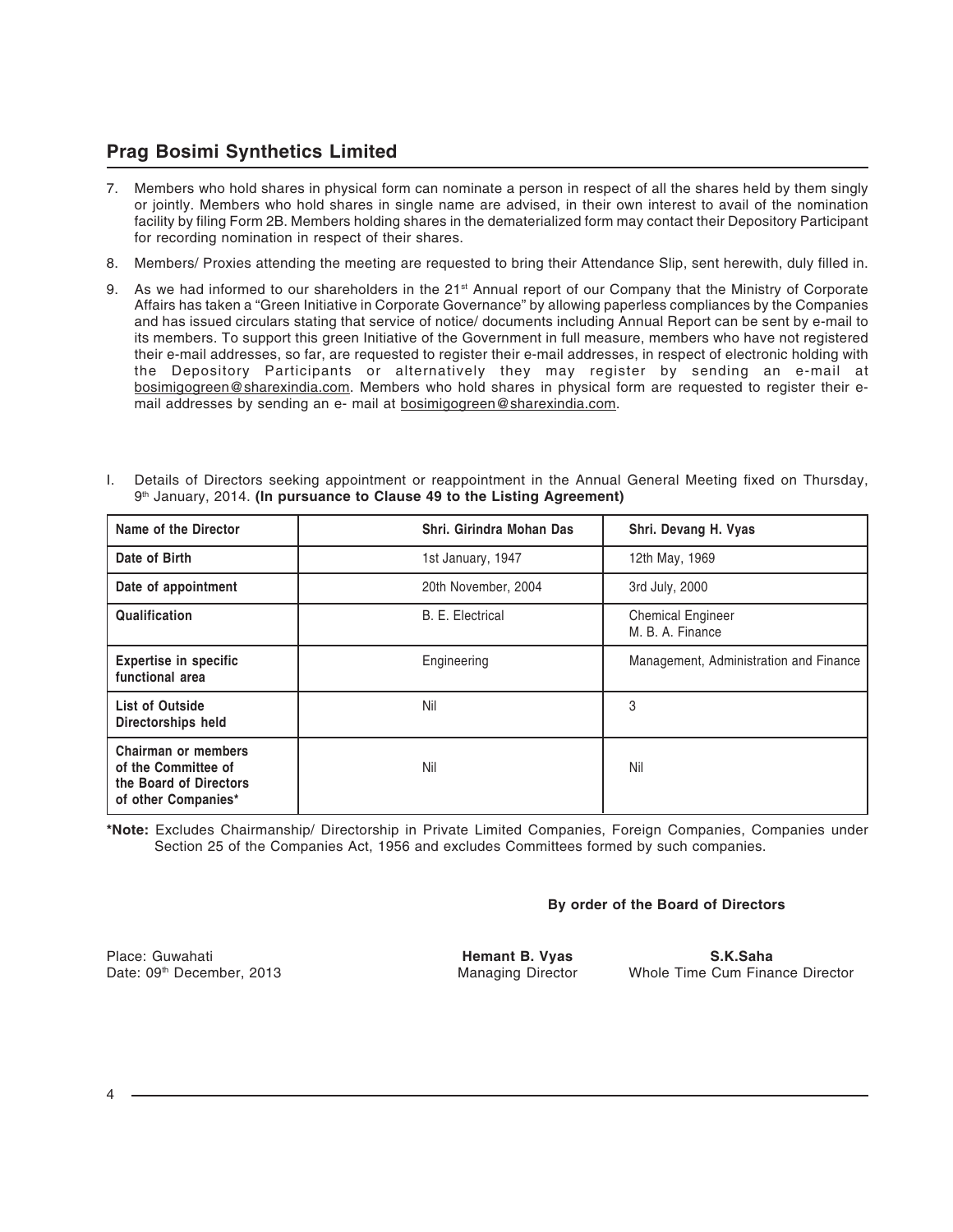7. Members who hold shares in physical form can nominate a person in respect of all the shares held by them singly or jointly. Members who hold shares in single name are advised, in their own interest to avail of the nomination facility by filing Form 2B. Members holding shares in the dematerialized form may contact their Depository Participant for recording nomination in respect of their shares.

8. Members/ Proxies attending the meeting are requested to bring their Attendance Slip, sent herewith, duly filled in.

9. As we had informed to our shareholders in the 21st Annual report of our Company that the Ministry of Corporate Affairs has taken a "Green Initiative in Corporate Governance" by allowing paperless compliances by the Companies and has issued circulars stating that service of notice/ documents including Annual Report can be sent by e-mail to its members. To support this green Initiative of the Government in full measure, members who have not registered their e-mail addresses, so far, are requested to register their e-mail addresses, in respect of electronic holding with the Depository Participants or alternatively they may register by sending an e-mail at bosimigogreen@sharexindia.com. Members who hold shares in physical form are requested to register their e-mail addresses by sending an e- mail at bosimigogreen@sharexindia.com.

I. Details of Directors seeking appointment or reappointment in the Annual General Meeting fixed on Thursday, 9th January, 2014. **(In pursuance to Clause 49 to the Listing Agreement)**

| Name of the Director | Shri. Girindra Mohan Das | Shri. Devang H. Vyas |
|---|---|---|
| Date of Birth | 1st January, 1947 | 12th May, 1969 |
| Date of appointment | 20th November, 2004 | 3rd July, 2000 |
| Qualification | B. E. Electrical | Chemical Engineer M. B. A. Finance |
| Expertise in specific functional area | Engineering | Management, Administration and Finance |
| List of Outside Directorships held | Nil | 3 |
| Chairman or members of the Committee of the Board of Directors of other Companies* | Nil | Nil |

***Note:** Excludes Chairmanship/ Directorship in Private Limited Companies, Foreign Companies, Companies under Section 25 of the Companies Act, 1956 and excludes Committees formed by such companies.

**By order of the Board of Directors**

Place: Guwahati
Date: 09th December, 2013

**Hemant B. Vyas**
Managing Director

**S.K.Saha**
Whole Time Cum Finance Director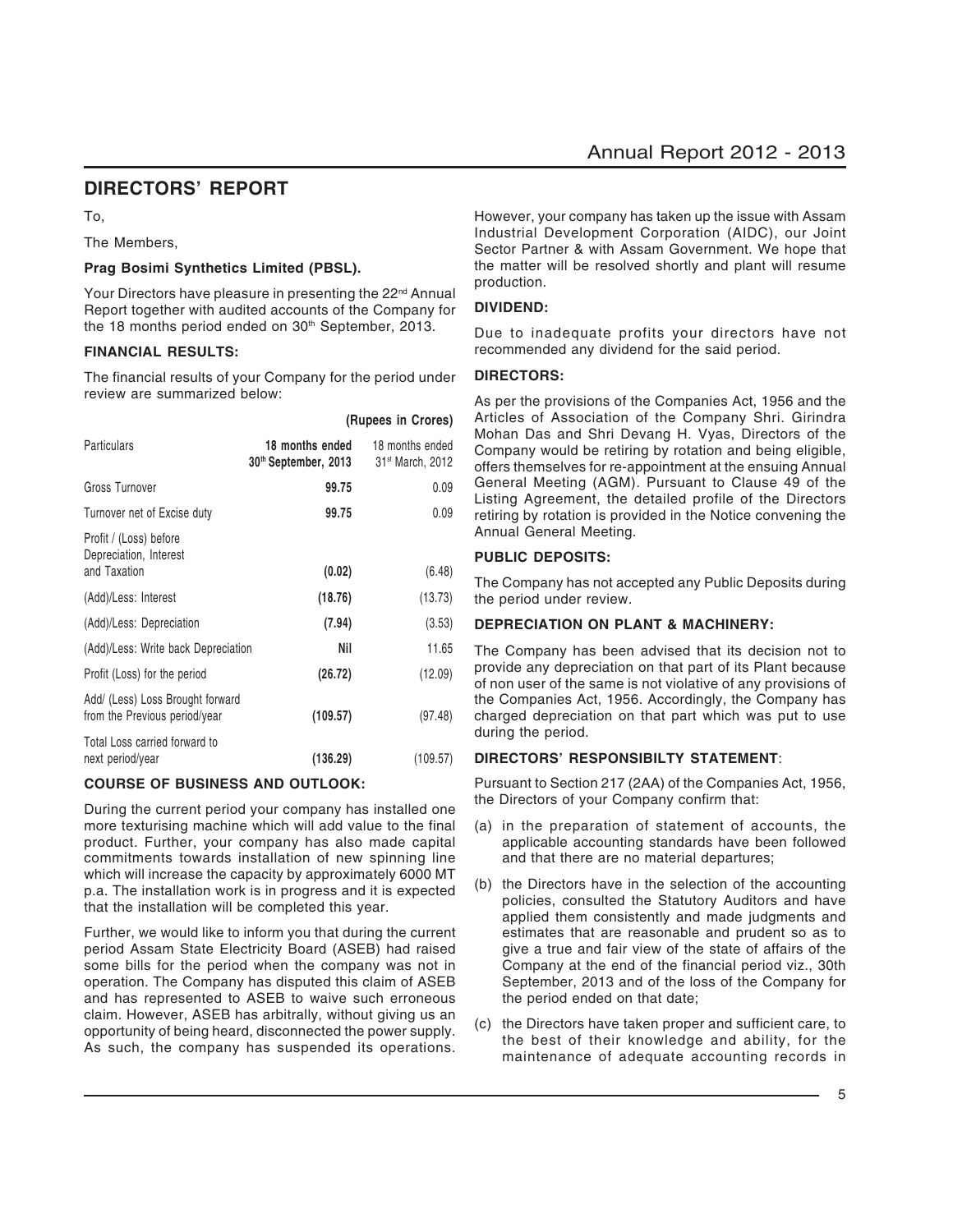## DIRECTORS' REPORT

To,

The Members,

**Prag Bosimi Synthetics Limited (PBSL).**

Your Directors have pleasure in presenting the 22nd Annual Report together with audited accounts of the Company for the 18 months period ended on 30th September, 2013.

### FINANCIAL RESULTS:

The financial results of your Company for the period under review are summarized below:

**(Rupees in Crores)**

| Particulars | 18 months ended 30th September, 2013 | 18 months ended 31st March, 2012 |
|---|---|---|
| Gross Turnover | **99.75** | 0.09 |
| Turnover net of Excise duty | **99.75** | 0.09 |
| Profit / (Loss) before Depreciation, Interest and Taxation | **(0.02)** | (6.48) |
| (Add)/Less: Interest | **(18.76)** | (13.73) |
| (Add)/Less: Depreciation | **(7.94)** | (3.53) |
| (Add)/Less: Write back Depreciation | **Nil** | 11.65 |
| Profit (Loss) for the period | **(26.72)** | (12.09) |
| Add/ (Less) Loss Brought forward from the Previous period/year | **(109.57)** | (97.48) |
| Total Loss carried forward to next period/year | **(136.29)** | (109.57) |

### COURSE OF BUSINESS AND OUTLOOK:

During the current period your company has installed one more texturising machine which will add value to the final product. Further, your company has also made capital commitments towards installation of new spinning line which will increase the capacity by approximately 6000 MT p.a. The installation work is in progress and it is expected that the installation will be completed this year.

Further, we would like to inform you that during the current period Assam State Electricity Board (ASEB) had raised some bills for the period when the company was not in operation. The Company has disputed this claim of ASEB and has represented to ASEB to waive such erroneous claim. However, ASEB has arbitrally, without giving us an opportunity of being heard, disconnected the power supply. As such, the company has suspended its operations. However, your company has taken up the issue with Assam Industrial Development Corporation (AIDC), our Joint Sector Partner & with Assam Government. We hope that the matter will be resolved shortly and plant will resume production.

### DIVIDEND:

Due to inadequate profits your directors have not recommended any dividend for the said period.

### DIRECTORS:

As per the provisions of the Companies Act, 1956 and the Articles of Association of the Company Shri. Girindra Mohan Das and Shri Devang H. Vyas, Directors of the Company would be retiring by rotation and being eligible, offers themselves for re-appointment at the ensuing Annual General Meeting (AGM). Pursuant to Clause 49 of the Listing Agreement, the detailed profile of the Directors retiring by rotation is provided in the Notice convening the Annual General Meeting.

### PUBLIC DEPOSITS:

The Company has not accepted any Public Deposits during the period under review.

### DEPRECIATION ON PLANT & MACHINERY:

The Company has been advised that its decision not to provide any depreciation on that part of its Plant because of non user of the same is not violative of any provisions of the Companies Act, 1956. Accordingly, the Company has charged depreciation on that part which was put to use during the period.

### DIRECTORS' RESPONSIBILTY STATEMENT:

Pursuant to Section 217 (2AA) of the Companies Act, 1956, the Directors of your Company confirm that:

(a) in the preparation of statement of accounts, the applicable accounting standards have been followed and that there are no material departures;

(b) the Directors have in the selection of the accounting policies, consulted the Statutory Auditors and have applied them consistently and made judgments and estimates that are reasonable and prudent so as to give a true and fair view of the state of affairs of the Company at the end of the financial period viz., 30th September, 2013 and of the loss of the Company for the period ended on that date;

(c) the Directors have taken proper and sufficient care, to the best of their knowledge and ability, for the maintenance of adequate accounting records in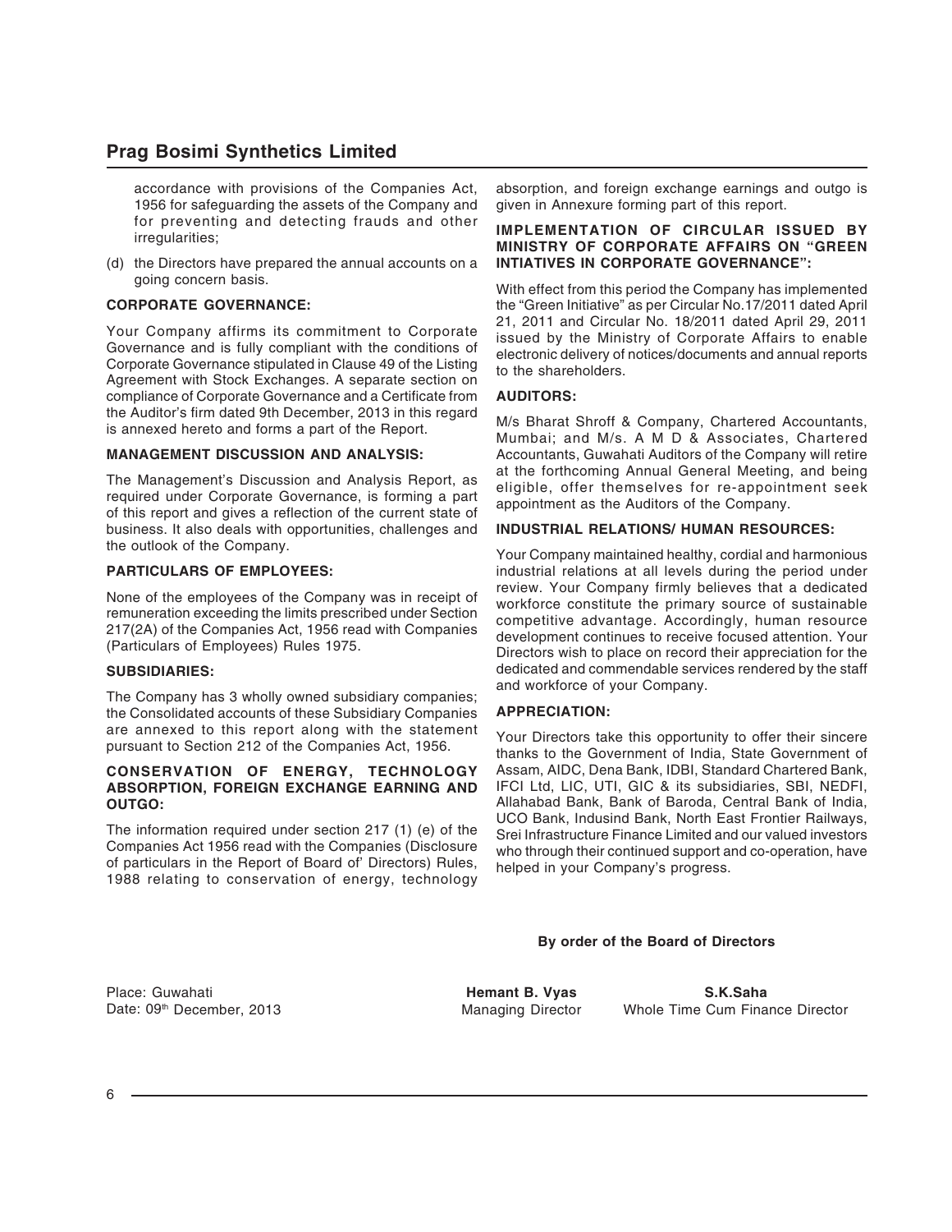accordance with provisions of the Companies Act, 1956 for safeguarding the assets of the Company and for preventing and detecting frauds and other irregularities;

(d) the Directors have prepared the annual accounts on a going concern basis.

**CORPORATE GOVERNANCE:**

Your Company affirms its commitment to Corporate Governance and is fully compliant with the conditions of Corporate Governance stipulated in Clause 49 of the Listing Agreement with Stock Exchanges. A separate section on compliance of Corporate Governance and a Certificate from the Auditor's firm dated 9th December, 2013 in this regard is annexed hereto and forms a part of the Report.

**MANAGEMENT DISCUSSION AND ANALYSIS:**

The Management's Discussion and Analysis Report, as required under Corporate Governance, is forming a part of this report and gives a reflection of the current state of business. It also deals with opportunities, challenges and the outlook of the Company.

**PARTICULARS OF EMPLOYEES:**

None of the employees of the Company was in receipt of remuneration exceeding the limits prescribed under Section 217(2A) of the Companies Act, 1956 read with Companies (Particulars of Employees) Rules 1975.

**SUBSIDIARIES:**

The Company has 3 wholly owned subsidiary companies; the Consolidated accounts of these Subsidiary Companies are annexed to this report along with the statement pursuant to Section 212 of the Companies Act, 1956.

**CONSERVATION OF ENERGY, TECHNOLOGY ABSORPTION, FOREIGN EXCHANGE EARNING AND OUTGO:**

The information required under section 217 (1) (e) of the Companies Act 1956 read with the Companies (Disclosure of particulars in the Report of Board of' Directors) Rules, 1988 relating to conservation of energy, technology absorption, and foreign exchange earnings and outgo is given in Annexure forming part of this report.

**IMPLEMENTATION OF CIRCULAR ISSUED BY MINISTRY OF CORPORATE AFFAIRS ON "GREEN INTIATIVES IN CORPORATE GOVERNANCE":**

With effect from this period the Company has implemented the "Green Initiative" as per Circular No.17/2011 dated April 21, 2011 and Circular No. 18/2011 dated April 29, 2011 issued by the Ministry of Corporate Affairs to enable electronic delivery of notices/documents and annual reports to the shareholders.

**AUDITORS:**

M/s Bharat Shroff & Company, Chartered Accountants, Mumbai; and M/s. A M D & Associates, Chartered Accountants, Guwahati Auditors of the Company will retire at the forthcoming Annual General Meeting, and being eligible, offer themselves for re-appointment seek appointment as the Auditors of the Company.

**INDUSTRIAL RELATIONS/ HUMAN RESOURCES:**

Your Company maintained healthy, cordial and harmonious industrial relations at all levels during the period under review. Your Company firmly believes that a dedicated workforce constitute the primary source of sustainable competitive advantage. Accordingly, human resource development continues to receive focused attention. Your Directors wish to place on record their appreciation for the dedicated and commendable services rendered by the staff and workforce of your Company.

**APPRECIATION:**

Your Directors take this opportunity to offer their sincere thanks to the Government of India, State Government of Assam, AIDC, Dena Bank, IDBI, Standard Chartered Bank, IFCI Ltd, LIC, UTI, GIC & its subsidiaries, SBI, NEDFI, Allahabad Bank, Bank of Baroda, Central Bank of India, UCO Bank, Indusind Bank, North East Frontier Railways, Srei Infrastructure Finance Limited and our valued investors who through their continued support and co-operation, have helped in your Company's progress.

**By order of the Board of Directors**

Place: Guwahati
Date: 09th December, 2013

**Hemant B. Vyas**
Managing Director

**S.K.Saha**
Whole Time Cum Finance Director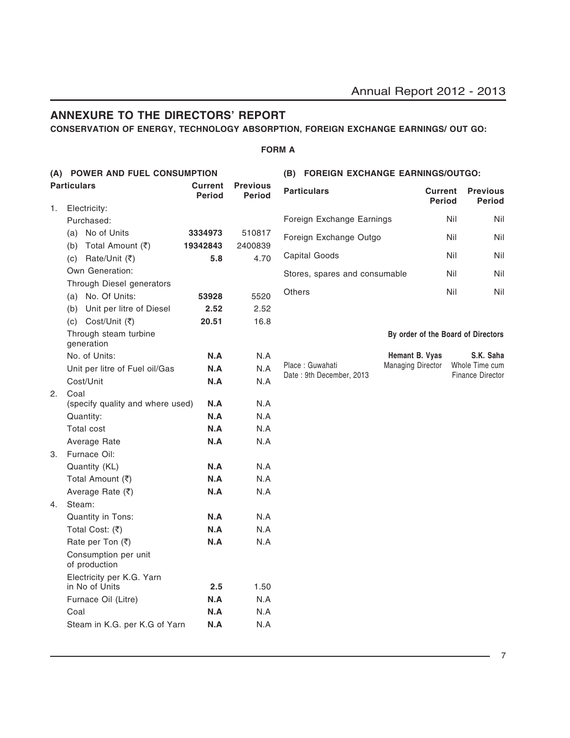## ANNEXURE TO THE DIRECTORS' REPORT

**CONSERVATION OF ENERGY, TECHNOLOGY ABSORPTION, FOREIGN EXCHANGE EARNINGS/ OUT GO:**

**FORM A**

### (A) POWER AND FUEL CONSUMPTION

| Particulars | Current Period | Previous Period |
|---|---|---|
| 1. Electricity: | | |
| Purchased: | | |
| (a) No of Units | **3334973** | 510817 |
| (b) Total Amount (₹) | **19342843** | 2400839 |
| (c) Rate/Unit (₹) | **5.8** | 4.70 |
| Own Generation: | | |
| Through Diesel generators | | |
| (a) No. Of Units: | **53928** | 5520 |
| (b) Unit per litre of Diesel | **2.52** | 2.52 |
| (c) Cost/Unit (₹) | **20.51** | 16.8 |
| Through steam turbine generation | | |
| No. of Units: | **N.A** | N.A |
| Unit per litre of Fuel oil/Gas | **N.A** | N.A |
| Cost/Unit | **N.A** | N.A |
| 2. Coal (specify quality and where used) | **N.A** | N.A |
| Quantity: | **N.A** | N.A |
| Total cost | **N.A** | N.A |
| Average Rate | **N.A** | N.A |
| 3. Furnace Oil: | | |
| Quantity (KL) | **N.A** | N.A |
| Total Amount (₹) | **N.A** | N.A |
| Average Rate (₹) | **N.A** | N.A |
| 4. Steam: | | |
| Quantity in Tons: | **N.A** | N.A |
| Total Cost: (₹) | **N.A** | N.A |
| Rate per Ton (₹) | **N.A** | N.A |
| Consumption per unit of production | | |
| Electricity per K.G. Yarn in No of Units | **2.5** | 1.50 |
| Furnace Oil (Litre) | **N.A** | N.A |
| Coal | **N.A** | N.A |
| Steam in K.G. per K.G of Yarn | **N.A** | N.A |

### (B) FOREIGN EXCHANGE EARNINGS/OUTGO:

| Particulars | Current Period | Previous Period |
|---|---|---|
| Foreign Exchange Earnings | Nil | Nil |
| Foreign Exchange Outgo | Nil | Nil |
| Capital Goods | Nil | Nil |
| Stores, spares and consumable | Nil | Nil |
| Others | Nil | Nil |

**By order of the Board of Directors**

Place : Guwahati
Date : 9th December, 2013

**Hemant B. Vyas**
Managing Director

**S.K. Saha**
Whole Time cum Finance Director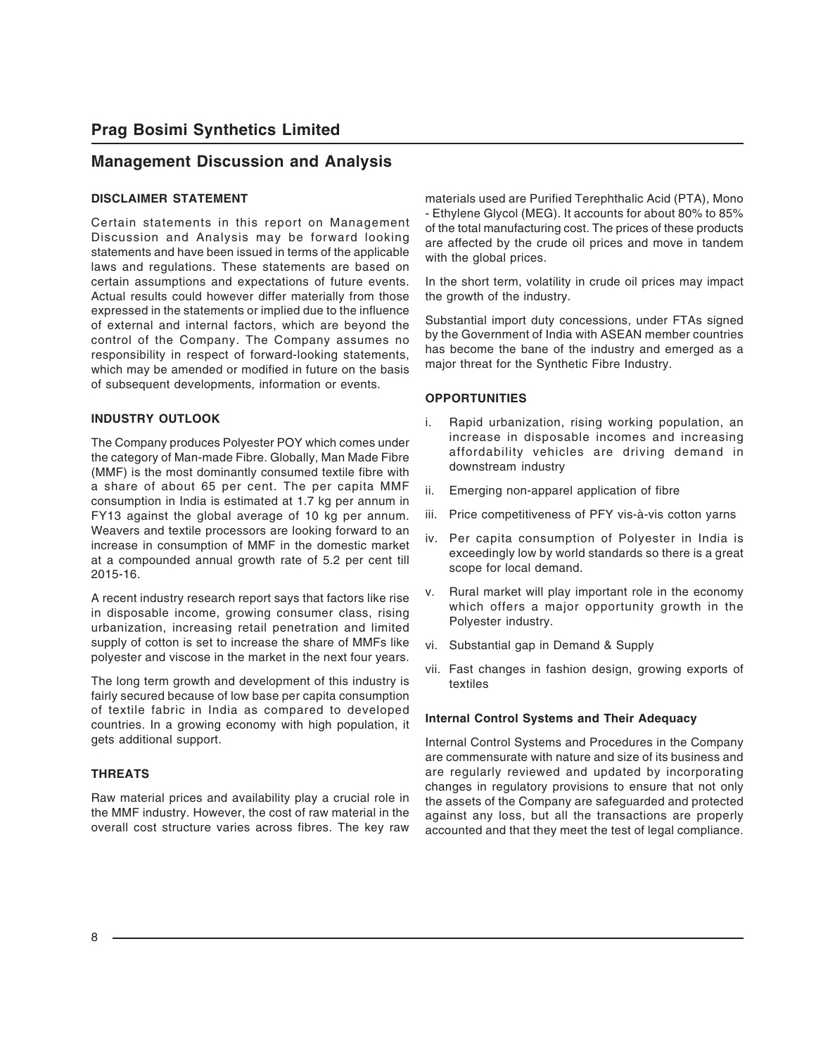## Management Discussion and Analysis

**DISCLAIMER STATEMENT**

Certain statements in this report on Management Discussion and Analysis may be forward looking statements and have been issued in terms of the applicable laws and regulations. These statements are based on certain assumptions and expectations of future events. Actual results could however differ materially from those expressed in the statements or implied due to the influence of external and internal factors, which are beyond the control of the Company. The Company assumes no responsibility in respect of forward-looking statements, which may be amended or modified in future on the basis of subsequent developments, information or events.

**INDUSTRY OUTLOOK**

The Company produces Polyester POY which comes under the category of Man-made Fibre. Globally, Man Made Fibre (MMF) is the most dominantly consumed textile fibre with a share of about 65 per cent. The per capita MMF consumption in India is estimated at 1.7 kg per annum in FY13 against the global average of 10 kg per annum. Weavers and textile processors are looking forward to an increase in consumption of MMF in the domestic market at a compounded annual growth rate of 5.2 per cent till 2015-16.

A recent industry research report says that factors like rise in disposable income, growing consumer class, rising urbanization, increasing retail penetration and limited supply of cotton is set to increase the share of MMFs like polyester and viscose in the market in the next four years.

The long term growth and development of this industry is fairly secured because of low base per capita consumption of textile fabric in India as compared to developed countries. In a growing economy with high population, it gets additional support.

**THREATS**

Raw material prices and availability play a crucial role in the MMF industry. However, the cost of raw material in the overall cost structure varies across fibres. The key raw materials used are Purified Terephthalic Acid (PTA), Mono - Ethylene Glycol (MEG). It accounts for about 80% to 85% of the total manufacturing cost. The prices of these products are affected by the crude oil prices and move in tandem with the global prices.

In the short term, volatility in crude oil prices may impact the growth of the industry.

Substantial import duty concessions, under FTAs signed by the Government of India with ASEAN member countries has become the bane of the industry and emerged as a major threat for the Synthetic Fibre Industry.

**OPPORTUNITIES**

i. Rapid urbanization, rising working population, an increase in disposable incomes and increasing affordability vehicles are driving demand in downstream industry

ii. Emerging non-apparel application of fibre

iii. Price competitiveness of PFY vis-à-vis cotton yarns

iv. Per capita consumption of Polyester in India is exceedingly low by world standards so there is a great scope for local demand.

v. Rural market will play important role in the economy which offers a major opportunity growth in the Polyester industry.

vi. Substantial gap in Demand & Supply

vii. Fast changes in fashion design, growing exports of textiles

**Internal Control Systems and Their Adequacy**

Internal Control Systems and Procedures in the Company are commensurate with nature and size of its business and are regularly reviewed and updated by incorporating changes in regulatory provisions to ensure that not only the assets of the Company are safeguarded and protected against any loss, but all the transactions are properly accounted and that they meet the test of legal compliance.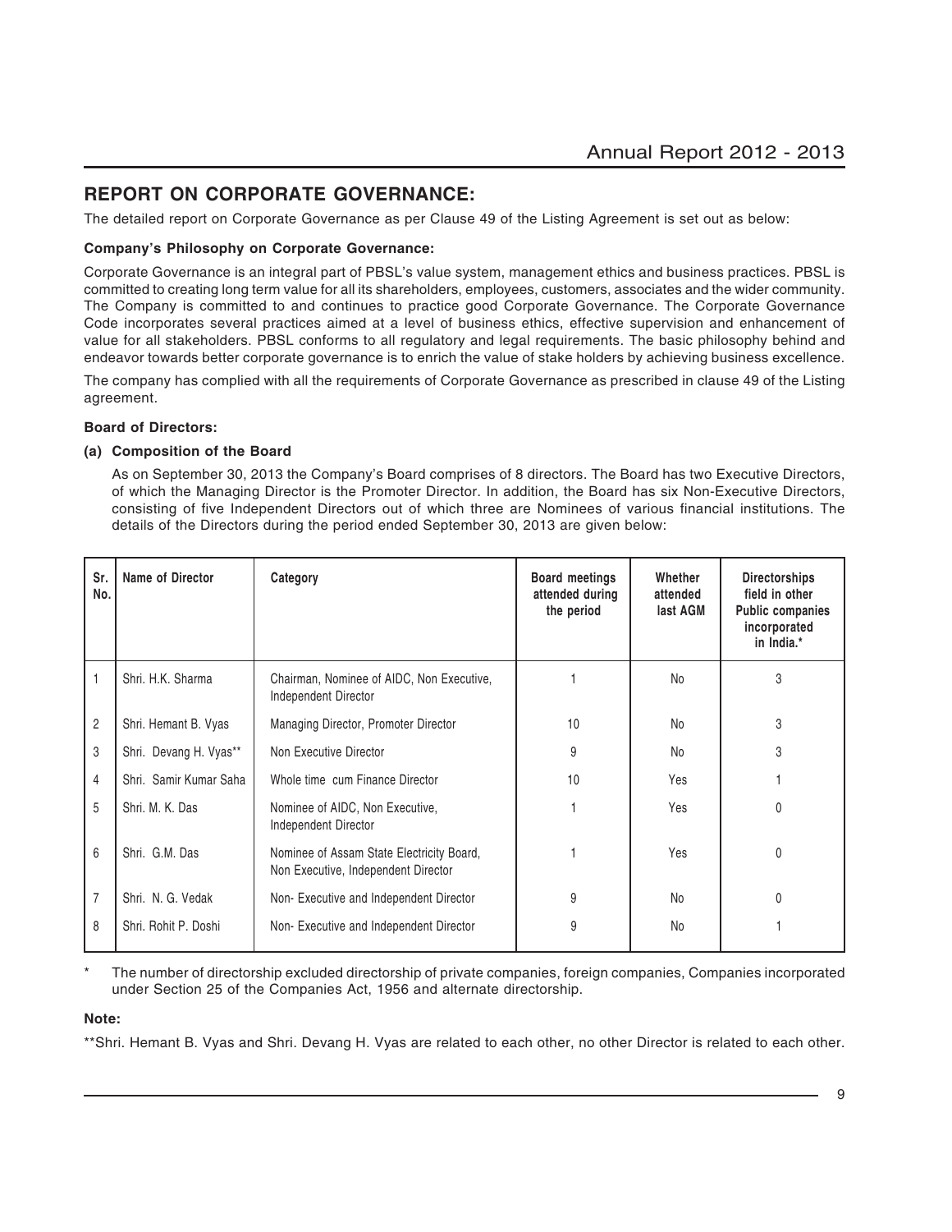## REPORT ON CORPORATE GOVERNANCE:

The detailed report on Corporate Governance as per Clause 49 of the Listing Agreement is set out as below:

**Company's Philosophy on Corporate Governance:**

Corporate Governance is an integral part of PBSL's value system, management ethics and business practices. PBSL is committed to creating long term value for all its shareholders, employees, customers, associates and the wider community. The Company is committed to and continues to practice good Corporate Governance. The Corporate Governance Code incorporates several practices aimed at a level of business ethics, effective supervision and enhancement of value for all stakeholders. PBSL conforms to all regulatory and legal requirements. The basic philosophy behind and endeavor towards better corporate governance is to enrich the value of stake holders by achieving business excellence.

The company has complied with all the requirements of Corporate Governance as prescribed in clause 49 of the Listing agreement.

**Board of Directors:**

**(a) Composition of the Board**

As on September 30, 2013 the Company's Board comprises of 8 directors. The Board has two Executive Directors, of which the Managing Director is the Promoter Director. In addition, the Board has six Non-Executive Directors, consisting of five Independent Directors out of which three are Nominees of various financial institutions. The details of the Directors during the period ended September 30, 2013 are given below:

| Sr. No. | Name of Director | Category | Board meetings attended during the period | Whether attended last AGM | Directorships field in other Public companies incorporated in India.* |
|---|---|---|---|---|---|
| 1 | Shri. H.K. Sharma | Chairman, Nominee of AIDC, Non Executive, Independent Director | 1 | No | 3 |
| 2 | Shri. Hemant B. Vyas | Managing Director, Promoter Director | 10 | No | 3 |
| 3 | Shri. Devang H. Vyas** | Non Executive Director | 9 | No | 3 |
| 4 | Shri. Samir Kumar Saha | Whole time cum Finance Director | 10 | Yes | 1 |
| 5 | Shri. M. K. Das | Nominee of AIDC, Non Executive, Independent Director | 1 | Yes | 0 |
| 6 | Shri. G.M. Das | Nominee of Assam State Electricity Board, Non Executive, Independent Director | 1 | Yes | 0 |
| 7 | Shri. N. G. Vedak | Non- Executive and Independent Director | 9 | No | 0 |
| 8 | Shri. Rohit P. Doshi | Non- Executive and Independent Director | 9 | No | 1 |

\* The number of directorship excluded directorship of private companies, foreign companies, Companies incorporated under Section 25 of the Companies Act, 1956 and alternate directorship.

**Note:**

**Shri. Hemant B. Vyas and Shri. Devang H. Vyas are related to each other, no other Director is related to each other.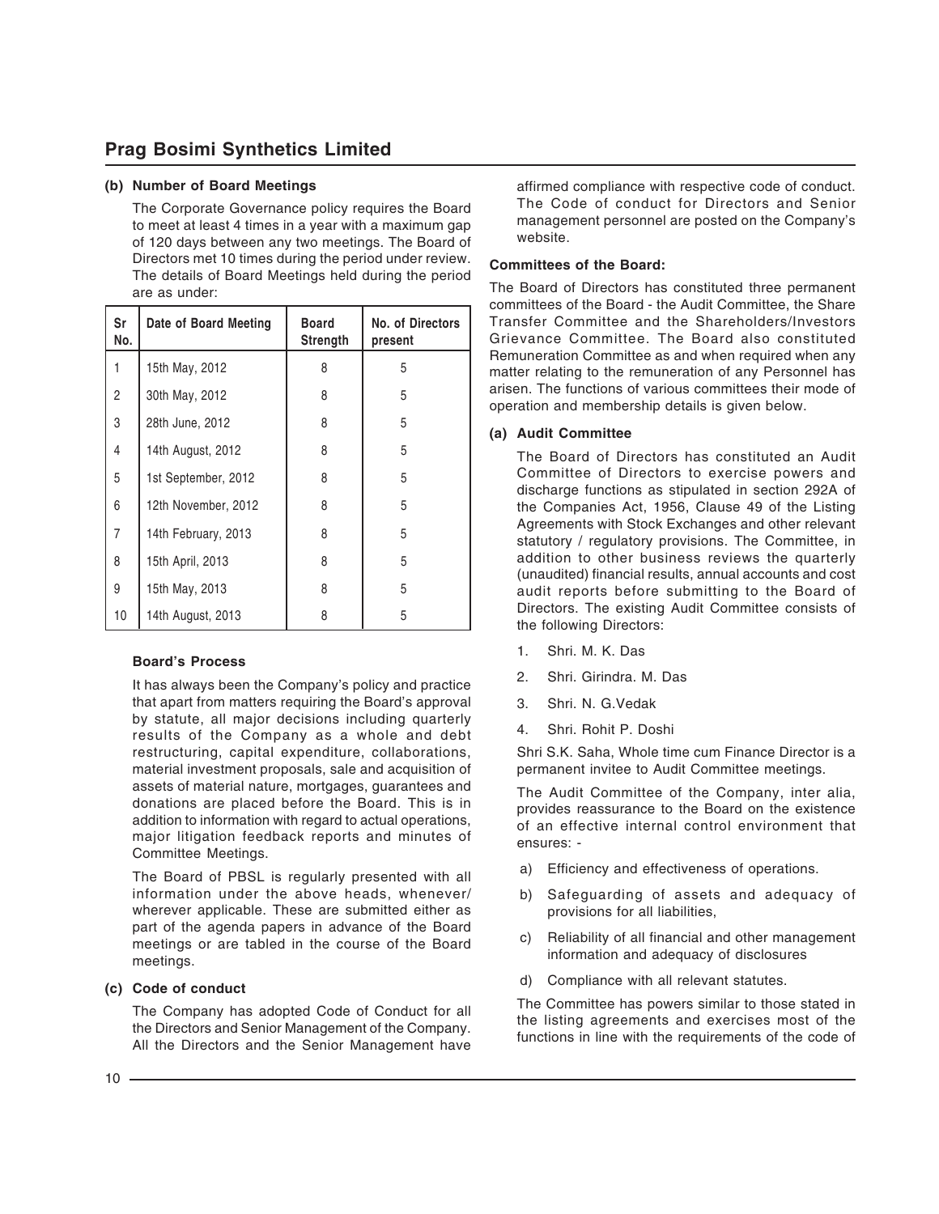### (b) Number of Board Meetings

The Corporate Governance policy requires the Board to meet at least 4 times in a year with a maximum gap of 120 days between any two meetings. The Board of Directors met 10 times during the period under review. The details of Board Meetings held during the period are as under:

| Sr No. | Date of Board Meeting | Board Strength | No. of Directors present |
|---|---|---|---|
| 1 | 15th May, 2012 | 8 | 5 |
| 2 | 30th May, 2012 | 8 | 5 |
| 3 | 28th June, 2012 | 8 | 5 |
| 4 | 14th August, 2012 | 8 | 5 |
| 5 | 1st September, 2012 | 8 | 5 |
| 6 | 12th November, 2012 | 8 | 5 |
| 7 | 14th February, 2013 | 8 | 5 |
| 8 | 15th April, 2013 | 8 | 5 |
| 9 | 15th May, 2013 | 8 | 5 |
| 10 | 14th August, 2013 | 8 | 5 |

**Board's Process**

It has always been the Company's policy and practice that apart from matters requiring the Board's approval by statute, all major decisions including quarterly results of the Company as a whole and debt restructuring, capital expenditure, collaborations, material investment proposals, sale and acquisition of assets of material nature, mortgages, guarantees and donations are placed before the Board. This is in addition to information with regard to actual operations, major litigation feedback reports and minutes of Committee Meetings.

The Board of PBSL is regularly presented with all information under the above heads, whenever/ wherever applicable. These are submitted either as part of the agenda papers in advance of the Board meetings or are tabled in the course of the Board meetings.

### (c) Code of conduct

The Company has adopted Code of Conduct for all the Directors and Senior Management of the Company. All the Directors and the Senior Management have affirmed compliance with respective code of conduct. The Code of conduct for Directors and Senior management personnel are posted on the Company's website.

### Committees of the Board:

The Board of Directors has constituted three permanent committees of the Board - the Audit Committee, the Share Transfer Committee and the Shareholders/Investors Grievance Committee. The Board also constituted Remuneration Committee as and when required when any matter relating to the remuneration of any Personnel has arisen. The functions of various committees their mode of operation and membership details is given below.

### (a) Audit Committee

The Board of Directors has constituted an Audit Committee of Directors to exercise powers and discharge functions as stipulated in section 292A of the Companies Act, 1956, Clause 49 of the Listing Agreements with Stock Exchanges and other relevant statutory / regulatory provisions. The Committee, in addition to other business reviews the quarterly (unaudited) financial results, annual accounts and cost audit reports before submitting to the Board of Directors. The existing Audit Committee consists of the following Directors:

1. Shri. M. K. Das
2. Shri. Girindra. M. Das
3. Shri. N. G.Vedak
4. Shri. Rohit P. Doshi

Shri S.K. Saha, Whole time cum Finance Director is a permanent invitee to Audit Committee meetings.

The Audit Committee of the Company, inter alia, provides reassurance to the Board on the existence of an effective internal control environment that ensures: -

a) Efficiency and effectiveness of operations.

b) Safeguarding of assets and adequacy of provisions for all liabilities,

c) Reliability of all financial and other management information and adequacy of disclosures

d) Compliance with all relevant statutes.

The Committee has powers similar to those stated in the listing agreements and exercises most of the functions in line with the requirements of the code of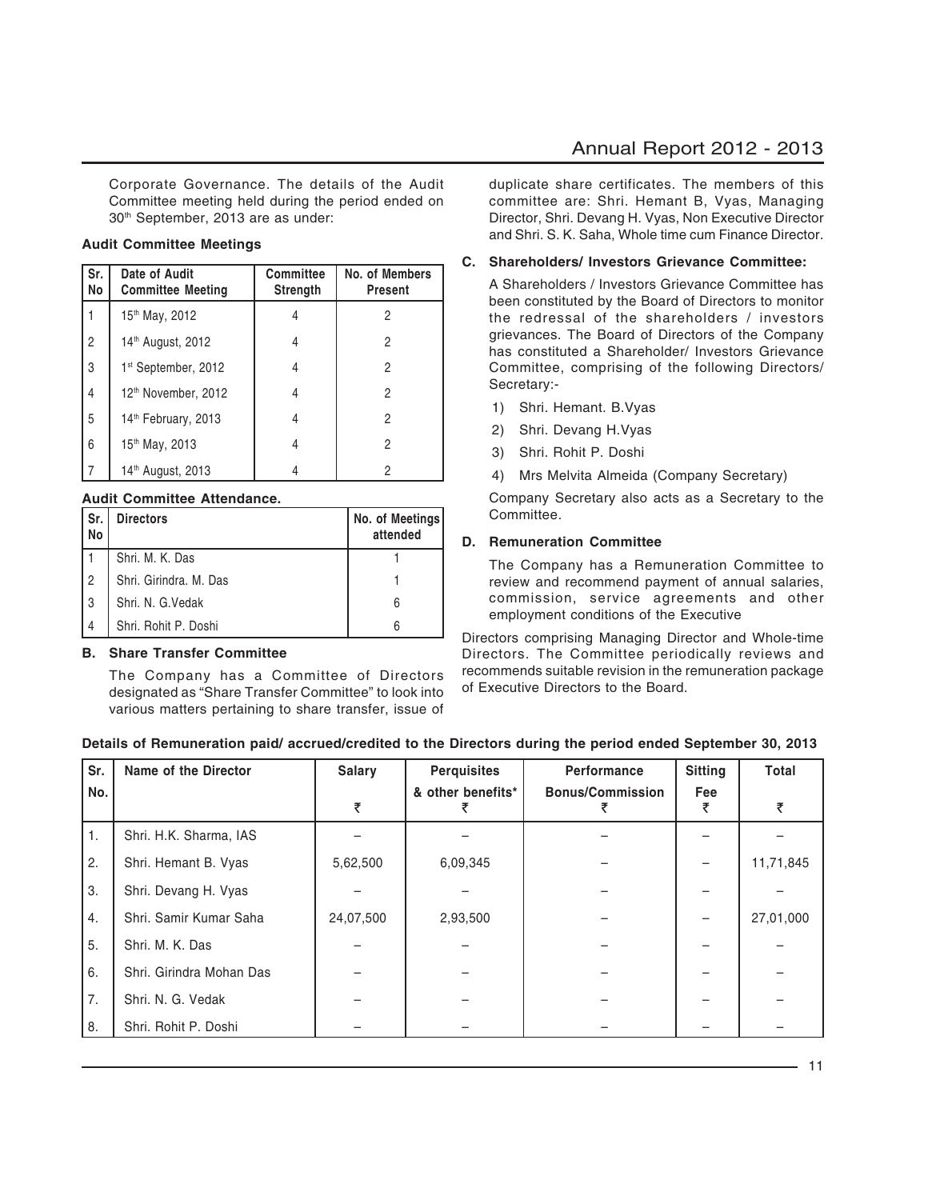Corporate Governance. The details of the Audit Committee meeting held during the period ended on 30th September, 2013 are as under:

**Audit Committee Meetings**

| Sr. No | Date of Audit Committee Meeting | Committee Strength | No. of Members Present |
|---|---|---|---|
| 1 | 15th May, 2012 | 4 | 2 |
| 2 | 14th August, 2012 | 4 | 2 |
| 3 | 1st September, 2012 | 4 | 2 |
| 4 | 12th November, 2012 | 4 | 2 |
| 5 | 14th February, 2013 | 4 | 2 |
| 6 | 15th May, 2013 | 4 | 2 |
| 7 | 14th August, 2013 | 4 | 2 |

**Audit Committee Attendance.**

| Sr. No | Directors | No. of Meetings attended |
|---|---|---|
| 1 | Shri. M. K. Das | 1 |
| 2 | Shri. Girindra. M. Das | 1 |
| 3 | Shri. N. G.Vedak | 6 |
| 4 | Shri. Rohit P. Doshi | 6 |

### B. Share Transfer Committee

The Company has a Committee of Directors designated as "Share Transfer Committee" to look into various matters pertaining to share transfer, issue of duplicate share certificates. The members of this committee are: Shri. Hemant B, Vyas, Managing Director, Shri. Devang H. Vyas, Non Executive Director and Shri. S. K. Saha, Whole time cum Finance Director.

### C. Shareholders/ Investors Grievance Committee:

A Shareholders / Investors Grievance Committee has been constituted by the Board of Directors to monitor the redressal of the shareholders / investors grievances. The Board of Directors of the Company has constituted a Shareholder/ Investors Grievance Committee, comprising of the following Directors/ Secretary:-

1) Shri. Hemant. B.Vyas
2) Shri. Devang H.Vyas
3) Shri. Rohit P. Doshi
4) Mrs Melvita Almeida (Company Secretary)

Company Secretary also acts as a Secretary to the Committee.

### D. Remuneration Committee

The Company has a Remuneration Committee to review and recommend payment of annual salaries, commission, service agreements and other employment conditions of the Executive

Directors comprising Managing Director and Whole-time Directors. The Committee periodically reviews and recommends suitable revision in the remuneration package of Executive Directors to the Board.

**Details of Remuneration paid/ accrued/credited to the Directors during the period ended September 30, 2013**

| Sr. No. | Name of the Director | Salary ₹ | Perquisites & other benefits* ₹ | Performance Bonus/Commission ₹ | Sitting Fee ₹ | Total ₹ |
|---|---|---|---|---|---|---|
| 1. | Shri. H.K. Sharma, IAS | – | – | – | – | – |
| 2. | Shri. Hemant B. Vyas | 5,62,500 | 6,09,345 | – | – | 11,71,845 |
| 3. | Shri. Devang H. Vyas | – | – | – | – | – |
| 4. | Shri. Samir Kumar Saha | 24,07,500 | 2,93,500 | – | – | 27,01,000 |
| 5. | Shri. M. K. Das | – | – | – | – | – |
| 6. | Shri. Girindra Mohan Das | – | – | – | – | – |
| 7. | Shri. N. G. Vedak | – | – | – | – | – |
| 8. | Shri. Rohit P. Doshi | – | – | – | – | – |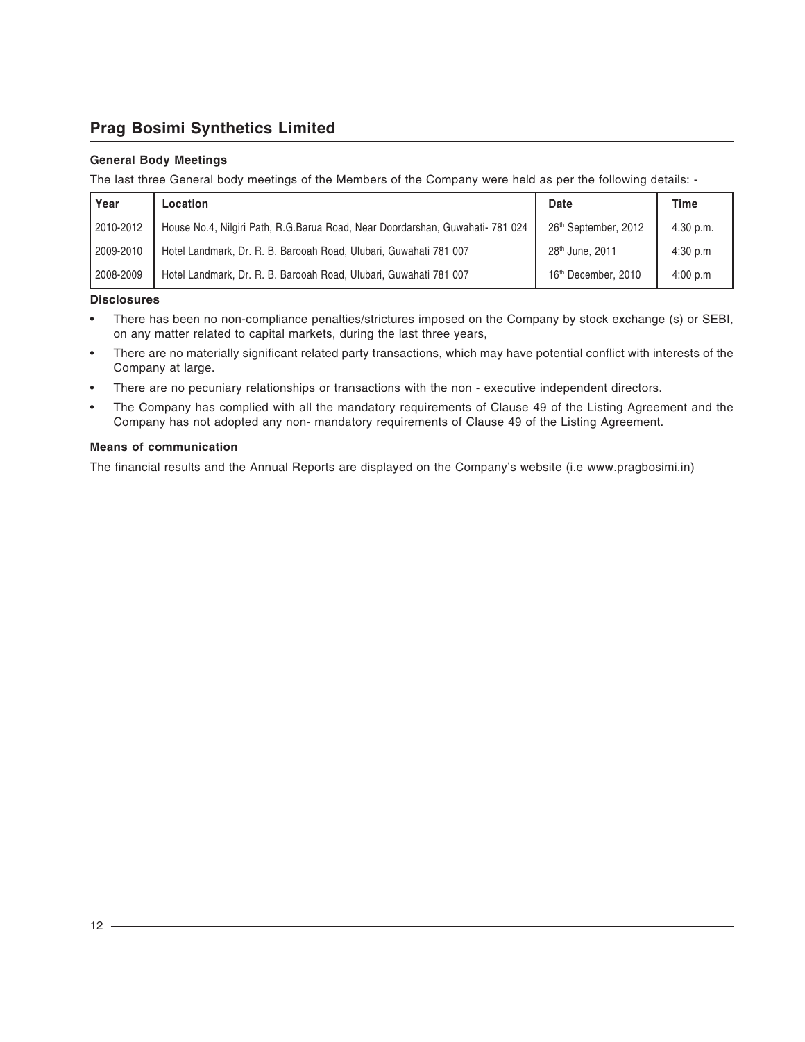## General Body Meetings

The last three General body meetings of the Members of the Company were held as per the following details: -

| Year | Location | Date | Time |
|---|---|---|---|
| 2010-2012 | House No.4, Nilgiri Path, R.G.Barua Road, Near Doordarshan, Guwahati- 781 024 | 26th September, 2012 | 4.30 p.m. |
| 2009-2010 | Hotel Landmark, Dr. R. B. Barooah Road, Ulubari, Guwahati 781 007 | 28th June, 2011 | 4:30 p.m |
| 2008-2009 | Hotel Landmark, Dr. R. B. Barooah Road, Ulubari, Guwahati 781 007 | 16th December, 2010 | 4:00 p.m |

## Disclosures

- There has been no non-compliance penalties/strictures imposed on the Company by stock exchange (s) or SEBI, on any matter related to capital markets, during the last three years,
- There are no materially significant related party transactions, which may have potential conflict with interests of the Company at large.
- There are no pecuniary relationships or transactions with the non - executive independent directors.
- The Company has complied with all the mandatory requirements of Clause 49 of the Listing Agreement and the Company has not adopted any non- mandatory requirements of Clause 49 of the Listing Agreement.

## Means of communication

The financial results and the Annual Reports are displayed on the Company's website (i.e www.pragbosimi.in)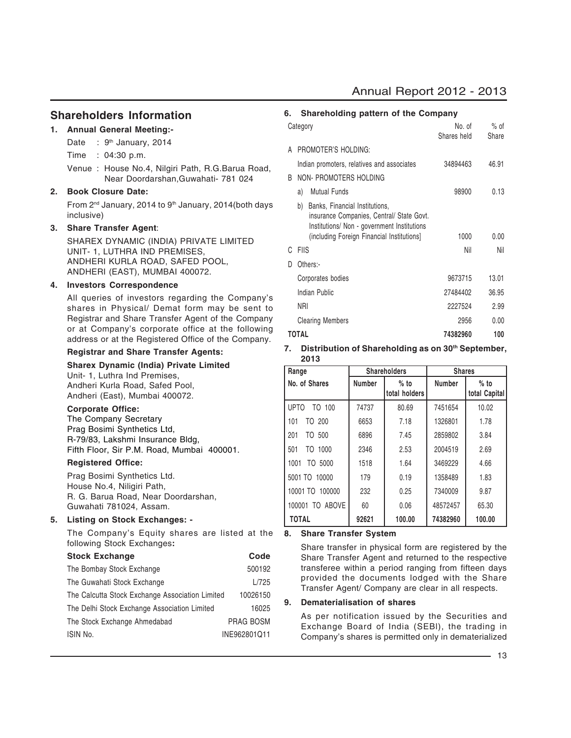## Shareholders Information

1. **Annual General Meeting:-**

   Date : 9th January, 2014

   Time : 04:30 p.m.

   Venue : House No.4, Nilgiri Path, R.G.Barua Road, Near Doordarshan,Guwahati- 781 024

2. **Book Closure Date:**

   From 2nd January, 2014 to 9th January, 2014(both days inclusive)

3. **Share Transfer Agent**:

   SHAREX DYNAMIC (INDIA) PRIVATE LIMITED
   UNIT- 1, LUTHRA IND PREMISES,
   ANDHERI KURLA ROAD, SAFED POOL,
   ANDHERI (EAST), MUMBAI 400072.

4. **Investors Correspondence**

   All queries of investors regarding the Company's shares in Physical/ Demat form may be sent to Registrar and Share Transfer Agent of the Company or at Company's corporate office at the following address or at the Registered Office of the Company.

   **Registrar and Share Transfer Agents:**

   **Sharex Dynamic (India) Private Limited**
   Unit- 1, Luthra Ind Premises,
   Andheri Kurla Road, Safed Pool,
   Andheri (East), Mumbai 400072.

   **Corporate Office:**
   The Company Secretary
   Prag Bosimi Synthetics Ltd,
   R-79/83, Lakshmi Insurance Bldg,
   Fifth Floor, Sir P.M. Road, Mumbai 400001.

   **Registered Office:**

   Prag Bosimi Synthetics Ltd.
   House No.4, Niligiri Path,
   R. G. Barua Road, Near Doordarshan,
   Guwahati 781024, Assam.

5. **Listing on Stock Exchanges: -**

   The Company's Equity shares are listed at the following Stock Exchanges**:**

| Stock Exchange | Code |
|---|---|
| The Bombay Stock Exchange | 500192 |
| The Guwahati Stock Exchange | L/725 |
| The Calcutta Stock Exchange Association Limited | 10026150 |
| The Delhi Stock Exchange Association Limited | 16025 |
| The Stock Exchange Ahmedabad | PRAG BOSM |
| ISIN No. | INE962801Q11 |

6. **Shareholding pattern of the Company**

| Category | No. of Shares held | % of Share |
|---|---|---|
| A PROMOTER'S HOLDING: | | |
| Indian promoters, relatives and associates | 34894463 | 46.91 |
| B NON- PROMOTERS HOLDING | | |
| a) Mutual Funds | 98900 | 0.13 |
| b) Banks, Financial Institutions, insurance Companies, Central/ State Govt. Institutions/ Non - government Institutions (including Foreign Financial Institutions] | 1000 | 0.00 |
| C FIIS | Nil | Nil |
| D Others:- | | |
| Corporates bodies | 9673715 | 13.01 |
| Indian Public | 27484402 | 36.95 |
| NRI | 2227524 | 2.99 |
| Clearing Members | 2956 | 0.00 |
| **TOTAL** | **74382960** | **100** |

7. **Distribution of Shareholding as on 30th September, 2013**

| Range | Shareholders | | Shares | |
|---|---|---|---|---|
| No. of Shares | Number | % to total holders | Number | % to total Capital |
| UPTO TO 100 | 74737 | 80.69 | 7451654 | 10.02 |
| 101 TO 200 | 6653 | 7.18 | 1326801 | 1.78 |
| 201 TO 500 | 6896 | 7.45 | 2859802 | 3.84 |
| 501 TO 1000 | 2346 | 2.53 | 2004519 | 2.69 |
| 1001 TO 5000 | 1518 | 1.64 | 3469229 | 4.66 |
| 5001 TO 10000 | 179 | 0.19 | 1358489 | 1.83 |
| 10001 TO 100000 | 232 | 0.25 | 7340009 | 9.87 |
| 100001 TO ABOVE | 60 | 0.06 | 48572457 | 65.30 |
| **TOTAL** | **92621** | **100.00** | **74382960** | **100.00** |

8. **Share Transfer System**

   Share transfer in physical form are registered by the Share Transfer Agent and returned to the respective transferee within a period ranging from fifteen days provided the documents lodged with the Share Transfer Agent/ Company are clear in all respects.

9. **Dematerialisation of shares**

   As per notification issued by the Securities and Exchange Board of India (SEBI), the trading in Company's shares is permitted only in dematerialized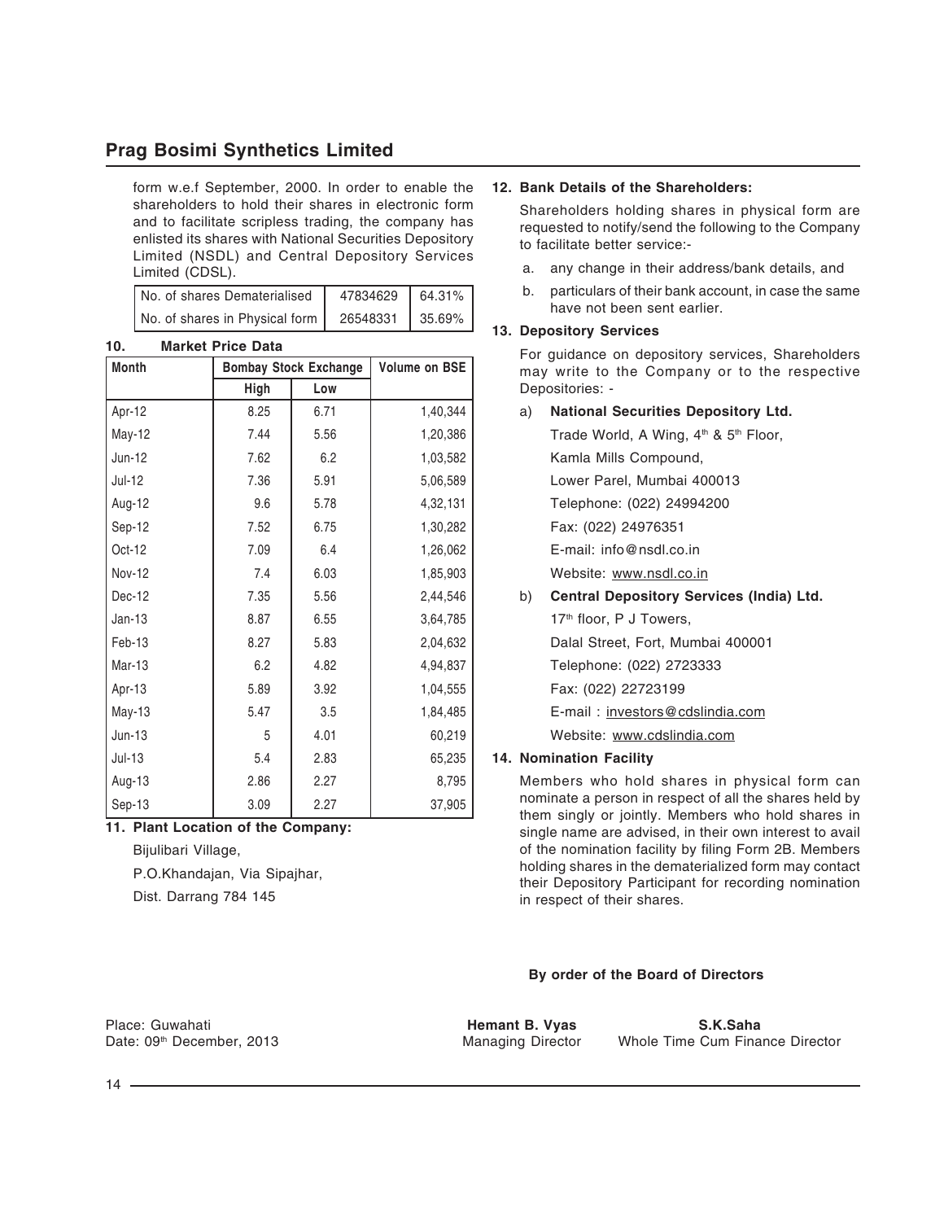form w.e.f September, 2000. In order to enable the shareholders to hold their shares in electronic form and to facilitate scripless trading, the company has enlisted its shares with National Securities Depository Limited (NSDL) and Central Depository Services Limited (CDSL).

| No. of shares Dematerialised | 47834629 | 64.31% |
|---|---|---|
| No. of shares in Physical form | 26548331 | 35.69% |

**10. Market Price Data**

| Month | Bombay Stock Exchange | | Volume on BSE |
|---|---|---|---|
| | High | Low | |
| Apr-12 | 8.25 | 6.71 | 1,40,344 |
| May-12 | 7.44 | 5.56 | 1,20,386 |
| Jun-12 | 7.62 | 6.2 | 1,03,582 |
| Jul-12 | 7.36 | 5.91 | 5,06,589 |
| Aug-12 | 9.6 | 5.78 | 4,32,131 |
| Sep-12 | 7.52 | 6.75 | 1,30,282 |
| Oct-12 | 7.09 | 6.4 | 1,26,062 |
| Nov-12 | 7.4 | 6.03 | 1,85,903 |
| Dec-12 | 7.35 | 5.56 | 2,44,546 |
| Jan-13 | 8.87 | 6.55 | 3,64,785 |
| Feb-13 | 8.27 | 5.83 | 2,04,632 |
| Mar-13 | 6.2 | 4.82 | 4,94,837 |
| Apr-13 | 5.89 | 3.92 | 1,04,555 |
| May-13 | 5.47 | 3.5 | 1,84,485 |
| Jun-13 | 5 | 4.01 | 60,219 |
| Jul-13 | 5.4 | 2.83 | 65,235 |
| Aug-13 | 2.86 | 2.27 | 8,795 |
| Sep-13 | 3.09 | 2.27 | 37,905 |

**11. Plant Location of the Company:**

Bijulibari Village,

P.O.Khandajan, Via Sipajhar,

Dist. Darrang 784 145

**12. Bank Details of the Shareholders:**

Shareholders holding shares in physical form are requested to notify/send the following to the Company to facilitate better service:-

a. any change in their address/bank details, and

b. particulars of their bank account, in case the same have not been sent earlier.

**13. Depository Services**

For guidance on depository services, Shareholders may write to the Company or to the respective Depositories: -

a) **National Securities Depository Ltd.**

Trade World, A Wing, 4th & 5th Floor,

Kamla Mills Compound,

Lower Parel, Mumbai 400013

Telephone: (022) 24994200

Fax: (022) 24976351

E-mail: info@nsdl.co.in

Website: www.nsdl.co.in

b) **Central Depository Services (India) Ltd.**

17th floor, P J Towers,

Dalal Street, Fort, Mumbai 400001

Telephone: (022) 2723333

Fax: (022) 22723199

E-mail : investors@cdslindia.com

Website: www.cdslindia.com

**14. Nomination Facility**

Members who hold shares in physical form can nominate a person in respect of all the shares held by them singly or jointly. Members who hold shares in single name are advised, in their own interest to avail of the nomination facility by filing Form 2B. Members holding shares in the dematerialized form may contact their Depository Participant for recording nomination in respect of their shares.

**By order of the Board of Directors**

Place: Guwahati
Date: 09th December, 2013

**Hemant B. Vyas**
Managing Director

**S.K.Saha**
Whole Time Cum Finance Director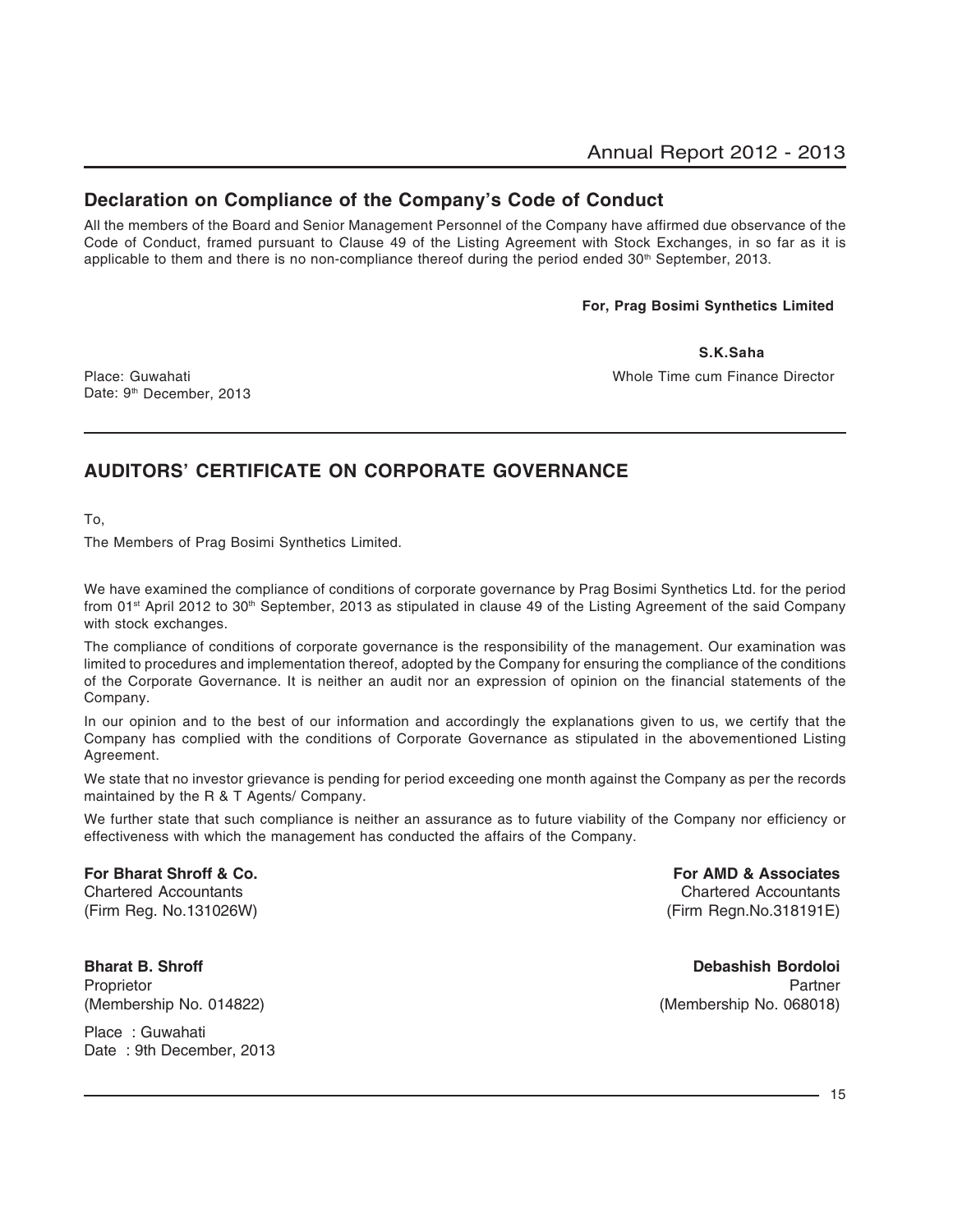## Declaration on Compliance of the Company's Code of Conduct

All the members of the Board and Senior Management Personnel of the Company have affirmed due observance of the Code of Conduct, framed pursuant to Clause 49 of the Listing Agreement with Stock Exchanges, in so far as it is applicable to them and there is no non-compliance thereof during the period ended 30th September, 2013.

**For, Prag Bosimi Synthetics Limited**

**S.K.Saha**
Whole Time cum Finance Director

Place: Guwahati
Date: 9th December, 2013

## AUDITORS' CERTIFICATE ON CORPORATE GOVERNANCE

To,

The Members of Prag Bosimi Synthetics Limited.

We have examined the compliance of conditions of corporate governance by Prag Bosimi Synthetics Ltd. for the period from 01st April 2012 to 30th September, 2013 as stipulated in clause 49 of the Listing Agreement of the said Company with stock exchanges.

The compliance of conditions of corporate governance is the responsibility of the management. Our examination was limited to procedures and implementation thereof, adopted by the Company for ensuring the compliance of the conditions of the Corporate Governance. It is neither an audit nor an expression of opinion on the financial statements of the Company.

In our opinion and to the best of our information and accordingly the explanations given to us, we certify that the Company has complied with the conditions of Corporate Governance as stipulated in the abovementioned Listing Agreement.

We state that no investor grievance is pending for period exceeding one month against the Company as per the records maintained by the R & T Agents/ Company.

We further state that such compliance is neither an assurance as to future viability of the Company nor efficiency or effectiveness with which the management has conducted the affairs of the Company.

**For Bharat Shroff & Co.**
Chartered Accountants
(Firm Reg. No.131026W)

**Bharat B. Shroff**
Proprietor
(Membership No. 014822)

**For AMD & Associates**
Chartered Accountants
(Firm Regn.No.318191E)

**Debashish Bordoloi**
Partner
(Membership No. 068018)

Place : Guwahati
Date : 9th December, 2013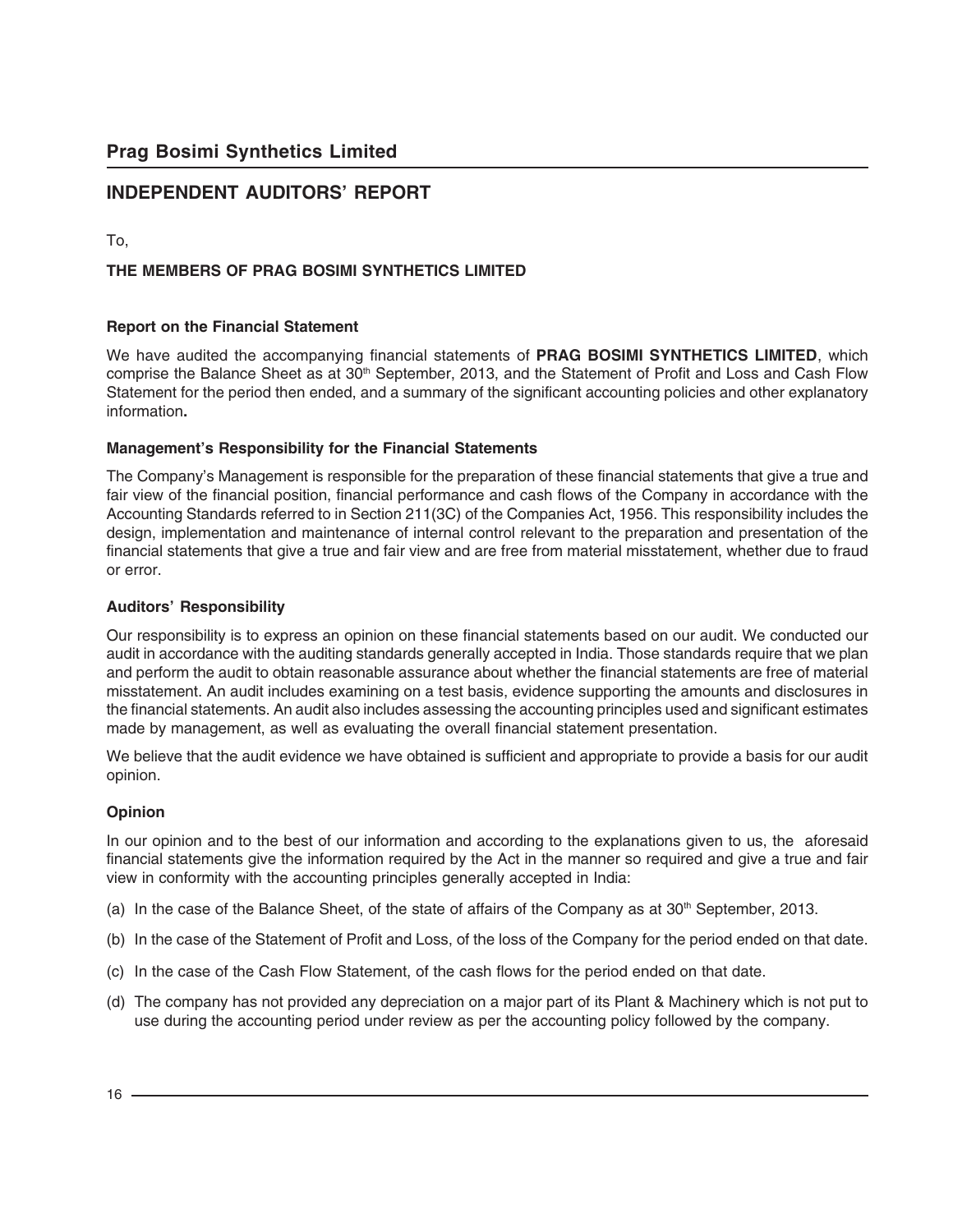# Prag Bosimi Synthetics Limited

## INDEPENDENT AUDITORS' REPORT

To,

**THE MEMBERS OF PRAG BOSIMI SYNTHETICS LIMITED**

### Report on the Financial Statement

We have audited the accompanying financial statements of **PRAG BOSIMI SYNTHETICS LIMITED**, which comprise the Balance Sheet as at 30th September, 2013, and the Statement of Profit and Loss and Cash Flow Statement for the period then ended, and a summary of the significant accounting policies and other explanatory information**.**

### Management's Responsibility for the Financial Statements

The Company's Management is responsible for the preparation of these financial statements that give a true and fair view of the financial position, financial performance and cash flows of the Company in accordance with the Accounting Standards referred to in Section 211(3C) of the Companies Act, 1956. This responsibility includes the design, implementation and maintenance of internal control relevant to the preparation and presentation of the financial statements that give a true and fair view and are free from material misstatement, whether due to fraud or error.

### Auditors' Responsibility

Our responsibility is to express an opinion on these financial statements based on our audit. We conducted our audit in accordance with the auditing standards generally accepted in India. Those standards require that we plan and perform the audit to obtain reasonable assurance about whether the financial statements are free of material misstatement. An audit includes examining on a test basis, evidence supporting the amounts and disclosures in the financial statements. An audit also includes assessing the accounting principles used and significant estimates made by management, as well as evaluating the overall financial statement presentation.

We believe that the audit evidence we have obtained is sufficient and appropriate to provide a basis for our audit opinion.

### Opinion

In our opinion and to the best of our information and according to the explanations given to us, the aforesaid financial statements give the information required by the Act in the manner so required and give a true and fair view in conformity with the accounting principles generally accepted in India:

(a) In the case of the Balance Sheet, of the state of affairs of the Company as at 30th September, 2013.

(b) In the case of the Statement of Profit and Loss, of the loss of the Company for the period ended on that date.

(c) In the case of the Cash Flow Statement, of the cash flows for the period ended on that date.

(d) The company has not provided any depreciation on a major part of its Plant & Machinery which is not put to use during the accounting period under review as per the accounting policy followed by the company.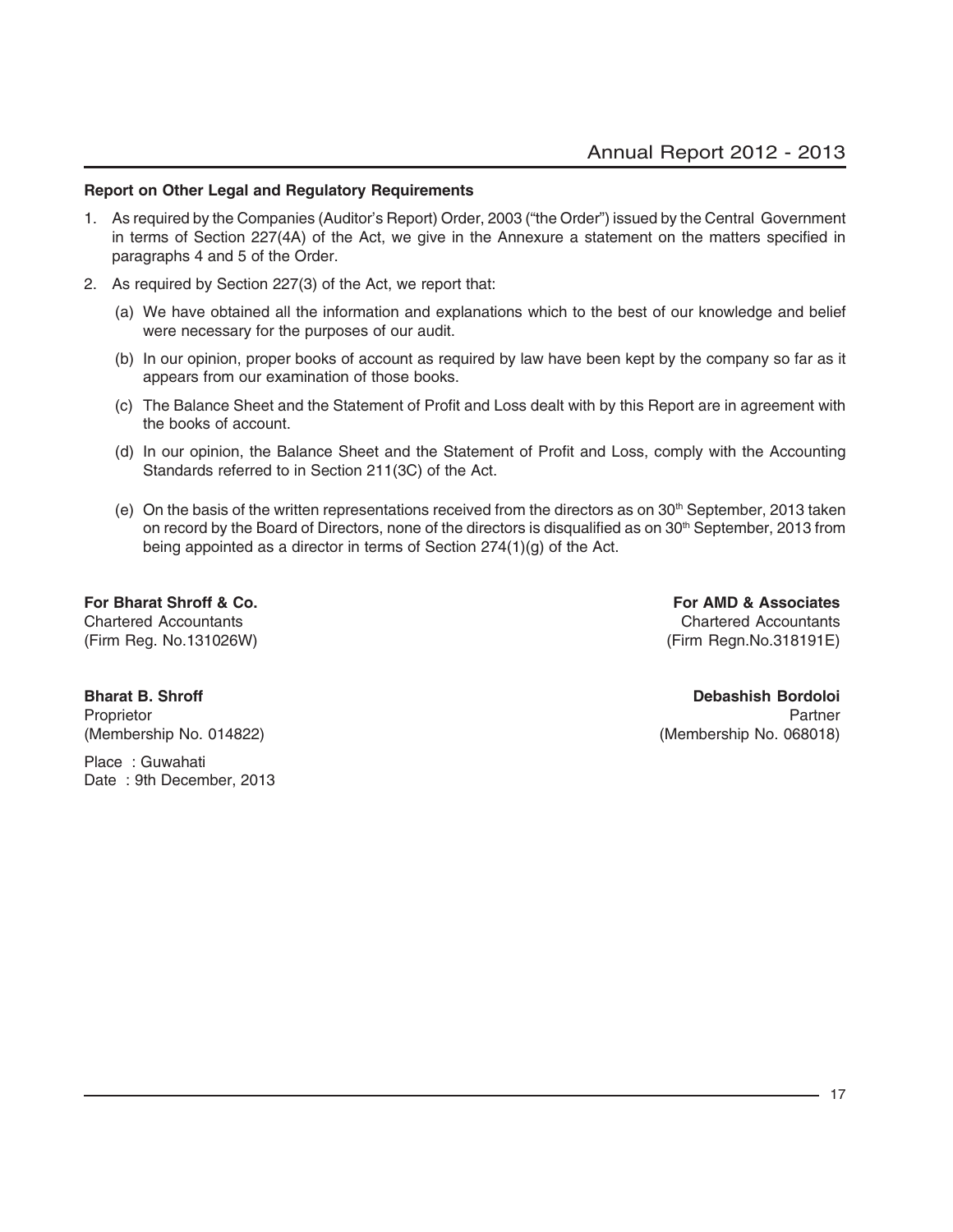**Report on Other Legal and Regulatory Requirements**

1. As required by the Companies (Auditor's Report) Order, 2003 ("the Order") issued by the Central Government in terms of Section 227(4A) of the Act, we give in the Annexure a statement on the matters specified in paragraphs 4 and 5 of the Order.

2. As required by Section 227(3) of the Act, we report that:

   (a) We have obtained all the information and explanations which to the best of our knowledge and belief were necessary for the purposes of our audit.

   (b) In our opinion, proper books of account as required by law have been kept by the company so far as it appears from our examination of those books.

   (c) The Balance Sheet and the Statement of Profit and Loss dealt with by this Report are in agreement with the books of account.

   (d) In our opinion, the Balance Sheet and the Statement of Profit and Loss, comply with the Accounting Standards referred to in Section 211(3C) of the Act.

   (e) On the basis of the written representations received from the directors as on 30th September, 2013 taken on record by the Board of Directors, none of the directors is disqualified as on 30th September, 2013 from being appointed as a director in terms of Section 274(1)(g) of the Act.

**For Bharat Shroff & Co.**
Chartered Accountants
(Firm Reg. No.131026W)

**Bharat B. Shroff**
Proprietor
(Membership No. 014822)

**For AMD & Associates**
Chartered Accountants
(Firm Regn.No.318191E)

**Debashish Bordoloi**
Partner
(Membership No. 068018)

Place : Guwahati
Date : 9th December, 2013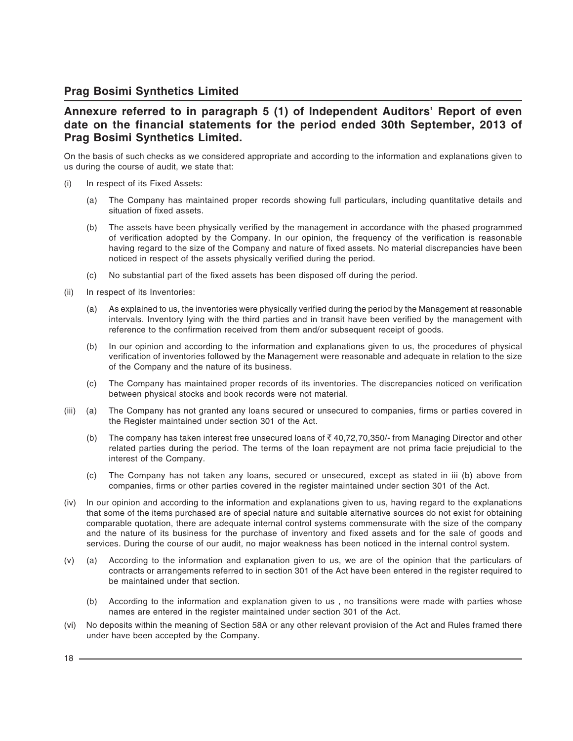## Prag Bosimi Synthetics Limited

### Annexure referred to in paragraph 5 (1) of Independent Auditors' Report of even date on the financial statements for the period ended 30th September, 2013 of Prag Bosimi Synthetics Limited.

On the basis of such checks as we considered appropriate and according to the information and explanations given to us during the course of audit, we state that:

(i) In respect of its Fixed Assets:

  (a) The Company has maintained proper records showing full particulars, including quantitative details and situation of fixed assets.

  (b) The assets have been physically verified by the management in accordance with the phased programmed of verification adopted by the Company. In our opinion, the frequency of the verification is reasonable having regard to the size of the Company and nature of fixed assets. No material discrepancies have been noticed in respect of the assets physically verified during the period.

  (c) No substantial part of the fixed assets has been disposed off during the period.

(ii) In respect of its Inventories:

  (a) As explained to us, the inventories were physically verified during the period by the Management at reasonable intervals. Inventory lying with the third parties and in transit have been verified by the management with reference to the confirmation received from them and/or subsequent receipt of goods.

  (b) In our opinion and according to the information and explanations given to us, the procedures of physical verification of inventories followed by the Management were reasonable and adequate in relation to the size of the Company and the nature of its business.

  (c) The Company has maintained proper records of its inventories. The discrepancies noticed on verification between physical stocks and book records were not material.

(iii) (a) The Company has not granted any loans secured or unsecured to companies, firms or parties covered in the Register maintained under section 301 of the Act.

  (b) The company has taken interest free unsecured loans of ₹ 40,72,70,350/- from Managing Director and other related parties during the period. The terms of the loan repayment are not prima facie prejudicial to the interest of the Company.

  (c) The Company has not taken any loans, secured or unsecured, except as stated in iii (b) above from companies, firms or other parties covered in the register maintained under section 301 of the Act.

(iv) In our opinion and according to the information and explanations given to us, having regard to the explanations that some of the items purchased are of special nature and suitable alternative sources do not exist for obtaining comparable quotation, there are adequate internal control systems commensurate with the size of the company and the nature of its business for the purchase of inventory and fixed assets and for the sale of goods and services. During the course of our audit, no major weakness has been noticed in the internal control system.

(v) (a) According to the information and explanation given to us, we are of the opinion that the particulars of contracts or arrangements referred to in section 301 of the Act have been entered in the register required to be maintained under that section.

  (b) According to the information and explanation given to us , no transitions were made with parties whose names are entered in the register maintained under section 301 of the Act.

(vi) No deposits within the meaning of Section 58A or any other relevant provision of the Act and Rules framed there under have been accepted by the Company.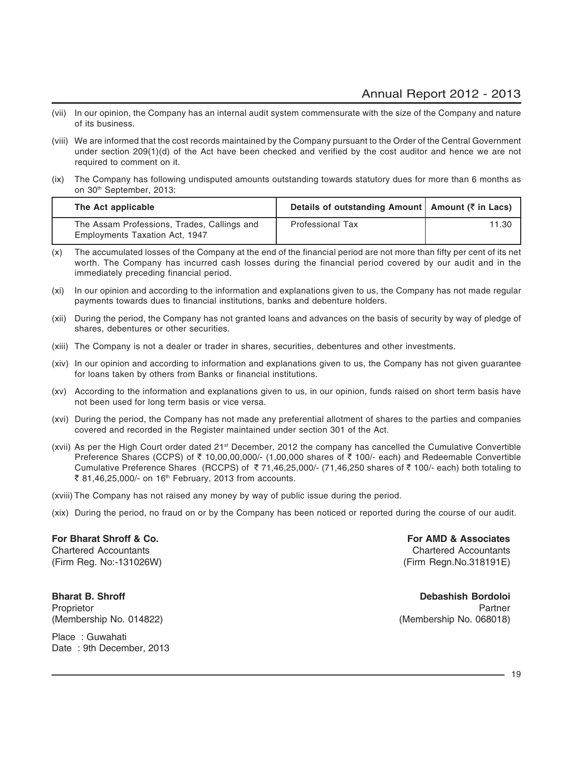(vii) In our opinion, the Company has an internal audit system commensurate with the size of the Company and nature of its business.

(viii) We are informed that the cost records maintained by the Company pursuant to the Order of the Central Government under section 209(1)(d) of the Act have been checked and verified by the cost auditor and hence we are not required to comment on it.

(ix) The Company has following undisputed amounts outstanding towards statutory dues for more than 6 months as on 30th September, 2013:

| The Act applicable | Details of outstanding Amount | Amount (₹ in Lacs) |
|---|---|---|
| The Assam Professions, Trades, Callings and Employments Taxation Act, 1947 | Professional Tax | 11.30 |

(x) The accumulated losses of the Company at the end of the financial period are not more than fifty per cent of its net worth. The Company has incurred cash losses during the financial period covered by our audit and in the immediately preceding financial period.

(xi) In our opinion and according to the information and explanations given to us, the Company has not made regular payments towards dues to financial institutions, banks and debenture holders.

(xii) During the period, the Company has not granted loans and advances on the basis of security by way of pledge of shares, debentures or other securities.

(xiii) The Company is not a dealer or trader in shares, securities, debentures and other investments.

(xiv) In our opinion and according to information and explanations given to us, the Company has not given guarantee for loans taken by others from Banks or financial institutions.

(xv) According to the information and explanations given to us, in our opinion, funds raised on short term basis have not been used for long term basis or vice versa.

(xvi) During the period, the Company has not made any preferential allotment of shares to the parties and companies covered and recorded in the Register maintained under section 301 of the Act.

(xvii) As per the High Court order dated 21st December, 2012 the company has cancelled the Cumulative Convertible Preference Shares (CCPS) of ₹ 10,00,00,000/- (1,00,000 shares of ₹ 100/- each) and Redeemable Convertible Cumulative Preference Shares (RCCPS) of ₹ 71,46,25,000/- (71,46,250 shares of ₹ 100/- each) both totaling to ₹ 81,46,25,000/- on 16th February, 2013 from accounts.

(xviii) The Company has not raised any money by way of public issue during the period.

(xix) During the period, no fraud on or by the Company has been noticed or reported during the course of our audit.

**For Bharat Shroff & Co.**
Chartered Accountants
(Firm Reg. No:-131026W)

**Bharat B. Shroff**
Proprietor
(Membership No. 014822)

**For AMD & Associates**
Chartered Accountants
(Firm Regn.No.318191E)

**Debashish Bordoloi**
Partner
(Membership No. 068018)

Place : Guwahati
Date : 9th December, 2013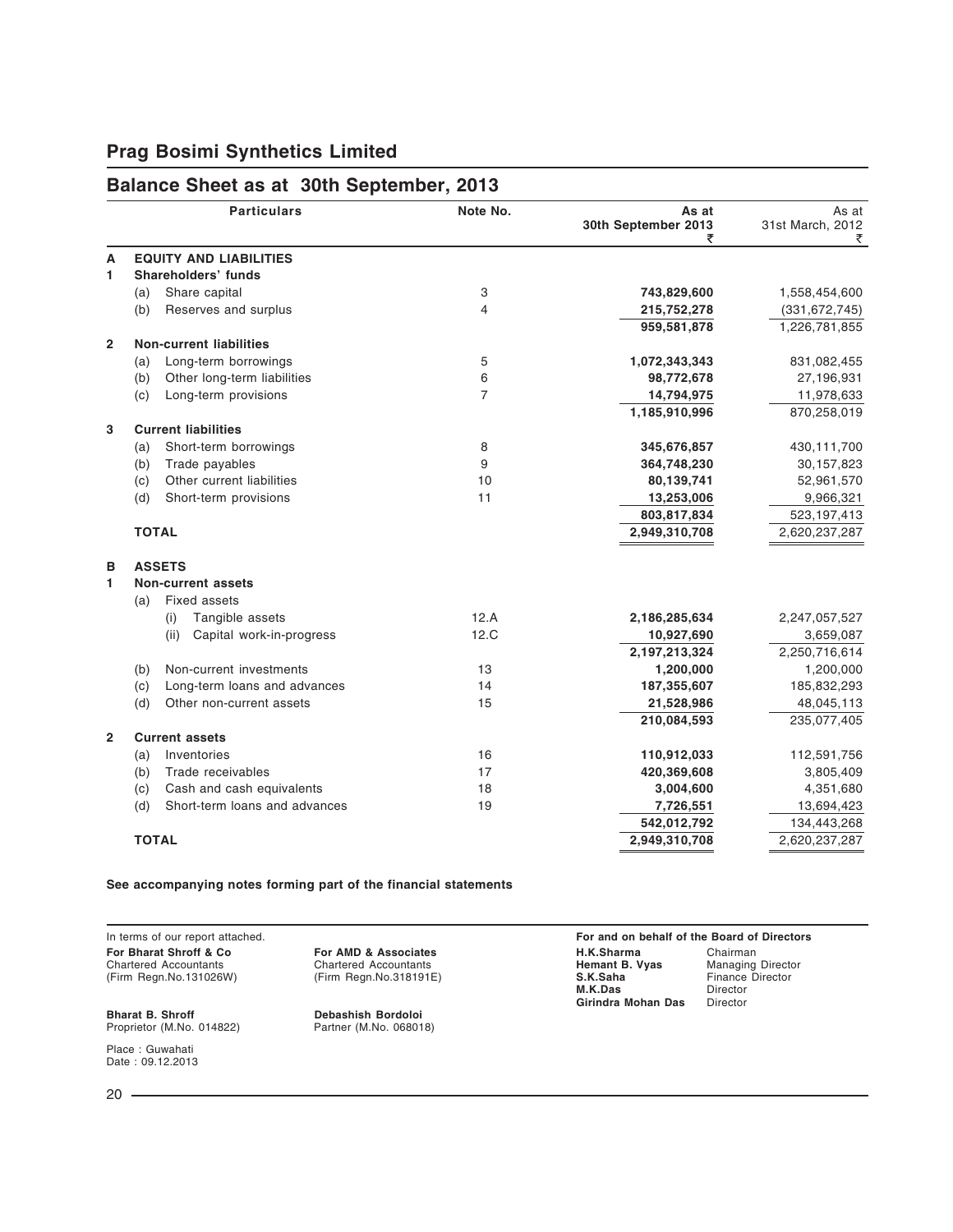## Prag Bosimi Synthetics Limited

## Balance Sheet as at 30th September, 2013

| | | Particulars | Note No. | As at 30th September 2013 ₹ | As at 31st March, 2012 ₹ |
|---|---|---|---|---|---|
| **A** | | **EQUITY AND LIABILITIES** | | | |
| **1** | | **Shareholders' funds** | | | |
| | (a) | Share capital | 3 | **743,829,600** | 1,558,454,600 |
| | (b) | Reserves and surplus | 4 | **215,752,278** | (331,672,745) |
| | | | | **959,581,878** | 1,226,781,855 |
| **2** | | **Non-current liabilities** | | | |
| | (a) | Long-term borrowings | 5 | **1,072,343,343** | 831,082,455 |
| | (b) | Other long-term liabilities | 6 | **98,772,678** | 27,196,931 |
| | (c) | Long-term provisions | 7 | **14,794,975** | 11,978,633 |
| | | | | **1,185,910,996** | 870,258,019 |
| **3** | | **Current liabilities** | | | |
| | (a) | Short-term borrowings | 8 | **345,676,857** | 430,111,700 |
| | (b) | Trade payables | 9 | **364,748,230** | 30,157,823 |
| | (c) | Other current liabilities | 10 | **80,139,741** | 52,961,570 |
| | (d) | Short-term provisions | 11 | **13,253,006** | 9,966,321 |
| | | | | **803,817,834** | 523,197,413 |
| | | **TOTAL** | | **2,949,310,708** | 2,620,237,287 |
| **B** | | **ASSETS** | | | |
| **1** | | **Non-current assets** | | | |
| | (a) | Fixed assets | | | |
| | | (i) Tangible assets | 12.A | **2,186,285,634** | 2,247,057,527 |
| | | (ii) Capital work-in-progress | 12.C | **10,927,690** | 3,659,087 |
| | | | | **2,197,213,324** | 2,250,716,614 |
| | (b) | Non-current investments | 13 | **1,200,000** | 1,200,000 |
| | (c) | Long-term loans and advances | 14 | **187,355,607** | 185,832,293 |
| | (d) | Other non-current assets | 15 | **21,528,986** | 48,045,113 |
| | | | | **210,084,593** | 235,077,405 |
| **2** | | **Current assets** | | | |
| | (a) | Inventories | 16 | **110,912,033** | 112,591,756 |
| | (b) | Trade receivables | 17 | **420,369,608** | 3,805,409 |
| | (c) | Cash and cash equivalents | 18 | **3,004,600** | 4,351,680 |
| | (d) | Short-term loans and advances | 19 | **7,726,551** | 13,694,423 |
| | | | | **542,012,792** | 134,443,268 |
| | | **TOTAL** | | **2,949,310,708** | 2,620,237,287 |

**See accompanying notes forming part of the financial statements**

In terms of our report attached.

**For Bharat Shroff & Co**
Chartered Accountants
(Firm Regn.No.131026W)

**Bharat B. Shroff**
Proprietor (M.No. 014822)

**For AMD & Associates**
Chartered Accountants
(Firm Regn.No.318191E)

**Debashish Bordoloi**
Partner (M.No. 068018)

Place : Guwahati
Date : 09.12.2013

**For and on behalf of the Board of Directors**

**H.K.Sharma** Chairman
**Hemant B. Vyas** Managing Director
**S.K.Saha** Finance Director
**M.K.Das** Director
**Girindra Mohan Das** Director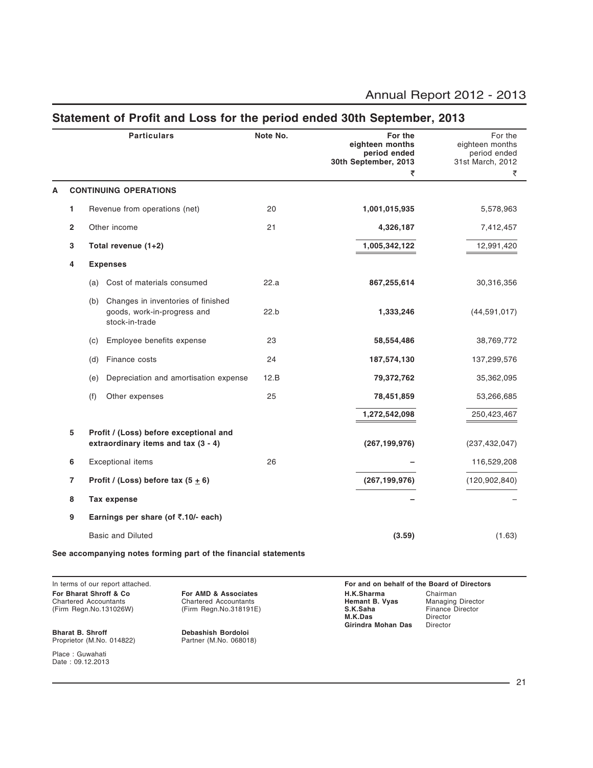## Statement of Profit and Loss for the period ended 30th September, 2013

| | | | Particulars | Note No. | For the eighteen months period ended 30th September, 2013 ₹ | For the eighteen months period ended 31st March, 2012 ₹ |
|---|---|---|---|---|---|---|
| **A** | | | **CONTINUING OPERATIONS** | | | |
| | 1 | | Revenue from operations (net) | 20 | **1,001,015,935** | 5,578,963 |
| | 2 | | Other income | 21 | **4,326,187** | 7,412,457 |
| | 3 | | **Total revenue (1+2)** | | **1,005,342,122** | 12,991,420 |
| | 4 | | **Expenses** | | | |
| | | (a) | Cost of materials consumed | 22.a | **867,255,614** | 30,316,356 |
| | | (b) | Changes in inventories of finished goods, work-in-progress and stock-in-trade | 22.b | **1,333,246** | (44,591,017) |
| | | (c) | Employee benefits expense | 23 | **58,554,486** | 38,769,772 |
| | | (d) | Finance costs | 24 | **187,574,130** | 137,299,576 |
| | | (e) | Depreciation and amortisation expense | 12.B | **79,372,762** | 35,362,095 |
| | | (f) | Other expenses | 25 | **78,451,859** | 53,266,685 |
| | | | | | **1,272,542,098** | 250,423,467 |
| | 5 | | **Profit / (Loss) before exceptional and extraordinary items and tax (3 - 4)** | | **(267,199,976)** | (237,432,047) |
| | 6 | | Exceptional items | 26 | **–** | 116,529,208 |
| | 7 | | **Profit / (Loss) before tax (5 ± 6)** | | **(267,199,976)** | (120,902,840) |
| | 8 | | **Tax expense** | | **–** | – |
| | 9 | | **Earnings per share (of ₹.10/- each)** | | | |
| | | | Basic and Diluted | | **(3.59)** | (1.63) |

**See accompanying notes forming part of the financial statements**

In terms of our report attached.

**For Bharat Shroff & Co**
Chartered Accountants
(Firm Regn.No.131026W)

**Bharat B. Shroff**
Proprietor (M.No. 014822)

**For AMD & Associates**
Chartered Accountants
(Firm Regn.No.318191E)

**Debashish Bordoloi**
Partner (M.No. 068018)

Place : Guwahati
Date : 09.12.2013

**For and on behalf of the Board of Directors**

| | |
|---|---|
| **H.K.Sharma** | Chairman |
| **Hemant B. Vyas** | Managing Director |
| **S.K.Saha** | Finance Director |
| **M.K.Das** | Director |
| **Girindra Mohan Das** | Director |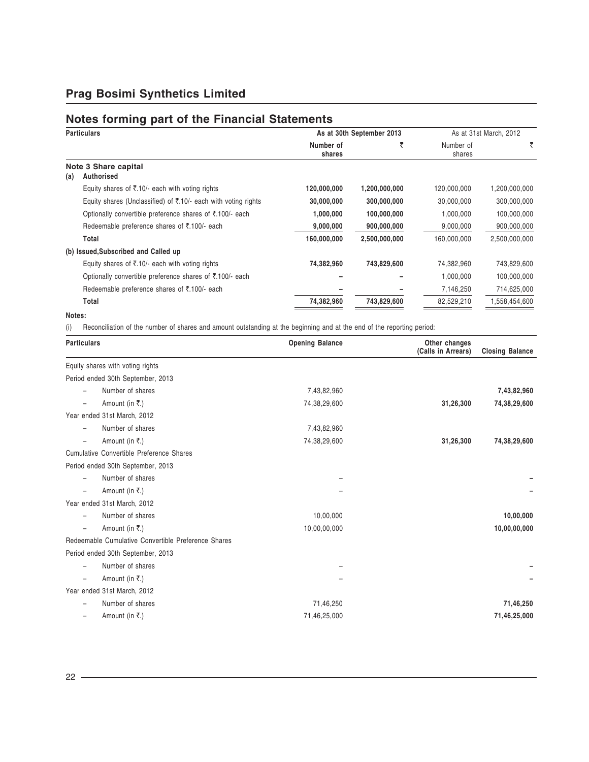# Prag Bosimi Synthetics Limited

## Notes forming part of the Financial Statements

| Particulars | As at 30th September 2013 | | As at 31st March, 2012 | |
|---|---|---|---|---|
| | Number of shares | ₹ | Number of shares | ₹ |
| **Note 3 Share capital** | | | | |
| **(a) Authorised** | | | | |
| Equity shares of ₹.10/- each with voting rights | **120,000,000** | **1,200,000,000** | 120,000,000 | 1,200,000,000 |
| Equity shares (Unclassified) of ₹.10/- each with voting rights | **30,000,000** | **300,000,000** | 30,000,000 | 300,000,000 |
| Optionally convertible preference shares of ₹.100/- each | **1,000,000** | **100,000,000** | 1,000,000 | 100,000,000 |
| Redeemable preference shares of ₹.100/- each | **9,000,000** | **900,000,000** | 9,000,000 | 900,000,000 |
| **Total** | **160,000,000** | **2,500,000,000** | 160,000,000 | 2,500,000,000 |
| **(b) Issued,Subscribed and Called up** | | | | |
| Equity shares of ₹.10/- each with voting rights | **74,382,960** | **743,829,600** | 74,382,960 | 743,829,600 |
| Optionally convertible preference shares of ₹.100/- each | **–** | **–** | 1,000,000 | 100,000,000 |
| Redeemable preference shares of ₹.100/- each | **–** | **–** | 7,146,250 | 714,625,000 |
| **Total** | **74,382,960** | **743,829,600** | 82,529,210 | 1,558,454,600 |

**Notes:**

(i) Reconciliation of the number of shares and amount outstanding at the beginning and at the end of the reporting period:

| Particulars | Opening Balance | Other changes (Calls in Arrears) | Closing Balance |
|---|---|---|---|
| Equity shares with voting rights | | | |
| Period ended 30th September, 2013 | | | |
| – Number of shares | 7,43,82,960 | | **7,43,82,960** |
| – Amount (in ₹.) | 74,38,29,600 | **31,26,300** | **74,38,29,600** |
| Year ended 31st March, 2012 | | | |
| – Number of shares | 7,43,82,960 | | |
| – Amount (in ₹.) | 74,38,29,600 | **31,26,300** | **74,38,29,600** |
| Cumulative Convertible Preference Shares | | | |
| Period ended 30th September, 2013 | | | |
| – Number of shares | – | | **–** |
| – Amount (in ₹.) | – | | **–** |
| Year ended 31st March, 2012 | | | |
| – Number of shares | 10,00,000 | | **10,00,000** |
| – Amount (in ₹.) | 10,00,00,000 | | **10,00,00,000** |
| Redeemable Cumulative Convertible Preference Shares | | | |
| Period ended 30th September, 2013 | | | |
| – Number of shares | – | | **–** |
| – Amount (in ₹.) | – | | **–** |
| Year ended 31st March, 2012 | | | |
| – Number of shares | 71,46,250 | | **71,46,250** |
| – Amount (in ₹.) | 71,46,25,000 | | **71,46,25,000** |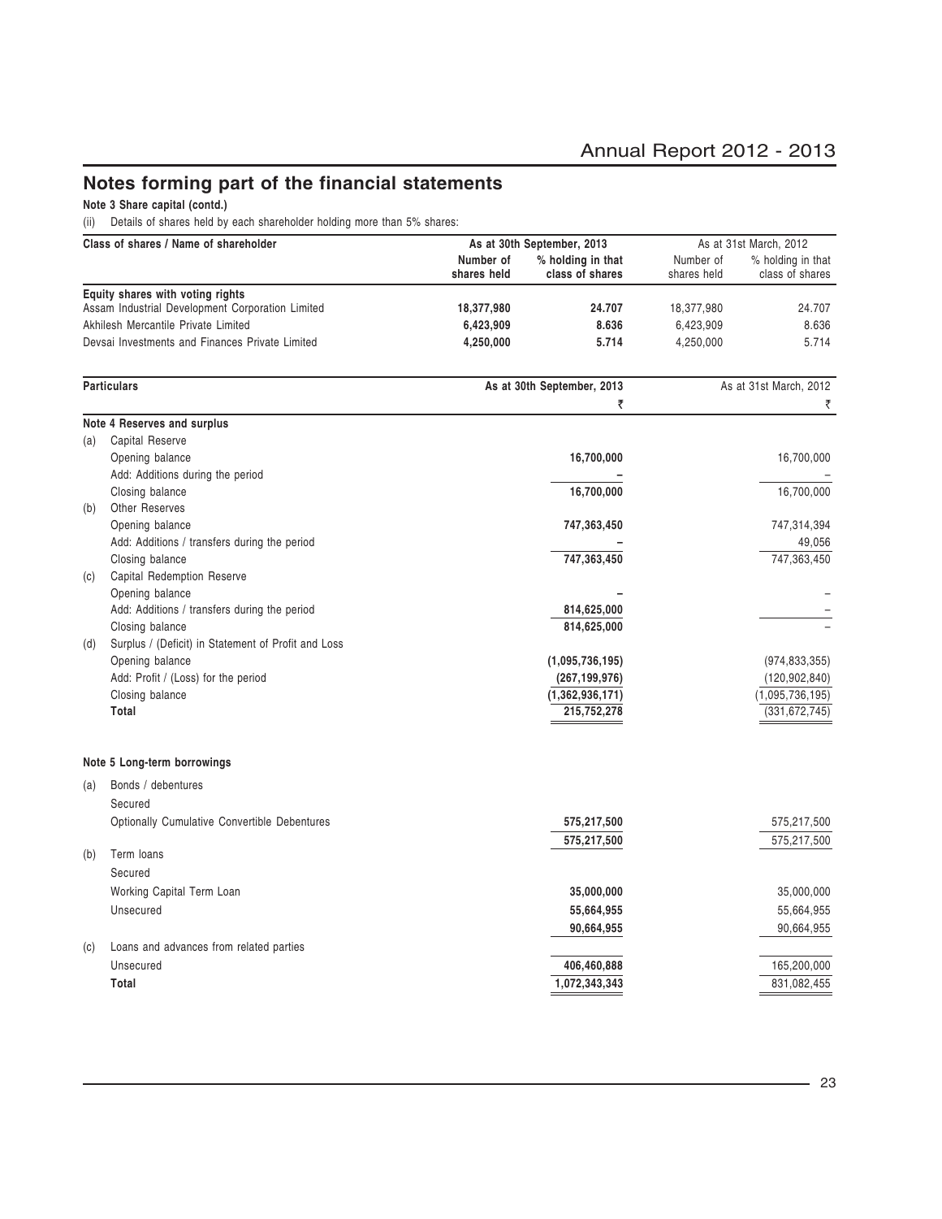## Notes forming part of the financial statements

**Note 3 Share capital (contd.)**

(ii) Details of shares held by each shareholder holding more than 5% shares:

| Class of shares / Name of shareholder | As at 30th September, 2013 | | As at 31st March, 2012 | |
|---|---|---|---|---|
| | Number of shares held | % holding in that class of shares | Number of shares held | % holding in that class of shares |
| **Equity shares with voting rights** | | | | |
| Assam Industrial Development Corporation Limited | **18,377,980** | **24.707** | 18,377,980 | 24.707 |
| Akhilesh Mercantile Private Limited | **6,423,909** | **8.636** | 6,423,909 | 8.636 |
| Devsai Investments and Finances Private Limited | **4,250,000** | **5.714** | 4,250,000 | 5.714 |

| | Particulars | As at 30th September, 2013 | As at 31st March, 2012 |
|---|---|---|---|
| | | ₹ | ₹ |
| | **Note 4 Reserves and surplus** | | |
| (a) | Capital Reserve | | |
| | Opening balance | **16,700,000** | 16,700,000 |
| | Add: Additions during the period | **–** | – |
| | Closing balance | **16,700,000** | 16,700,000 |
| (b) | Other Reserves | | |
| | Opening balance | **747,363,450** | 747,314,394 |
| | Add: Additions / transfers during the period | **–** | 49,056 |
| | Closing balance | **747,363,450** | 747,363,450 |
| (c) | Capital Redemption Reserve | | |
| | Opening balance | **–** | – |
| | Add: Additions / transfers during the period | **814,625,000** | – |
| | Closing balance | **814,625,000** | – |
| (d) | Surplus / (Deficit) in Statement of Profit and Loss | | |
| | Opening balance | **(1,095,736,195)** | (974,833,355) |
| | Add: Profit / (Loss) for the period | **(267,199,976)** | (120,902,840) |
| | Closing balance | **(1,362,936,171)** | (1,095,736,195) |
| | **Total** | **215,752,278** | (331,672,745) |
| | | | |
| | **Note 5 Long-term borrowings** | | |
| (a) | Bonds / debentures | | |
| | Secured | | |
| | Optionally Cumulative Convertible Debentures | **575,217,500** | 575,217,500 |
| | | **575,217,500** | 575,217,500 |
| (b) | Term loans | | |
| | Secured | | |
| | Working Capital Term Loan | **35,000,000** | 35,000,000 |
| | Unsecured | **55,664,955** | 55,664,955 |
| | | **90,664,955** | 90,664,955 |
| (c) | Loans and advances from related parties | | |
| | Unsecured | **406,460,888** | 165,200,000 |
| | **Total** | **1,072,343,343** | 831,082,455 |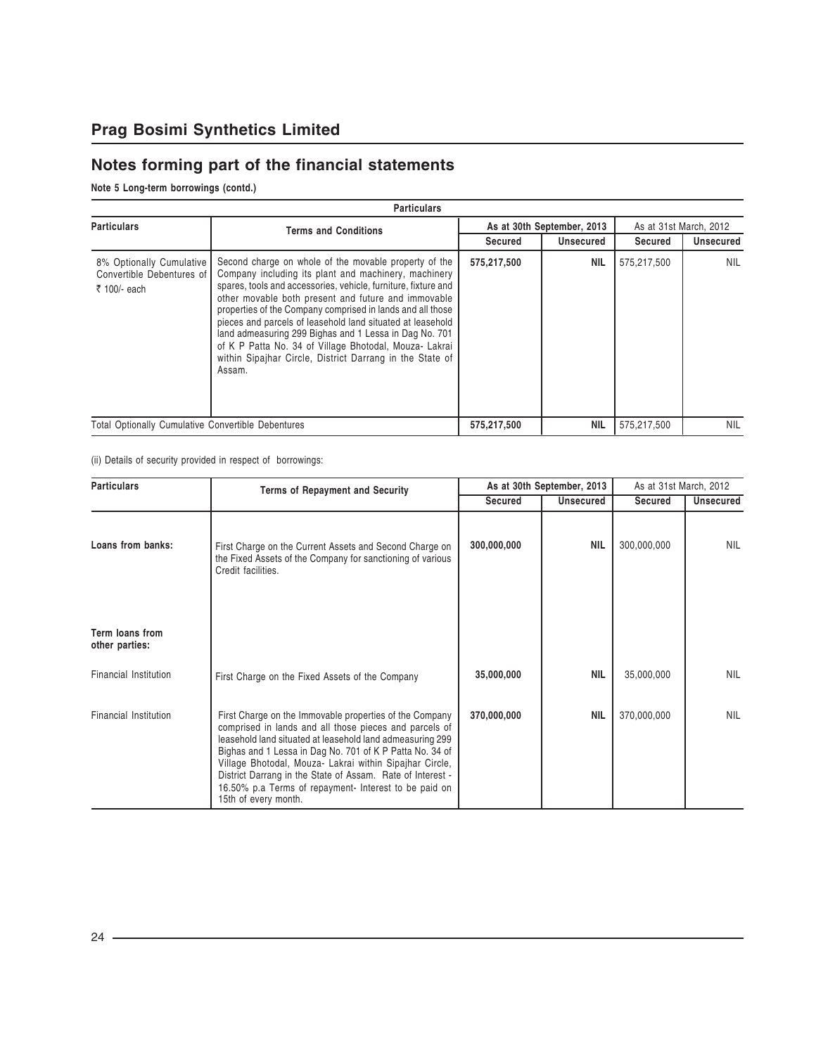## Prag Bosimi Synthetics Limited

# Notes forming part of the financial statements

**Note 5 Long-term borrowings (contd.)**

| Particulars | Terms and Conditions | As at 30th September, 2013 | | As at 31st March, 2012 | |
|---|---|---|---|---|---|
| | | **Secured** | **Unsecured** | **Secured** | **Unsecured** |
| 8% Optionally Cumulative Convertible Debentures of ₹ 100/- each | Second charge on whole of the movable property of the Company including its plant and machinery, machinery spares, tools and accessories, vehicle, furniture, fixture and other movable both present and future and immovable properties of the Company comprised in lands and all those pieces and parcels of leasehold land situated at leasehold land admeasuring 299 Bighas and 1 Lessa in Dag No. 701 of K P Patta No. 34 of Village Bhotodal, Mouza- Lakrai within Sipajhar Circle, District Darrang in the State of Assam. | **575,217,500** | **NIL** | 575,217,500 | NIL |
| Total Optionally Cumulative Convertible Debentures | | **575,217,500** | **NIL** | 575,217,500 | NIL |

(ii) Details of security provided in respect of borrowings:

| Particulars | Terms of Repayment and Security | As at 30th September, 2013 | | As at 31st March, 2012 | |
|---|---|---|---|---|---|
| | | **Secured** | **Unsecured** | **Secured** | **Unsecured** |
| **Loans from banks:** | First Charge on the Current Assets and Second Charge on the Fixed Assets of the Company for sanctioning of various Credit facilities. | **300,000,000** | **NIL** | 300,000,000 | NIL |
| **Term loans from other parties:** | | | | | |
| Financial Institution | First Charge on the Fixed Assets of the Company | **35,000,000** | **NIL** | 35,000,000 | NIL |
| Financial Institution | First Charge on the Immovable properties of the Company comprised in lands and all those pieces and parcels of leasehold land situated at leasehold land admeasuring 299 Bighas and 1 Lessa in Dag No. 701 of K P Patta No. 34 of Village Bhotodal, Mouza- Lakrai within Sipajhar Circle, District Darrang in the State of Assam. Rate of Interest - 16.50% p.a Terms of repayment- Interest to be paid on 15th of every month. | **370,000,000** | **NIL** | 370,000,000 | NIL |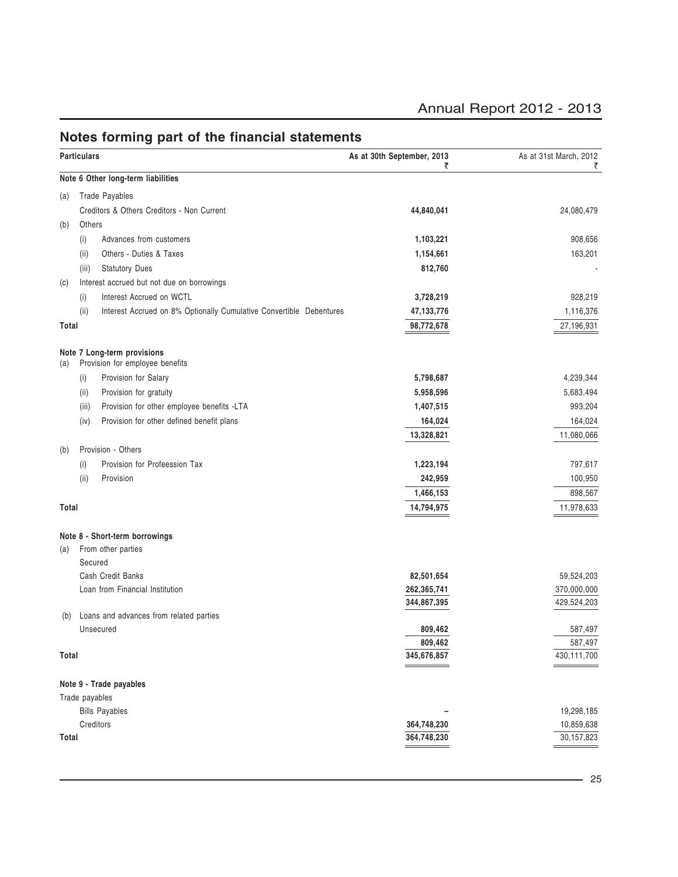## Notes forming part of the financial statements

| Particulars | | | As at 30th September, 2013 ₹ | As at 31st March, 2012 ₹ |
|---|---|---|---|---|
| **Note 6 Other long-term liabilities** | | | | |
| (a) | Trade Payables | | | |
| | Creditors & Others Creditors - Non Current | | **44,840,041** | 24,080,479 |
| (b) | Others | | | |
| | (i) | Advances from customers | **1,103,221** | 908,656 |
| | (ii) | Others - Duties & Taxes | **1,154,661** | 163,201 |
| | (iii) | Statutory Dues | **812,760** | - |
| (c) | Interest accrued but not due on borrowings | | | |
| | (i) | Interest Accrued on WCTL | **3,728,219** | 928,219 |
| | (ii) | Interest Accrued on 8% Optionally Cumulative Convertible Debentures | **47,133,776** | 1,116,376 |
| **Total** | | | **98,772,678** | 27,196,931 |
| **Note 7 Long-term provisions** | | | | |
| (a) | Provision for employee benefits | | | |
| | (i) | Provision for Salary | **5,798,687** | 4,239,344 |
| | (ii) | Provision for gratuity | **5,958,596** | 5,683,494 |
| | (iii) | Provision for other employee benefits -LTA | **1,407,515** | 993,204 |
| | (iv) | Provision for other defined benefit plans | **164,024** | 164,024 |
| | | | **13,328,821** | 11,080,066 |
| (b) | Provision - Others | | | |
| | (i) | Provision for Profeession Tax | **1,223,194** | 797,617 |
| | (ii) | Provision | **242,959** | 100,950 |
| | | | **1,466,153** | 898,567 |
| **Total** | | | **14,794,975** | 11,978,633 |
| **Note 8 - Short-term borrowings** | | | | |
| (a) | From other parties | | | |
| | Secured | | | |
| | Cash Credit Banks | | **82,501,654** | 59,524,203 |
| | Loan from Financial Institution | | **262,365,741** | 370,000,000 |
| | | | **344,867,395** | 429,524,203 |
| (b) | Loans and advances from related parties | | | |
| | Unsecured | | **809,462** | 587,497 |
| | | | **809,462** | 587,497 |
| **Total** | | | **345,676,857** | 430,111,700 |
| **Note 9 - Trade payables** | | | | |
| Trade payables | | | | |
| | Bills Payables | | **–** | 19,298,185 |
| | Creditors | | **364,748,230** | 10,859,638 |
| **Total** | | | **364,748,230** | 30,157,823 |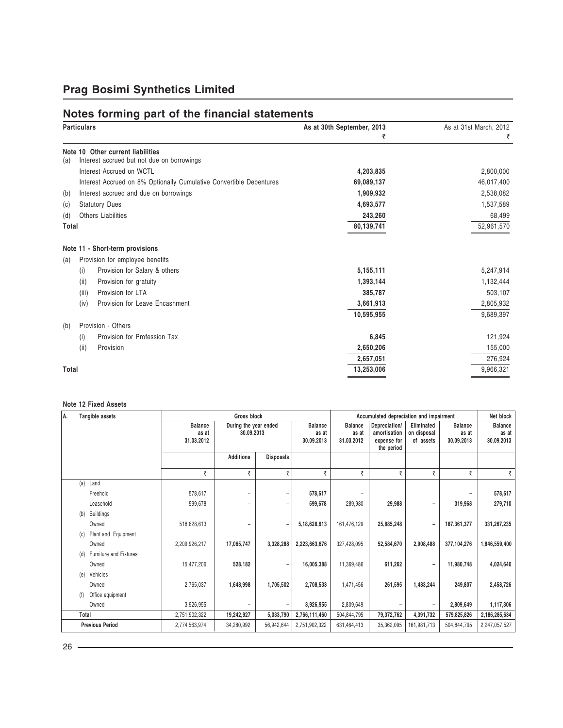## Prag Bosimi Synthetics Limited

## Notes forming part of the financial statements

| Particulars | As at 30th September, 2013 ₹ | As at 31st March, 2012 ₹ |
|---|---|---|
| **Note 10 Other current liabilities** | | |
| (a) Interest accrued but not due on borrowings | | |
| Interest Accrued on WCTL | **4,203,835** | 2,800,000 |
| Interest Accrued on 8% Optionally Cumulative Convertible Debentures | **69,089,137** | 46,017,400 |
| (b) Interest accrued and due on borrowings | **1,909,932** | 2,538,082 |
| (c) Statutory Dues | **4,693,577** | 1,537,589 |
| (d) Others Liabilities | **243,260** | 68,499 |
| **Total** | **80,139,741** | 52,961,570 |
| **Note 11 - Short-term provisions** | | |
| (a) Provision for employee benefits | | |
| (i) Provision for Salary & others | **5,155,111** | 5,247,914 |
| (ii) Provision for gratuity | **1,393,144** | 1,132,444 |
| (iii) Provision for LTA | **385,787** | 503,107 |
| (iv) Provision for Leave Encashment | **3,661,913** | 2,805,932 |
| | **10,595,955** | 9,689,397 |
| (b) Provision - Others | | |
| (i) Provision for Profession Tax | **6,845** | 121,924 |
| (ii) Provision | **2,650,206** | 155,000 |
| | **2,657,051** | 276,924 |
| **Total** | **13,253,006** | 9,966,321 |

**Note 12 Fixed Assets**

| A. Tangible assets | Gross block | | | | Accumulated depreciation and impairment | | | | Net block |
|---|---|---|---|---|---|---|---|---|---|
| | Balance as at 31.03.2012 | During the year ended 30.09.2013 Additions | During the year ended 30.09.2013 Disposals | Balance as at 30.09.2013 | Balance as at 31.03.2012 | Depreciation/ amortisation expense for the period | Eliminated on disposal of assets | Balance as at 30.09.2013 | Balance as at 30.09.2013 |
| | ₹ | ₹ | ₹ | ₹ | ₹ | ₹ | ₹ | ₹ | ₹ |
| (a) Land | | | | | | | | | |
| Freehold | 578,617 | – | – | **578,617** | – | | | – | **578,617** |
| Leasehold | 599,678 | – | – | **599,678** | 289,980 | **29,988** | – | **319,968** | **279,710** |
| (b) Buildings | | | | | | | | | |
| Owned | 518,628,613 | – | – | **5,18,628,613** | 161,476,129 | **25,885,248** | – | **187,361,377** | **331,267,235** |
| (c) Plant and Equipment | | | | | | | | | |
| Owned | 2,209,926,217 | **17,065,747** | **3,328,288** | **2,223,663,676** | 327,428,095 | **52,584,670** | **2,908,488** | **377,104,276** | **1,846,559,400** |
| (d) Furniture and Fixtures | | | | | | | | | |
| Owned | 15,477,206 | **528,182** | – | **16,005,388** | 11,369,486 | **611,262** | – | **11,980,748** | **4,024,640** |
| (e) Vehicles | | | | | | | | | |
| Owned | 2,765,037 | **1,648,998** | **1,705,502** | **2,708,533** | 1,471,456 | **261,595** | **1,483,244** | **249,807** | **2,458,726** |
| (f) Office equipment | | | | | | | | | |
| Owned | 3,926,955 | – | – | **3,926,955** | 2,809,649 | – | – | **2,809,649** | **1,117,306** |
| **Total** | 2,751,902,322 | **19,242,927** | **5,033,790** | **2,766,111,460** | 504,844,795 | **79,372,762** | **4,391,732** | **579,825,826** | **2,186,285,634** |
| **Previous Period** | 2,774,563,974 | 34,280,992 | 56,942,644 | 2,751,902,322 | 631,464,413 | 35,362,095 | 161,981,713 | 504,844,795 | 2,247,057,527 |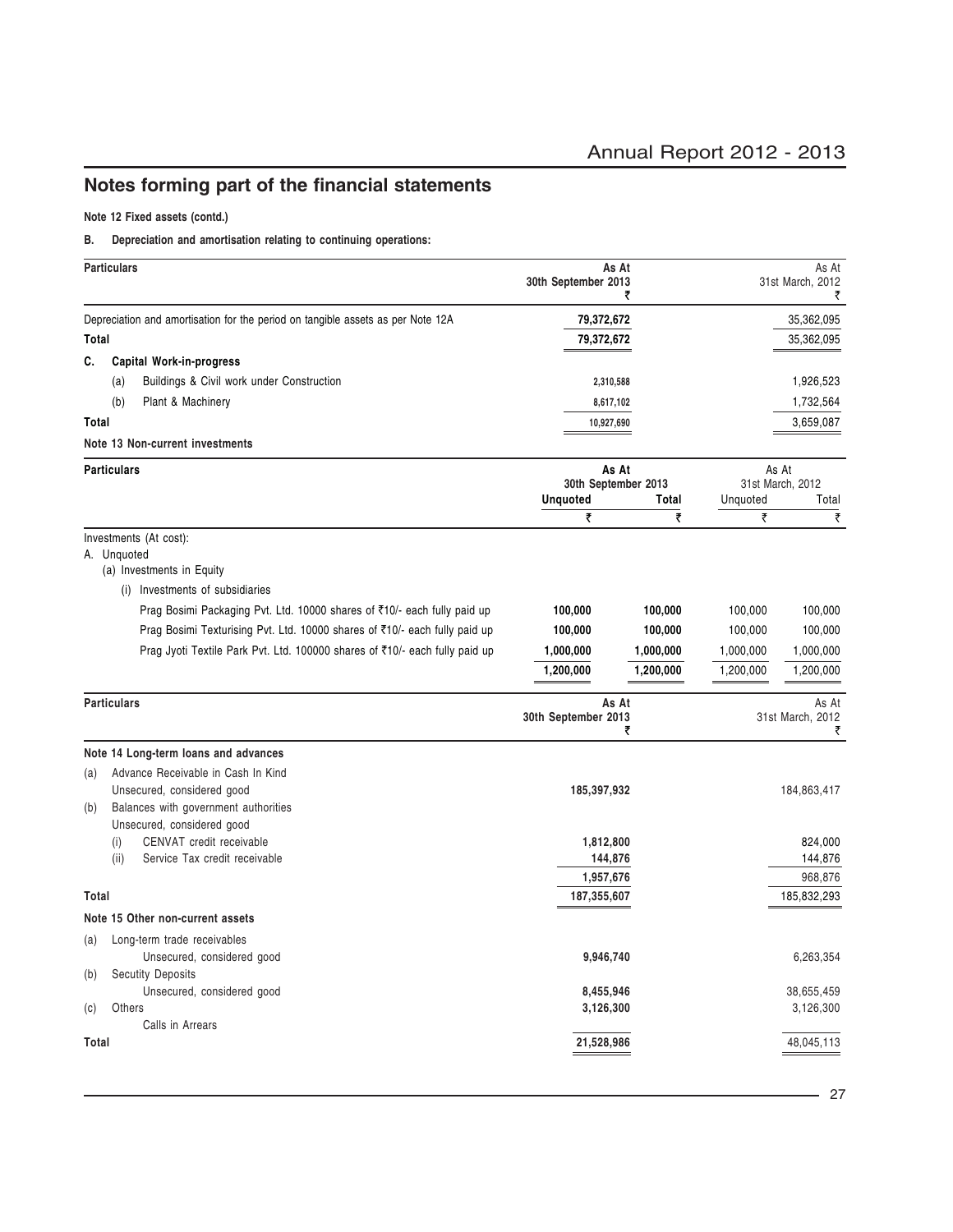# Notes forming part of the financial statements

**Note 12 Fixed assets (contd.)**

**B. Depreciation and amortisation relating to continuing operations:**

| Particulars | As At 30th September 2013 ₹ | As At 31st March, 2012 ₹ |
|---|---|---|
| Depreciation and amortisation for the period on tangible assets as per Note 12A | **79,372,672** | 35,362,095 |
| **Total** | **79,372,672** | 35,362,095 |
| **C. Capital Work-in-progress** | | |
| (a) Buildings & Civil work under Construction | **2,310,588** | 1,926,523 |
| (b) Plant & Machinery | **8,617,102** | 1,732,564 |
| **Total** | **10,927,690** | 3,659,087 |

**Note 13 Non-current investments**

| Particulars | As At 30th September 2013 Unquoted ₹ | As At 30th September 2013 Total ₹ | As At 31st March, 2012 Unquoted ₹ | As At 31st March, 2012 Total ₹ |
|---|---|---|---|---|
| Investments (At cost): | | | | |
| A. Unquoted | | | | |
| (a) Investments in Equity | | | | |
| (i) Investments of subsidiaries | | | | |
| Prag Bosimi Packaging Pvt. Ltd. 10000 shares of ₹10/- each fully paid up | **100,000** | **100,000** | 100,000 | 100,000 |
| Prag Bosimi Texturising Pvt. Ltd. 10000 shares of ₹10/- each fully paid up | **100,000** | **100,000** | 100,000 | 100,000 |
| Prag Jyoti Textile Park Pvt. Ltd. 100000 shares of ₹10/- each fully paid up | **1,000,000** | **1,000,000** | 1,000,000 | 1,000,000 |
| | **1,200,000** | **1,200,000** | 1,200,000 | 1,200,000 |

| Particulars | As At 30th September 2013 ₹ | As At 31st March, 2012 ₹ |
|---|---|---|
| **Note 14 Long-term loans and advances** | | |
| (a) Advance Receivable in Cash In Kind | | |
| Unsecured, considered good | **185,397,932** | 184,863,417 |
| (b) Balances with government authorities | | |
| Unsecured, considered good | | |
| (i) CENVAT credit receivable | **1,812,800** | 824,000 |
| (ii) Service Tax credit receivable | **144,876** | 144,876 |
| | **1,957,676** | 968,876 |
| **Total** | **187,355,607** | 185,832,293 |
| **Note 15 Other non-current assets** | | |
| (a) Long-term trade receivables | | |
| Unsecured, considered good | **9,946,740** | 6,263,354 |
| (b) Secutity Deposits | | |
| Unsecured, considered good | **8,455,946** | 38,655,459 |
| (c) Others<br>Calls in Arrears | **3,126,300** | 3,126,300 |
| **Total** | **21,528,986** | 48,045,113 |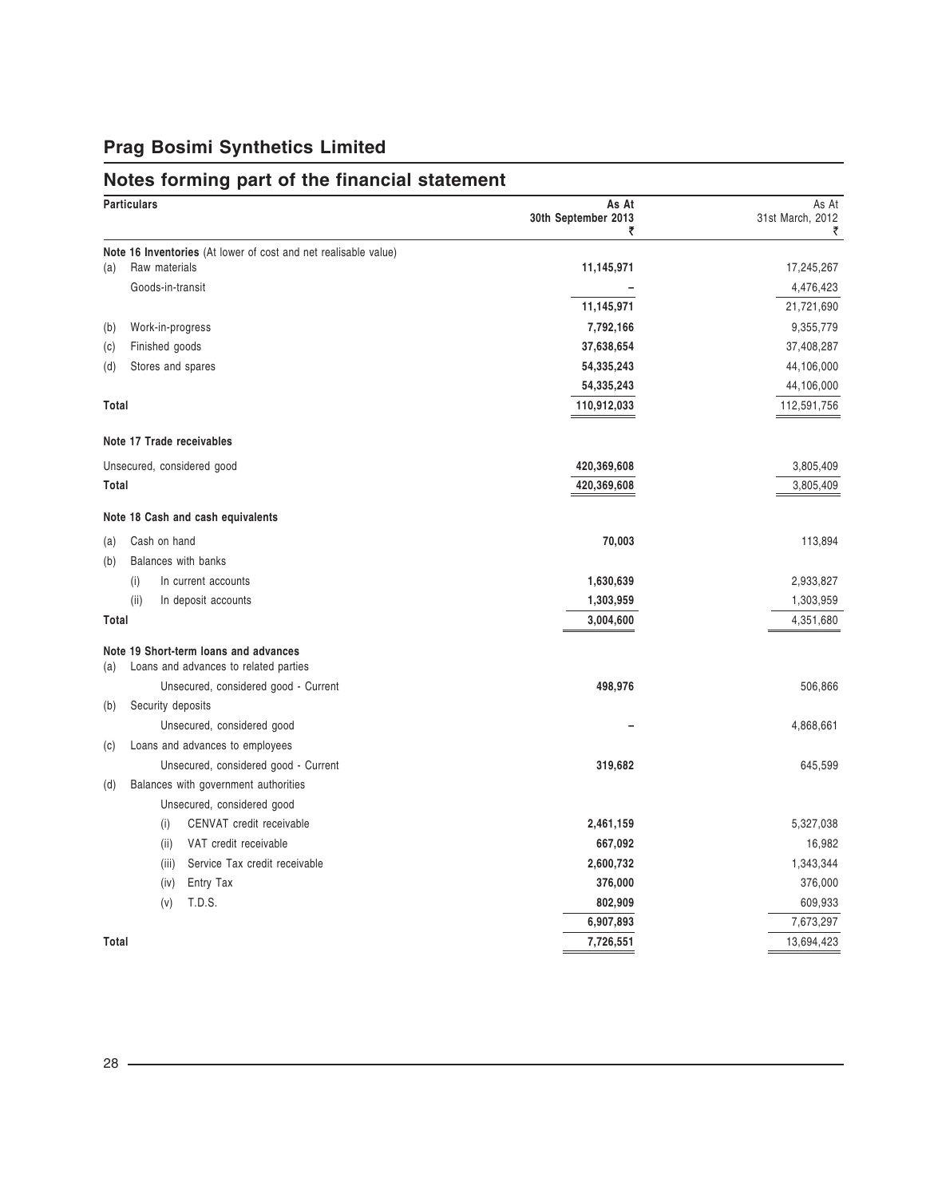# Prag Bosimi Synthetics Limited

## Notes forming part of the financial statement

| Particulars | As At 30th September 2013 ₹ | As At 31st March, 2012 ₹ |
|---|---|---|
| **Note 16 Inventories** (At lower of cost and net realisable value) | | |
| (a) Raw materials | **11,145,971** | 17,245,267 |
| Goods-in-transit | **–** | 4,476,423 |
| | **11,145,971** | 21,721,690 |
| (b) Work-in-progress | **7,792,166** | 9,355,779 |
| (c) Finished goods | **37,638,654** | 37,408,287 |
| (d) Stores and spares | **54,335,243** | 44,106,000 |
| | **54,335,243** | 44,106,000 |
| **Total** | **110,912,033** | 112,591,756 |
| **Note 17 Trade receivables** | | |
| Unsecured, considered good | **420,369,608** | 3,805,409 |
| **Total** | **420,369,608** | 3,805,409 |
| **Note 18 Cash and cash equivalents** | | |
| (a) Cash on hand | **70,003** | 113,894 |
| (b) Balances with banks | | |
| (i) In current accounts | **1,630,639** | 2,933,827 |
| (ii) In deposit accounts | **1,303,959** | 1,303,959 |
| **Total** | **3,004,600** | 4,351,680 |
| **Note 19 Short-term loans and advances** | | |
| (a) Loans and advances to related parties | | |
| Unsecured, considered good - Current | **498,976** | 506,866 |
| (b) Security deposits | | |
| Unsecured, considered good | **–** | 4,868,661 |
| (c) Loans and advances to employees | | |
| Unsecured, considered good - Current | **319,682** | 645,599 |
| (d) Balances with government authorities | | |
| Unsecured, considered good | | |
| (i) CENVAT credit receivable | **2,461,159** | 5,327,038 |
| (ii) VAT credit receivable | **667,092** | 16,982 |
| (iii) Service Tax credit receivable | **2,600,732** | 1,343,344 |
| (iv) Entry Tax | **376,000** | 376,000 |
| (v) T.D.S. | **802,909** | 609,933 |
| | **6,907,893** | 7,673,297 |
| **Total** | **7,726,551** | 13,694,423 |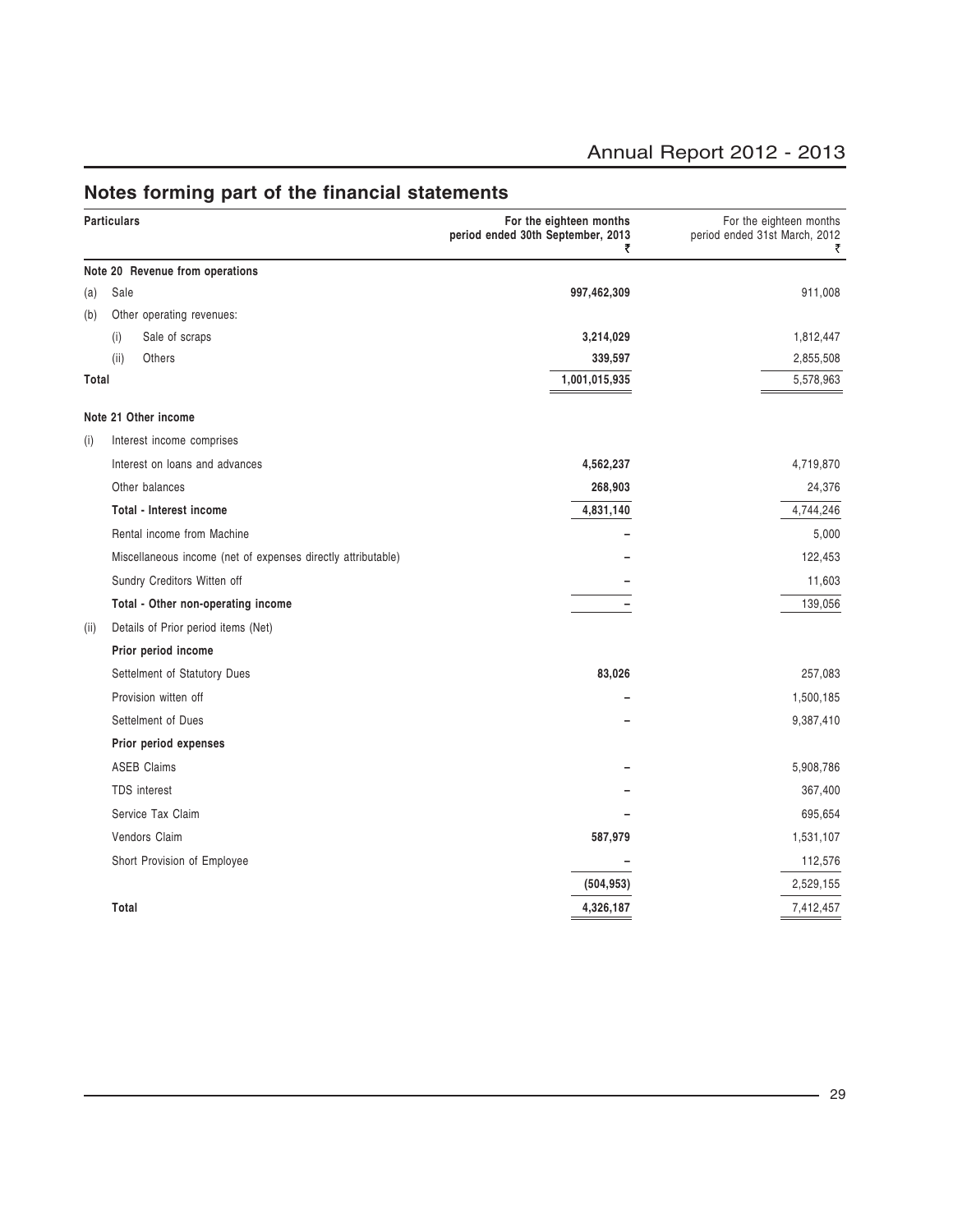## Notes forming part of the financial statements

| | Particulars | For the eighteen months period ended 30th September, 2013 ₹ | For the eighteen months period ended 31st March, 2012 ₹ |
|---|---|---|---|
| | **Note 20 Revenue from operations** | | |
| (a) | Sale | **997,462,309** | 911,008 |
| (b) | Other operating revenues: | | |
| | (i) Sale of scraps | **3,214,029** | 1,812,447 |
| | (ii) Others | **339,597** | 2,855,508 |
| **Total** | | **1,001,015,935** | 5,578,963 |
| | **Note 21 Other income** | | |
| (i) | Interest income comprises | | |
| | Interest on loans and advances | **4,562,237** | 4,719,870 |
| | Other balances | **268,903** | 24,376 |
| | **Total - Interest income** | **4,831,140** | 4,744,246 |
| | Rental income from Machine | – | 5,000 |
| | Miscellaneous income (net of expenses directly attributable) | – | 122,453 |
| | Sundry Creditors Witten off | – | 11,603 |
| | **Total - Other non-operating income** | – | 139,056 |
| (ii) | Details of Prior period items (Net) | | |
| | **Prior period income** | | |
| | Settelment of Statutory Dues | **83,026** | 257,083 |
| | Provision witten off | – | 1,500,185 |
| | Settelment of Dues | – | 9,387,410 |
| | **Prior period expenses** | | |
| | ASEB Claims | – | 5,908,786 |
| | TDS interest | – | 367,400 |
| | Service Tax Claim | – | 695,654 |
| | Vendors Claim | **587,979** | 1,531,107 |
| | Short Provision of Employee | – | 112,576 |
| | | **(504,953)** | 2,529,155 |
| | **Total** | **4,326,187** | 7,412,457 |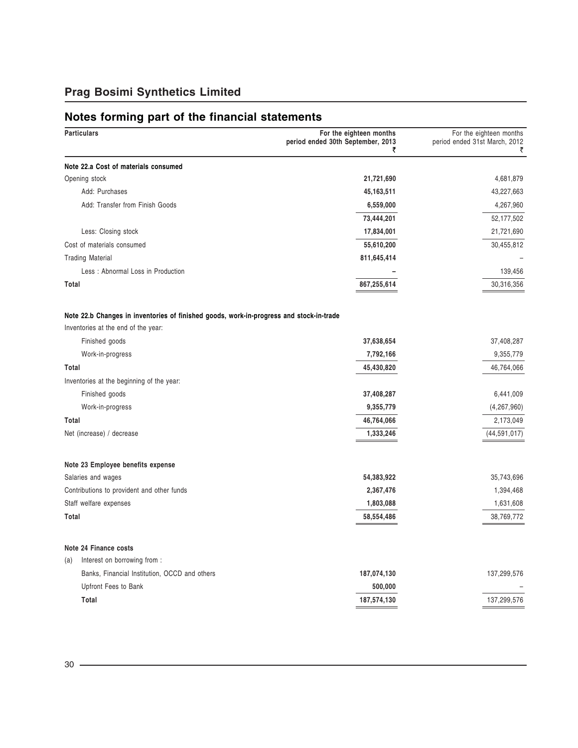## Prag Bosimi Synthetics Limited

## Notes forming part of the financial statements

| Particulars | For the eighteen months period ended 30th September, 2013 ₹ | For the eighteen months period ended 31st March, 2012 ₹ |
|---|---|---|
| **Note 22.a Cost of materials consumed** | | |
| Opening stock | **21,721,690** | 4,681,879 |
| Add: Purchases | **45,163,511** | 43,227,663 |
| Add: Transfer from Finish Goods | **6,559,000** | 4,267,960 |
| | **73,444,201** | 52,177,502 |
| Less: Closing stock | **17,834,001** | 21,721,690 |
| Cost of materials consumed | **55,610,200** | 30,455,812 |
| Trading Material | **811,645,414** | – |
| Less : Abnormal Loss in Production | **–** | 139,456 |
| **Total** | **867,255,614** | 30,316,356 |
| **Note 22.b Changes in inventories of finished goods, work-in-progress and stock-in-trade** | | |
| Inventories at the end of the year: | | |
| Finished goods | **37,638,654** | 37,408,287 |
| Work-in-progress | **7,792,166** | 9,355,779 |
| **Total** | **45,430,820** | 46,764,066 |
| Inventories at the beginning of the year: | | |
| Finished goods | **37,408,287** | 6,441,009 |
| Work-in-progress | **9,355,779** | (4,267,960) |
| **Total** | **46,764,066** | 2,173,049 |
| Net (increase) / decrease | **1,333,246** | (44,591,017) |
| **Note 23 Employee benefits expense** | | |
| Salaries and wages | **54,383,922** | 35,743,696 |
| Contributions to provident and other funds | **2,367,476** | 1,394,468 |
| Staff welfare expenses | **1,803,088** | 1,631,608 |
| **Total** | **58,554,486** | 38,769,772 |
| **Note 24 Finance costs** | | |
| (a) Interest on borrowing from : | | |
| Banks, Financial Institution, OCCD and others | **187,074,130** | 137,299,576 |
| Upfront Fees to Bank | **500,000** | – |
| **Total** | **187,574,130** | 137,299,576 |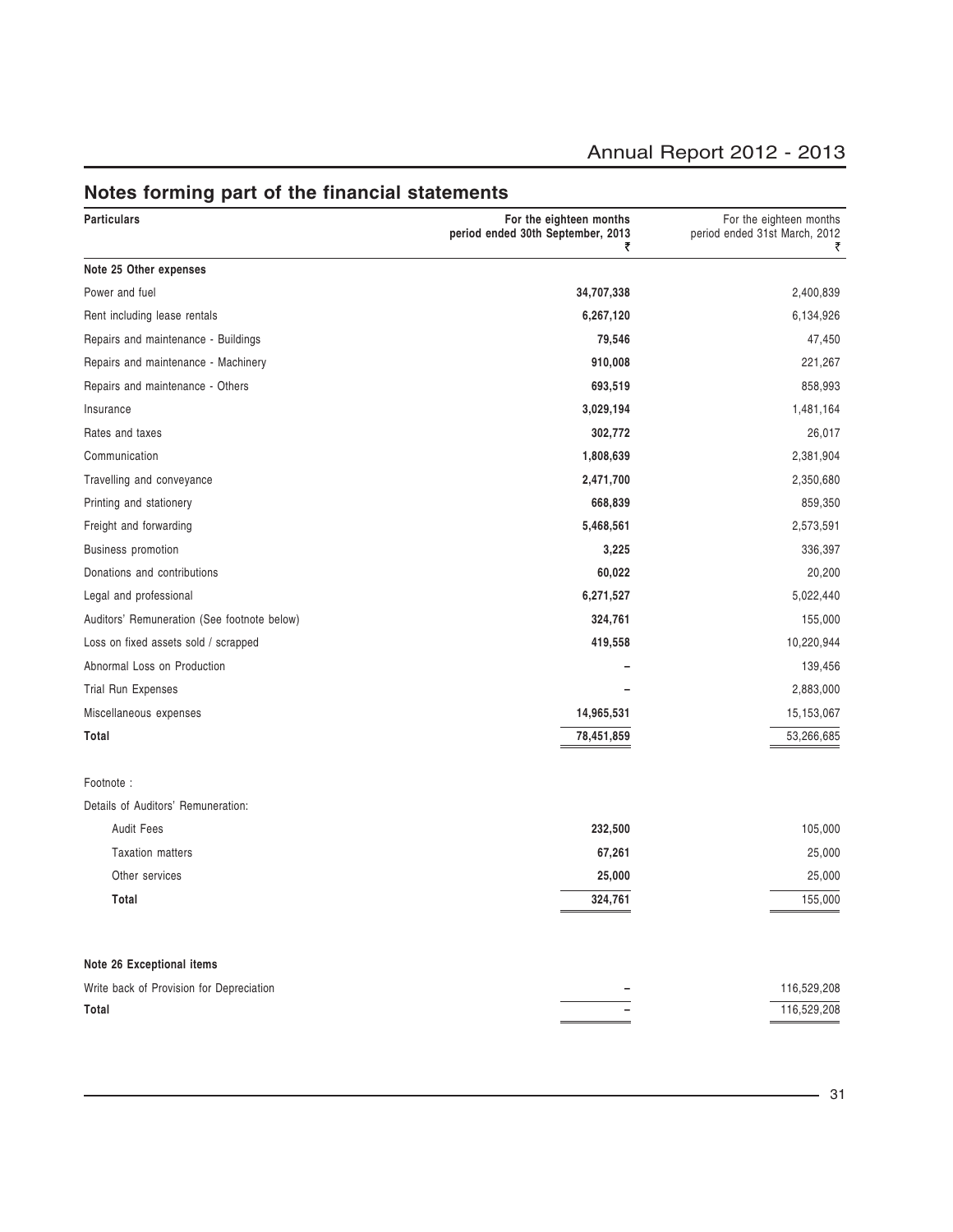## Notes forming part of the financial statements

| Particulars | For the eighteen months period ended 30th September, 2013 ₹ | For the eighteen months period ended 31st March, 2012 ₹ |
|---|---|---|
| **Note 25 Other expenses** | | |
| Power and fuel | **34,707,338** | 2,400,839 |
| Rent including lease rentals | **6,267,120** | 6,134,926 |
| Repairs and maintenance - Buildings | **79,546** | 47,450 |
| Repairs and maintenance - Machinery | **910,008** | 221,267 |
| Repairs and maintenance - Others | **693,519** | 858,993 |
| Insurance | **3,029,194** | 1,481,164 |
| Rates and taxes | **302,772** | 26,017 |
| Communication | **1,808,639** | 2,381,904 |
| Travelling and conveyance | **2,471,700** | 2,350,680 |
| Printing and stationery | **668,839** | 859,350 |
| Freight and forwarding | **5,468,561** | 2,573,591 |
| Business promotion | **3,225** | 336,397 |
| Donations and contributions | **60,022** | 20,200 |
| Legal and professional | **6,271,527** | 5,022,440 |
| Auditors' Remuneration (See footnote below) | **324,761** | 155,000 |
| Loss on fixed assets sold / scrapped | **419,558** | 10,220,944 |
| Abnormal Loss on Production | – | 139,456 |
| Trial Run Expenses | – | 2,883,000 |
| Miscellaneous expenses | **14,965,531** | 15,153,067 |
| **Total** | **78,451,859** | 53,266,685 |

Footnote :

| Details of Auditors' Remuneration: | | |
|---|---|---|
| Audit Fees | **232,500** | 105,000 |
| Taxation matters | **67,261** | 25,000 |
| Other services | **25,000** | 25,000 |
| **Total** | **324,761** | 155,000 |

| **Note 26 Exceptional items** | | |
|---|---|---|
| Write back of Provision for Depreciation | – | 116,529,208 |
| **Total** | – | 116,529,208 |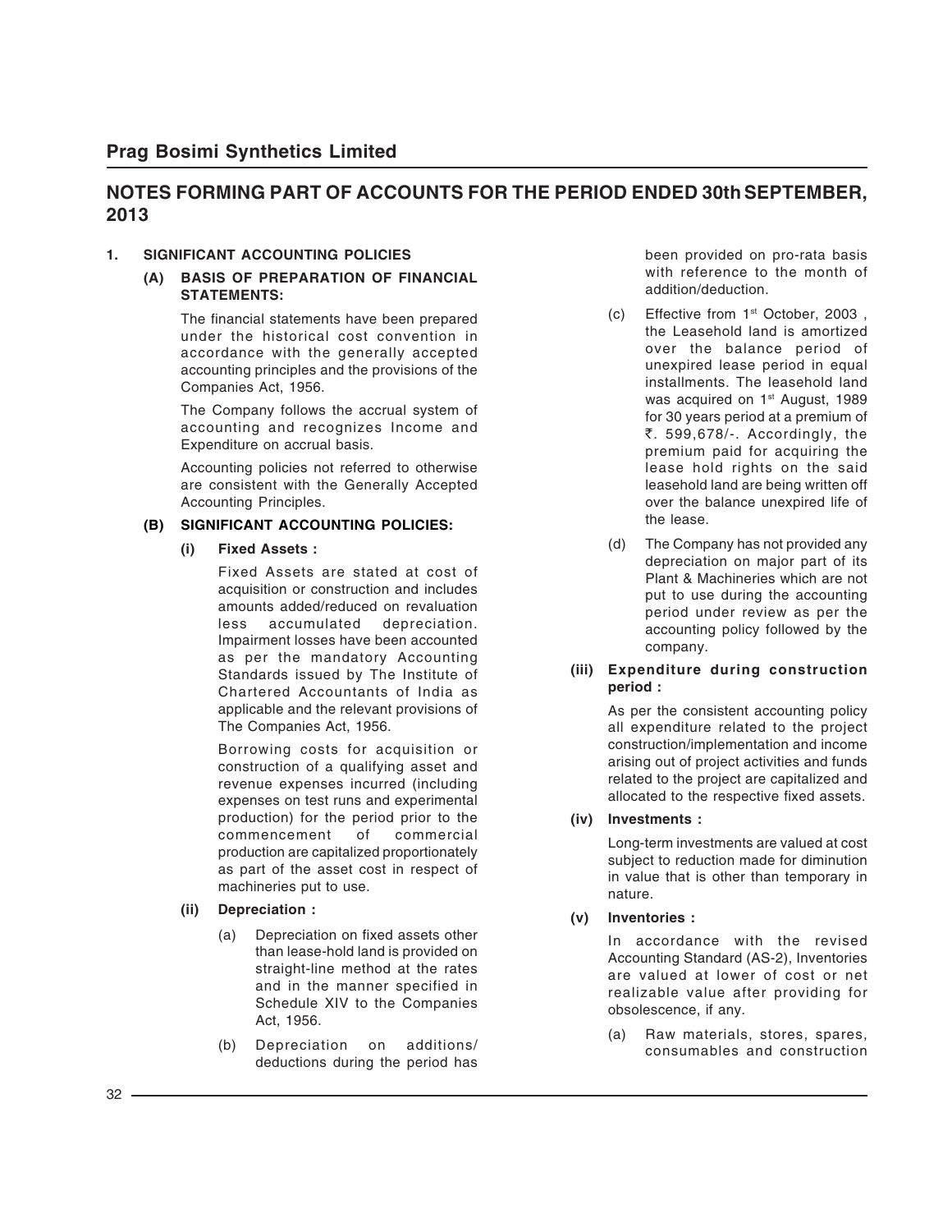# Prag Bosimi Synthetics Limited

## NOTES FORMING PART OF ACCOUNTS FOR THE PERIOD ENDED 30th SEPTEMBER, 2013

### 1. SIGNIFICANT ACCOUNTING POLICIES

#### (A) BASIS OF PREPARATION OF FINANCIAL STATEMENTS:

The financial statements have been prepared under the historical cost convention in accordance with the generally accepted accounting principles and the provisions of the Companies Act, 1956.

The Company follows the accrual system of accounting and recognizes Income and Expenditure on accrual basis.

Accounting policies not referred to otherwise are consistent with the Generally Accepted Accounting Principles.

#### (B) SIGNIFICANT ACCOUNTING POLICIES:

**(i) Fixed Assets :**

Fixed Assets are stated at cost of acquisition or construction and includes amounts added/reduced on revaluation less accumulated depreciation. Impairment losses have been accounted as per the mandatory Accounting Standards issued by The Institute of Chartered Accountants of India as applicable and the relevant provisions of The Companies Act, 1956.

Borrowing costs for acquisition or construction of a qualifying asset and revenue expenses incurred (including expenses on test runs and experimental production) for the period prior to the commencement of commercial production are capitalized proportionately as part of the asset cost in respect of machineries put to use.

**(ii) Depreciation :**

(a) Depreciation on fixed assets other than lease-hold land is provided on straight-line method at the rates and in the manner specified in Schedule XIV to the Companies Act, 1956.

(b) Depreciation on additions/ deductions during the period has been provided on pro-rata basis with reference to the month of addition/deduction.

(c) Effective from 1st October, 2003 , the Leasehold land is amortized over the balance period of unexpired lease period in equal installments. The leasehold land was acquired on 1st August, 1989 for 30 years period at a premium of ₹. 599,678/-. Accordingly, the premium paid for acquiring the lease hold rights on the said leasehold land are being written off over the balance unexpired life of the lease.

(d) The Company has not provided any depreciation on major part of its Plant & Machineries which are not put to use during the accounting period under review as per the accounting policy followed by the company.

**(iii) Expenditure during construction period :**

As per the consistent accounting policy all expenditure related to the project construction/implementation and income arising out of project activities and funds related to the project are capitalized and allocated to the respective fixed assets.

**(iv) Investments :**

Long-term investments are valued at cost subject to reduction made for diminution in value that is other than temporary in nature.

**(v) Inventories :**

In accordance with the revised Accounting Standard (AS-2), Inventories are valued at lower of cost or net realizable value after providing for obsolescence, if any.

(a) Raw materials, stores, spares, consumables and construction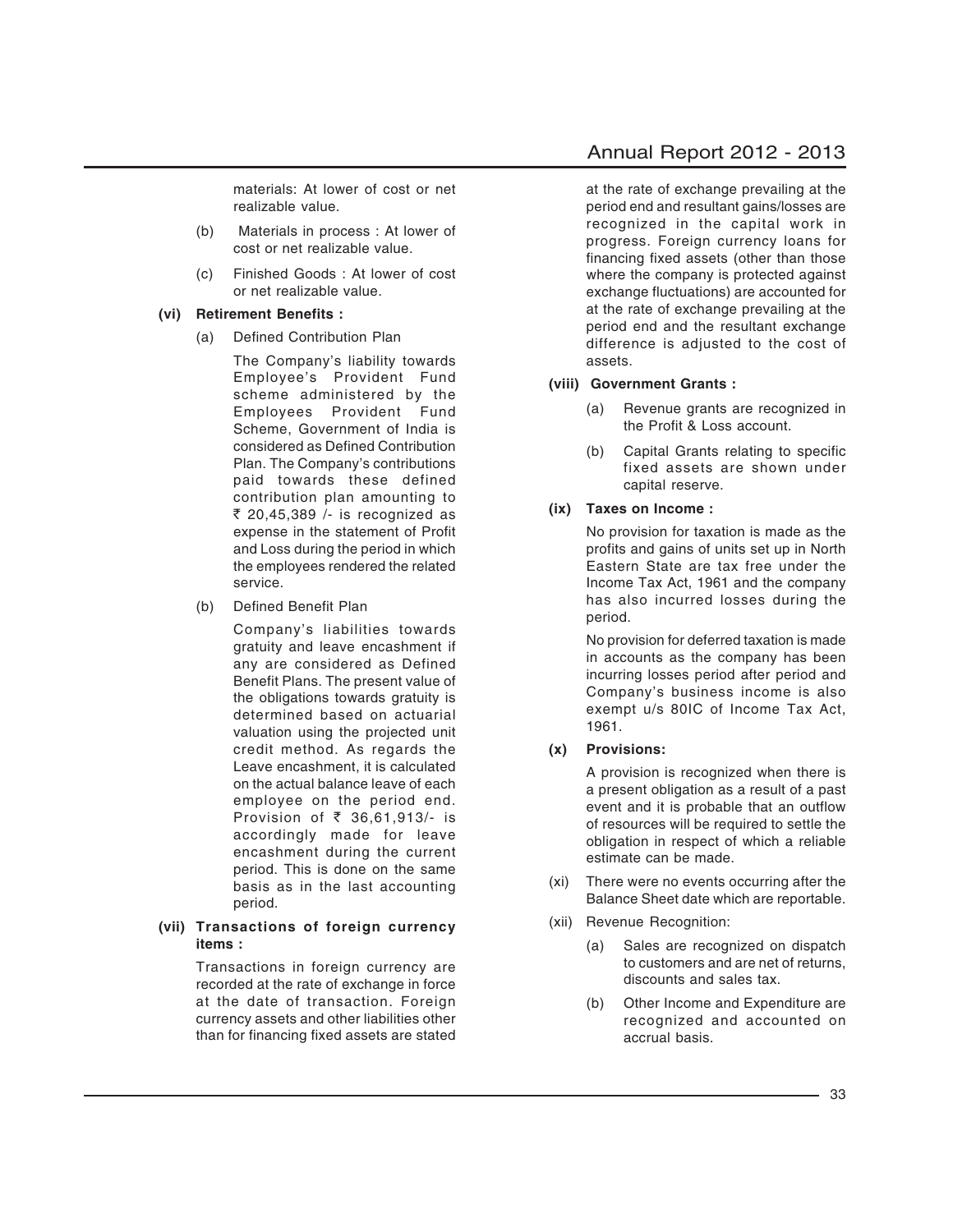materials: At lower of cost or net realizable value.

(b) Materials in process : At lower of cost or net realizable value.

(c) Finished Goods : At lower of cost or net realizable value.

**(vi) Retirement Benefits :**

(a) Defined Contribution Plan

The Company's liability towards Employee's Provident Fund scheme administered by the Employees Provident Fund Scheme, Government of India is considered as Defined Contribution Plan. The Company's contributions paid towards these defined contribution plan amounting to ₹ 20,45,389 /- is recognized as expense in the statement of Profit and Loss during the period in which the employees rendered the related service.

(b) Defined Benefit Plan

Company's liabilities towards gratuity and leave encashment if any are considered as Defined Benefit Plans. The present value of the obligations towards gratuity is determined based on actuarial valuation using the projected unit credit method. As regards the Leave encashment, it is calculated on the actual balance leave of each employee on the period end. Provision of ₹ 36,61,913/- is accordingly made for leave encashment during the current period. This is done on the same basis as in the last accounting period.

**(vii) Transactions of foreign currency items :**

Transactions in foreign currency are recorded at the rate of exchange in force at the date of transaction. Foreign currency assets and other liabilities other than for financing fixed assets are stated at the rate of exchange prevailing at the period end and resultant gains/losses are recognized in the capital work in progress. Foreign currency loans for financing fixed assets (other than those where the company is protected against exchange fluctuations) are accounted for at the rate of exchange prevailing at the period end and the resultant exchange difference is adjusted to the cost of assets.

**(viii) Government Grants :**

(a) Revenue grants are recognized in the Profit & Loss account.

(b) Capital Grants relating to specific fixed assets are shown under capital reserve.

**(ix) Taxes on Income :**

No provision for taxation is made as the profits and gains of units set up in North Eastern State are tax free under the Income Tax Act, 1961 and the company has also incurred losses during the period.

No provision for deferred taxation is made in accounts as the company has been incurring losses period after period and Company's business income is also exempt u/s 80IC of Income Tax Act, 1961.

**(x) Provisions:**

A provision is recognized when there is a present obligation as a result of a past event and it is probable that an outflow of resources will be required to settle the obligation in respect of which a reliable estimate can be made.

(xi) There were no events occurring after the Balance Sheet date which are reportable.

(xii) Revenue Recognition:

(a) Sales are recognized on dispatch to customers and are net of returns, discounts and sales tax.

(b) Other Income and Expenditure are recognized and accounted on accrual basis.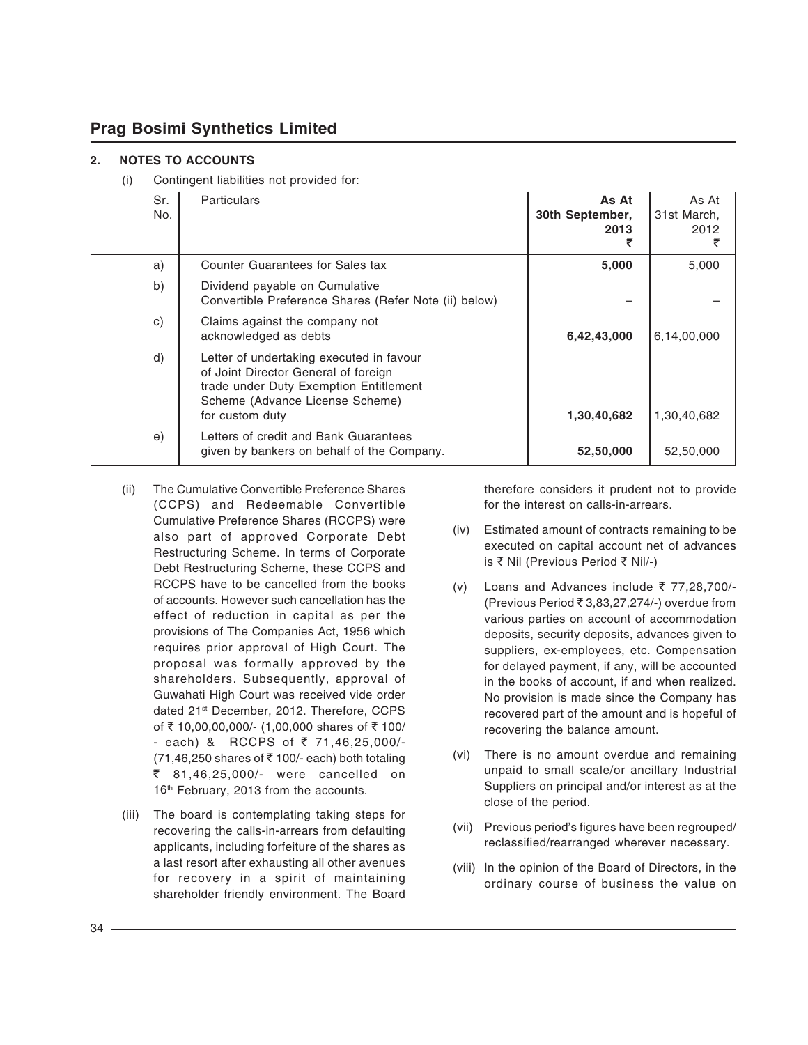## 2. NOTES TO ACCOUNTS

(i) Contingent liabilities not provided for:

| Sr. No. | Particulars | As At 30th September, 2013 ₹ | As At 31st March, 2012 ₹ |
|---|---|---|---|
| a) | Counter Guarantees for Sales tax | **5,000** | 5,000 |
| b) | Dividend payable on Cumulative Convertible Preference Shares (Refer Note (ii) below) | – | – |
| c) | Claims against the company not acknowledged as debts | **6,42,43,000** | 6,14,00,000 |
| d) | Letter of undertaking executed in favour of Joint Director General of foreign trade under Duty Exemption Entitlement Scheme (Advance License Scheme) for custom duty | **1,30,40,682** | 1,30,40,682 |
| e) | Letters of credit and Bank Guarantees given by bankers on behalf of the Company. | **52,50,000** | 52,50,000 |

(ii) The Cumulative Convertible Preference Shares (CCPS) and Redeemable Convertible Cumulative Preference Shares (RCCPS) were also part of approved Corporate Debt Restructuring Scheme. In terms of Corporate Debt Restructuring Scheme, these CCPS and RCCPS have to be cancelled from the books of accounts. However such cancellation has the effect of reduction in capital as per the provisions of The Companies Act, 1956 which requires prior approval of High Court. The proposal was formally approved by the shareholders. Subsequently, approval of Guwahati High Court was received vide order dated 21st December, 2012. Therefore, CCPS of ₹ 10,00,00,000/- (1,00,000 shares of ₹ 100/- each) & RCCPS of ₹ 71,46,25,000/- (71,46,250 shares of ₹ 100/- each) both totaling ₹ 81,46,25,000/- were cancelled on 16th February, 2013 from the accounts.

(iii) The board is contemplating taking steps for recovering the calls-in-arrears from defaulting applicants, including forfeiture of the shares as a last resort after exhausting all other avenues for recovery in a spirit of maintaining shareholder friendly environment. The Board therefore considers it prudent not to provide for the interest on calls-in-arrears.

(iv) Estimated amount of contracts remaining to be executed on capital account net of advances is ₹ Nil (Previous Period ₹ Nil/-)

(v) Loans and Advances include ₹ 77,28,700/- (Previous Period ₹ 3,83,27,274/-) overdue from various parties on account of accommodation deposits, security deposits, advances given to suppliers, ex-employees, etc. Compensation for delayed payment, if any, will be accounted in the books of account, if and when realized. No provision is made since the Company has recovered part of the amount and is hopeful of recovering the balance amount.

(vi) There is no amount overdue and remaining unpaid to small scale/or ancillary Industrial Suppliers on principal and/or interest as at the close of the period.

(vii) Previous period's figures have been regrouped/reclassified/rearranged wherever necessary.

(viii) In the opinion of the Board of Directors, in the ordinary course of business the value on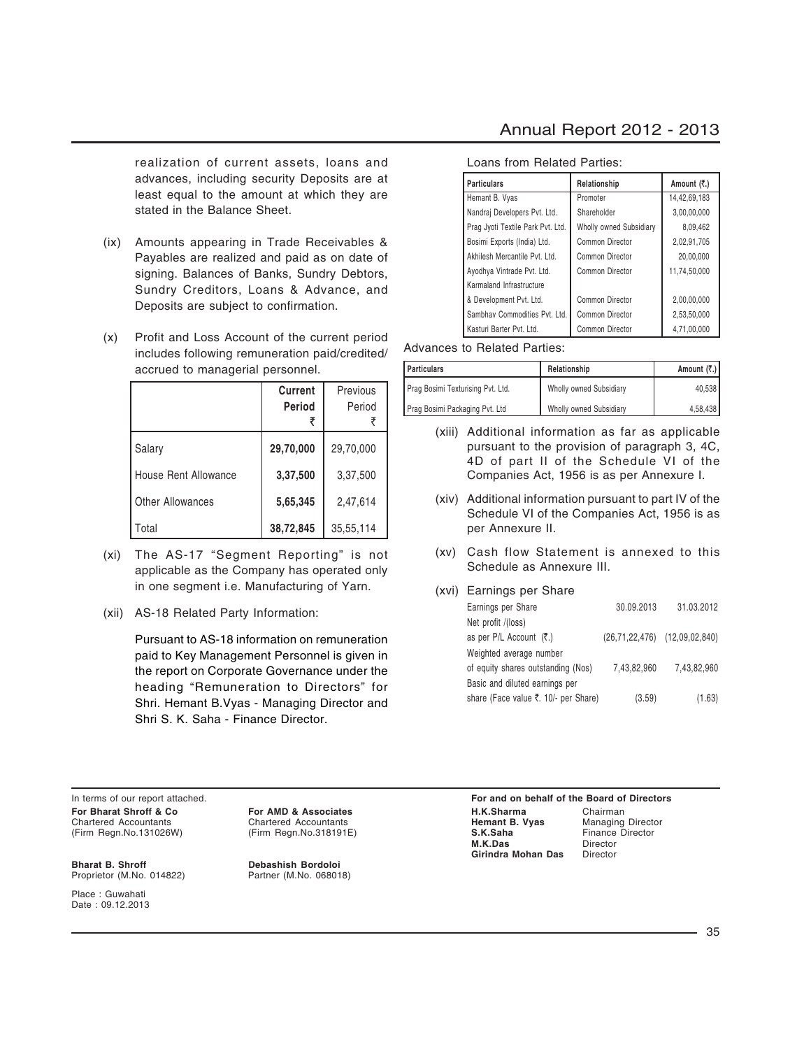realization of current assets, loans and advances, including security Deposits are at least equal to the amount at which they are stated in the Balance Sheet.

(ix) Amounts appearing in Trade Receivables & Payables are realized and paid as on date of signing. Balances of Banks, Sundry Debtors, Sundry Creditors, Loans & Advance, and Deposits are subject to confirmation.

(x) Profit and Loss Account of the current period includes following remuneration paid/credited/ accrued to managerial personnel.

| | **Current Period** ₹ | Previous Period ₹ |
|---|---|---|
| Salary | **29,70,000** | 29,70,000 |
| House Rent Allowance | **3,37,500** | 3,37,500 |
| Other Allowances | **5,65,345** | 2,47,614 |
| Total | **38,72,845** | 35,55,114 |

(xi) The AS-17 "Segment Reporting" is not applicable as the Company has operated only in one segment i.e. Manufacturing of Yarn.

(xii) AS-18 Related Party Information:

Pursuant to AS-18 information on remuneration paid to Key Management Personnel is given in the report on Corporate Governance under the heading "Remuneration to Directors" for Shri. Hemant B.Vyas - Managing Director and Shri S. K. Saha - Finance Director.

Loans from Related Parties:

| Particulars | Relationship | Amount (₹.) |
|---|---|---|
| Hemant B. Vyas | Promoter | 14,42,69,183 |
| Nandraj Developers Pvt. Ltd. | Shareholder | 3,00,00,000 |
| Prag Jyoti Textile Park Pvt. Ltd. | Wholly owned Subsidiary | 8,09,462 |
| Bosimi Exports (India) Ltd. | Common Director | 2,02,91,705 |
| Akhilesh Mercantile Pvt. Ltd. | Common Director | 20,00,000 |
| Ayodhya Vintrade Pvt. Ltd. | Common Director | 11,74,50,000 |
| Karmaland Infrastructure & Development Pvt. Ltd. | Common Director | 2,00,00,000 |
| Sambhav Commodities Pvt. Ltd. | Common Director | 2,53,50,000 |
| Kasturi Barter Pvt. Ltd. | Common Director | 4,71,00,000 |

Advances to Related Parties:

| Particulars | Relationship | Amount (₹.) |
|---|---|---|
| Prag Bosimi Texturising Pvt. Ltd. | Wholly owned Subsidiary | 40,538 |
| Prag Bosimi Packaging Pvt. Ltd | Wholly owned Subsidiary | 4,58,438 |

(xiii) Additional information as far as applicable pursuant to the provision of paragraph 3, 4C, 4D of part II of the Schedule VI of the Companies Act, 1956 is as per Annexure I.

(xiv) Additional information pursuant to part IV of the Schedule VI of the Companies Act, 1956 is as per Annexure II.

(xv) Cash flow Statement is annexed to this Schedule as Annexure III.

(xvi) Earnings per Share

| Earnings per Share | 30.09.2013 | 31.03.2012 |
|---|---|---|
| Net profit /(loss) as per P/L Account (₹.) | (26,71,22,476) | (12,09,02,840) |
| Weighted average number of equity shares outstanding (Nos) | 7,43,82,960 | 7,43,82,960 |
| Basic and diluted earnings per share (Face value ₹. 10/- per Share) | (3.59) | (1.63) |

In terms of our report attached.

**For Bharat Shroff & Co**
Chartered Accountants
(Firm Regn.No.131026W)

**Bharat B. Shroff**
Proprietor (M.No. 014822)

**For AMD & Associates**
Chartered Accountants
(Firm Regn.No.318191E)

**Debashish Bordoloi**
Partner (M.No. 068018)

Place : Guwahati
Date : 09.12.2013

**For and on behalf of the Board of Directors**

**H.K.Sharma** Chairman
**Hemant B. Vyas** Managing Director
**S.K.Saha** Finance Director
**M.K.Das** Director
**Girindra Mohan Das** Director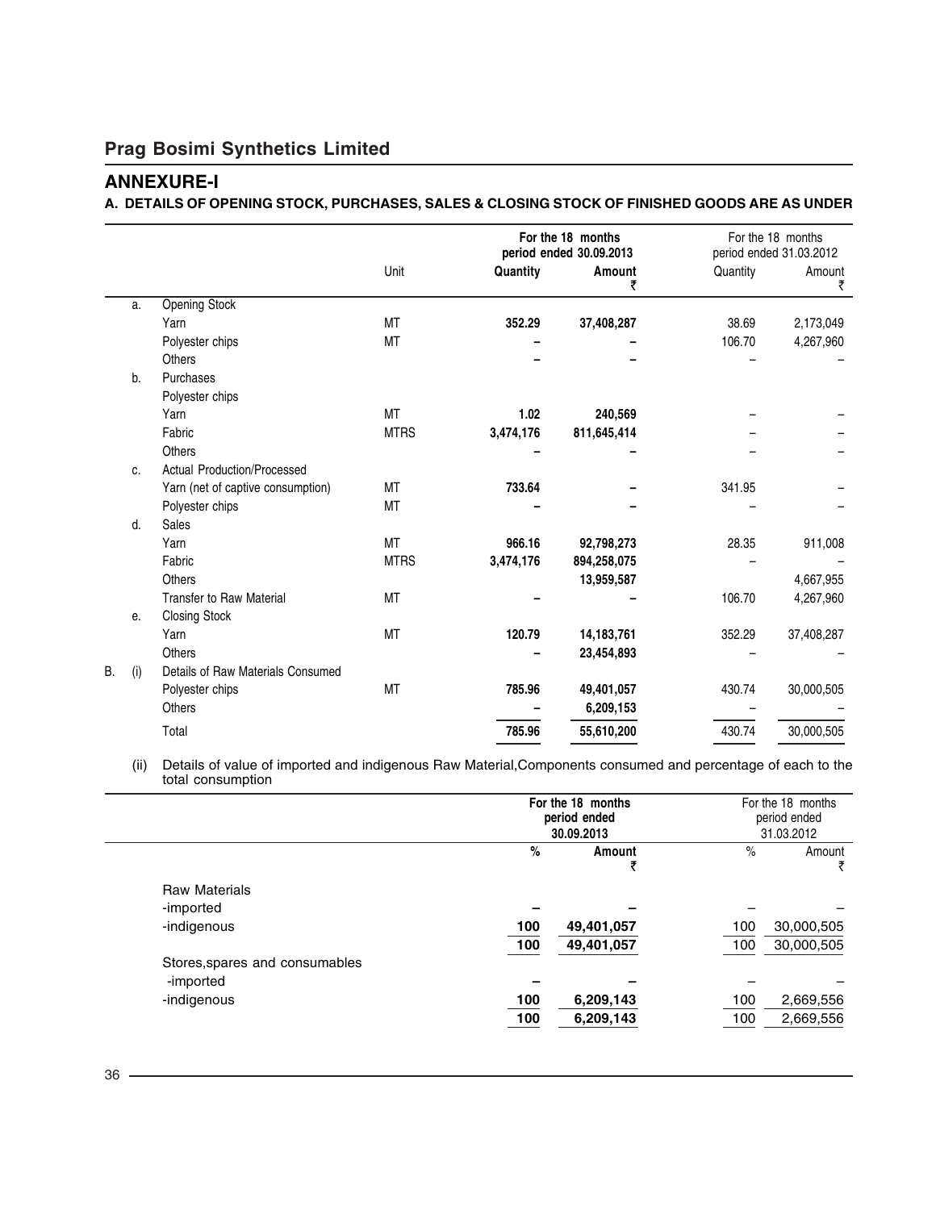## Prag Bosimi Synthetics Limited

## ANNEXURE-I

### A. DETAILS OF OPENING STOCK, PURCHASES, SALES & CLOSING STOCK OF FINISHED GOODS ARE AS UNDER

| | | | Unit | For the 18 months period ended 30.09.2013 | | For the 18 months period ended 31.03.2012 | |
|---|---|---|---|---|---|---|---|
| | | | | **Quantity** | **Amount ₹** | Quantity | Amount ₹ |
| | a. | Opening Stock | | | | | |
| | | Yarn | MT | **352.29** | **37,408,287** | 38.69 | 2,173,049 |
| | | Polyester chips | MT | **–** | **–** | 106.70 | 4,267,960 |
| | | Others | | **–** | **–** | – | – |
| | b. | Purchases | | | | | |
| | | Polyester chips | | | | | |
| | | Yarn | MT | **1.02** | **240,569** | – | – |
| | | Fabric | MTRS | **3,474,176** | **811,645,414** | – | – |
| | | Others | | **–** | **–** | – | – |
| | c. | Actual Production/Processed | | | | | |
| | | Yarn (net of captive consumption) | MT | **733.64** | **–** | 341.95 | – |
| | | Polyester chips | MT | **–** | **–** | – | – |
| | d. | Sales | | | | | |
| | | Yarn | MT | **966.16** | **92,798,273** | 28.35 | 911,008 |
| | | Fabric | MTRS | **3,474,176** | **894,258,075** | – | – |
| | | Others | | | **13,959,587** | | 4,667,955 |
| | | Transfer to Raw Material | MT | **–** | **–** | 106.70 | 4,267,960 |
| | e. | Closing Stock | | | | | |
| | | Yarn | MT | **120.79** | **14,183,761** | 352.29 | 37,408,287 |
| | | Others | | **–** | **23,454,893** | – | – |
| B. | (i) | Details of Raw Materials Consumed | | | | | |
| | | Polyester chips | MT | **785.96** | **49,401,057** | 430.74 | 30,000,505 |
| | | Others | | **–** | **6,209,153** | – | – |
| | | Total | | **785.96** | **55,610,200** | 430.74 | 30,000,505 |

(ii) Details of value of imported and indigenous Raw Material,Components consumed and percentage of each to the total consumption

| | For the 18 months period ended 30.09.2013 | | For the 18 months period ended 31.03.2012 | |
|---|---|---|---|---|
| | **%** | **Amount ₹** | % | Amount ₹ |
| Raw Materials | | | | |
| -imported | **–** | **–** | – | – |
| -indigenous | **100** | **49,401,057** | 100 | 30,000,505 |
| | **100** | **49,401,057** | 100 | 30,000,505 |
| Stores,spares and consumables | | | | |
| -imported | **–** | **–** | – | – |
| -indigenous | **100** | **6,209,143** | 100 | 2,669,556 |
| | **100** | **6,209,143** | 100 | 2,669,556 |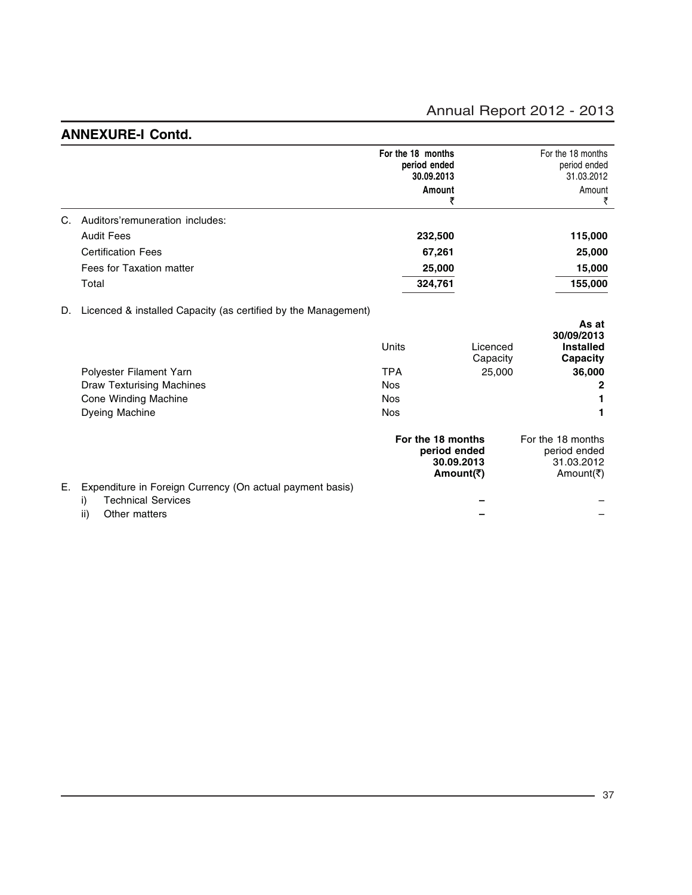## ANNEXURE-I Contd.

| | For the 18 months period ended 30.09.2013 Amount ₹ | For the 18 months period ended 31.03.2012 Amount ₹ |
|---|---|---|
| **C.** Auditors'remuneration includes: | | |
| Audit Fees | **232,500** | **115,000** |
| Certification Fees | **67,261** | **25,000** |
| Fees for Taxation matter | **25,000** | **15,000** |
| Total | **324,761** | **155,000** |

**D.** Licenced & installed Capacity (as certified by the Management)

| | Units | Licenced Capacity | As at 30/09/2013 Installed Capacity |
|---|---|---|---|
| Polyester Filament Yarn | TPA | 25,000 | **36,000** |
| Draw Texturising Machines | Nos | | **2** |
| Cone Winding Machine | Nos | | **1** |
| Dyeing Machine | Nos | | **1** |

| | For the 18 months period ended 30.09.2013 Amount(₹) | For the 18 months period ended 31.03.2012 Amount(₹) |
|---|---|---|
| **E.** Expenditure in Foreign Currency (On actual payment basis) | | |
| i) Technical Services | **–** | – |
| ii) Other matters | **–** | – |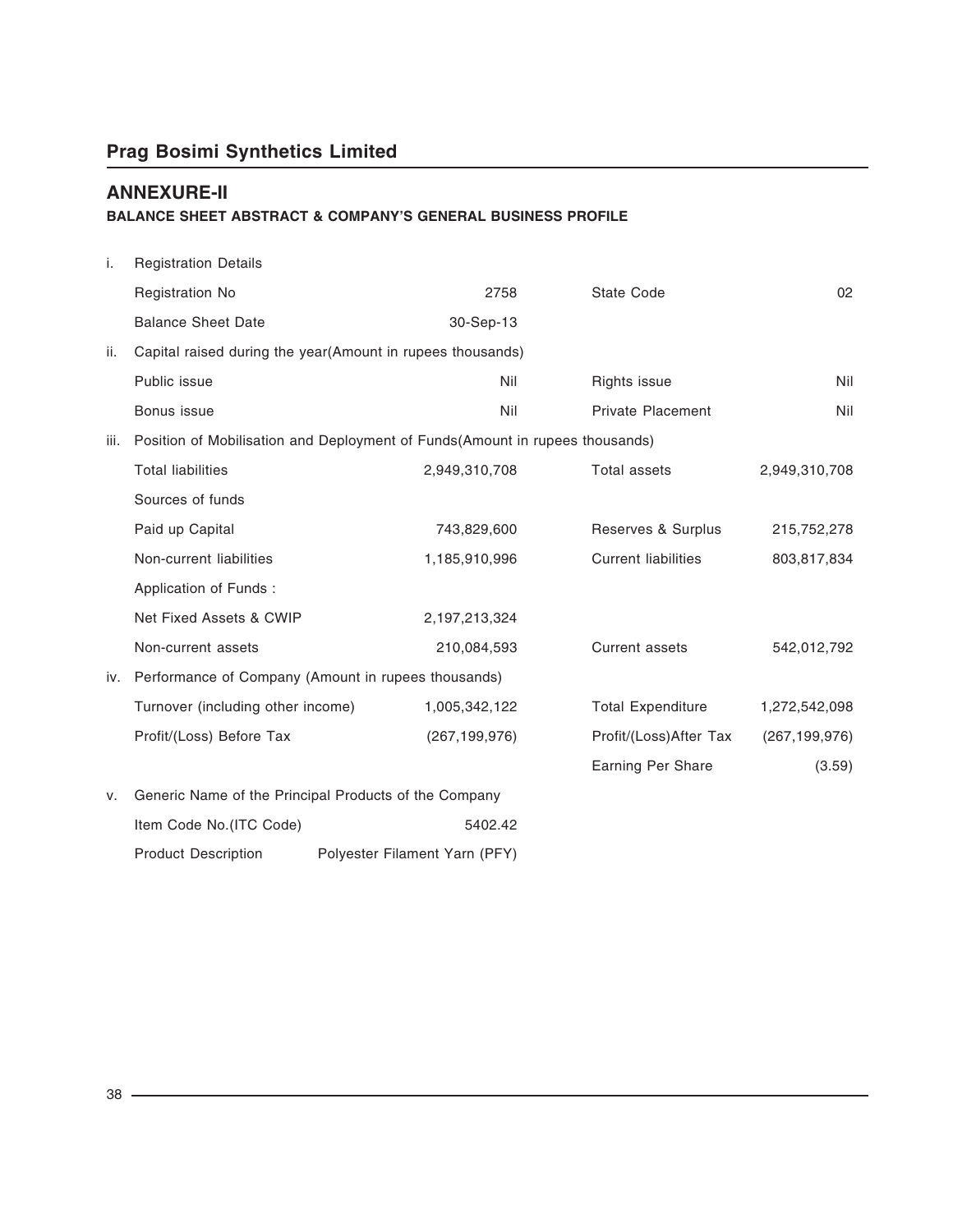## Prag Bosimi Synthetics Limited

## ANNEXURE-II

### BALANCE SHEET ABSTRACT & COMPANY'S GENERAL BUSINESS PROFILE

| | | | | |
|---|---|---|---|---|
| i. | Registration Details | | | |
| | Registration No | 2758 | State Code | 02 |
| | Balance Sheet Date | 30-Sep-13 | | |
| ii. | Capital raised during the year(Amount in rupees thousands) | | | |
| | Public issue | Nil | Rights issue | Nil |
| | Bonus issue | Nil | Private Placement | Nil |
| iii. | Position of Mobilisation and Deployment of Funds(Amount in rupees thousands) | | | |
| | Total liabilities | 2,949,310,708 | Total assets | 2,949,310,708 |
| | Sources of funds | | | |
| | Paid up Capital | 743,829,600 | Reserves & Surplus | 215,752,278 |
| | Non-current liabilities | 1,185,910,996 | Current liabilities | 803,817,834 |
| | Application of Funds : | | | |
| | Net Fixed Assets & CWIP | 2,197,213,324 | | |
| | Non-current assets | 210,084,593 | Current assets | 542,012,792 |
| iv. | Performance of Company (Amount in rupees thousands) | | | |
| | Turnover (including other income) | 1,005,342,122 | Total Expenditure | 1,272,542,098 |
| | Profit/(Loss) Before Tax | (267,199,976) | Profit/(Loss)After Tax | (267,199,976) |
| | | | Earning Per Share | (3.59) |
| v. | Generic Name of the Principal Products of the Company | | | |
| | Item Code No.(ITC Code) | 5402.42 | | |
| | Product Description | Polyester Filament Yarn (PFY) | | |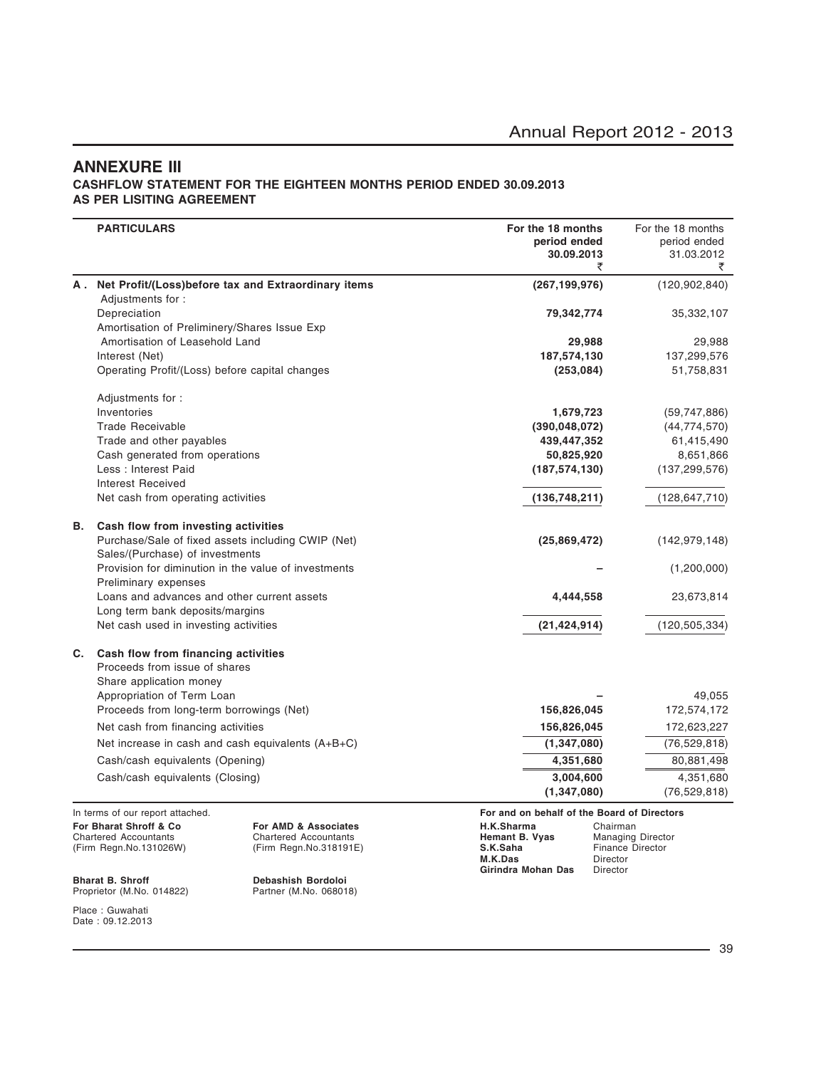## ANNEXURE III

**CASHFLOW STATEMENT FOR THE EIGHTEEN MONTHS PERIOD ENDED 30.09.2013 AS PER LISITING AGREEMENT**

| | PARTICULARS | For the 18 months period ended 30.09.2013 ₹ | For the 18 months period ended 31.03.2012 ₹ |
|---|---|---|---|
| **A .** | **Net Profit/(Loss)before tax and Extraordinary items** | **(267,199,976)** | (120,902,840) |
| | Adjustments for : | | |
| | Depreciation | **79,342,774** | 35,332,107 |
| | Amortisation of Preliminery/Shares Issue Exp | | |
| | Amortisation of Leasehold Land | **29,988** | 29,988 |
| | Interest (Net) | **187,574,130** | 137,299,576 |
| | Operating Profit/(Loss) before capital changes | **(253,084)** | 51,758,831 |
| | Adjustments for : | | |
| | Inventories | **1,679,723** | (59,747,886) |
| | Trade Receivable | **(390,048,072)** | (44,774,570) |
| | Trade and other payables | **439,447,352** | 61,415,490 |
| | Cash generated from operations | **50,825,920** | 8,651,866 |
| | Less : Interest Paid | **(187,574,130)** | (137,299,576) |
| | Interest Received | | |
| | Net cash from operating activities | **(136,748,211)** | (128,647,710) |
| **B.** | **Cash flow from investing activities** | | |
| | Purchase/Sale of fixed assets including CWIP (Net) | **(25,869,472)** | (142,979,148) |
| | Sales/(Purchase) of investments | | |
| | Provision for diminution in the value of investments | **–** | (1,200,000) |
| | Preliminary expenses | | |
| | Loans and advances and other current assets | **4,444,558** | 23,673,814 |
| | Long term bank deposits/margins | | |
| | Net cash used in investing activities | **(21,424,914)** | (120,505,334) |
| **C.** | **Cash flow from financing activities** | | |
| | Proceeds from issue of shares | | |
| | Share application money | | |
| | Appropriation of Term Loan | **–** | 49,055 |
| | Proceeds from long-term borrowings (Net) | **156,826,045** | 172,574,172 |
| | Net cash from financing activities | **156,826,045** | 172,623,227 |
| | Net increase in cash and cash equivalents (A+B+C) | **(1,347,080)** | (76,529,818) |
| | Cash/cash equivalents (Opening) | **4,351,680** | 80,881,498 |
| | Cash/cash equivalents (Closing) | **3,004,600** | 4,351,680 |
| | | **(1,347,080)** | (76,529,818) |

In terms of our report attached.

**For Bharat Shroff & Co**
Chartered Accountants
(Firm Regn.No.131026W)

**Bharat B. Shroff**
Proprietor (M.No. 014822)

**For AMD & Associates**
Chartered Accountants
(Firm Regn.No.318191E)

**Debashish Bordoloi**
Partner (M.No. 068018)

Place : Guwahati
Date : 09.12.2013

**For and on behalf of the Board of Directors**

**H.K.Sharma** Chairman
**Hemant B. Vyas** Managing Director
**S.K.Saha** Finance Director
**M.K.Das** Director
**Girindra Mohan Das** Director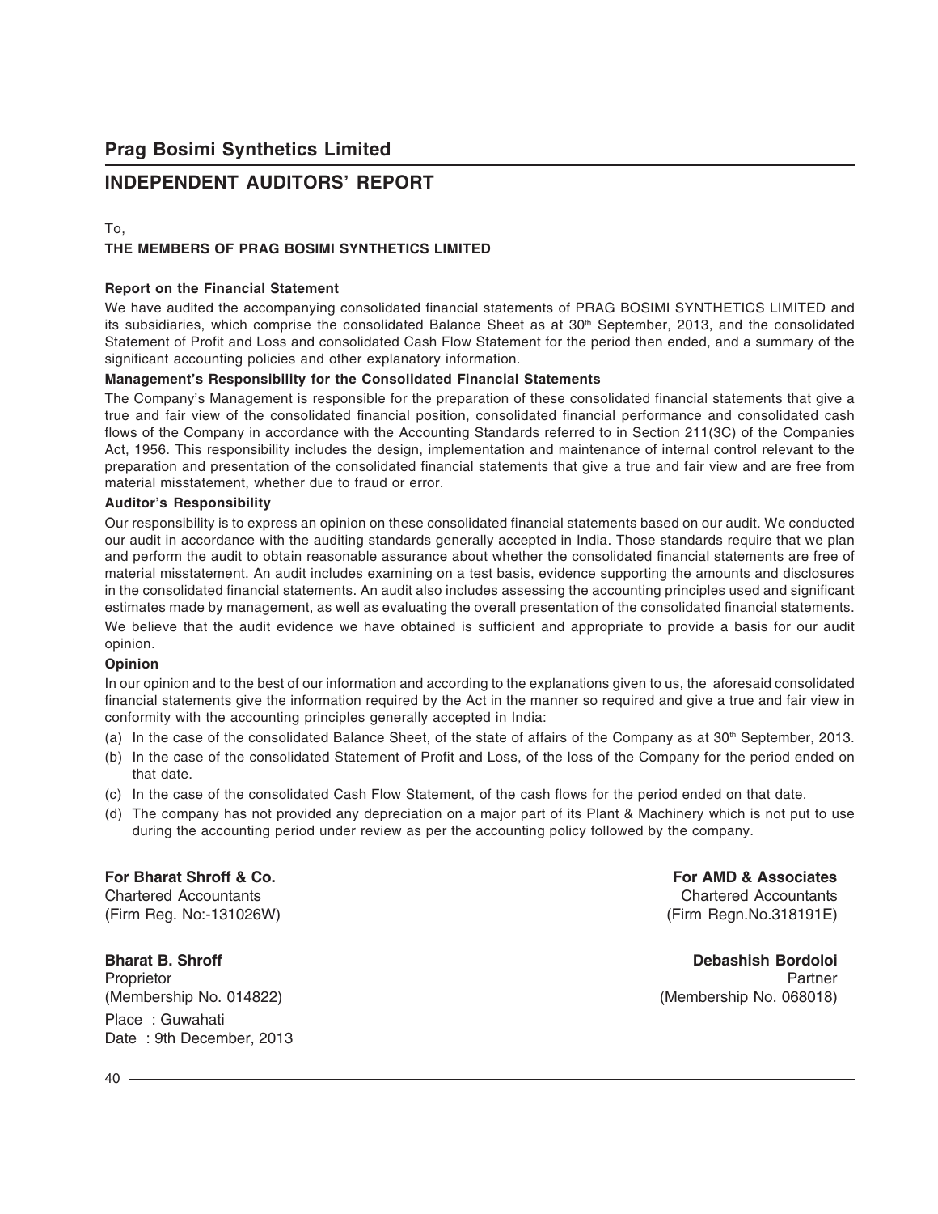## Prag Bosimi Synthetics Limited

# INDEPENDENT AUDITORS' REPORT

To,

**THE MEMBERS OF PRAG BOSIMI SYNTHETICS LIMITED**

**Report on the Financial Statement**

We have audited the accompanying consolidated financial statements of PRAG BOSIMI SYNTHETICS LIMITED and its subsidiaries, which comprise the consolidated Balance Sheet as at 30th September, 2013, and the consolidated Statement of Profit and Loss and consolidated Cash Flow Statement for the period then ended, and a summary of the significant accounting policies and other explanatory information.

**Management's Responsibility for the Consolidated Financial Statements**

The Company's Management is responsible for the preparation of these consolidated financial statements that give a true and fair view of the consolidated financial position, consolidated financial performance and consolidated cash flows of the Company in accordance with the Accounting Standards referred to in Section 211(3C) of the Companies Act, 1956. This responsibility includes the design, implementation and maintenance of internal control relevant to the preparation and presentation of the consolidated financial statements that give a true and fair view and are free from material misstatement, whether due to fraud or error.

**Auditor's Responsibility**

Our responsibility is to express an opinion on these consolidated financial statements based on our audit. We conducted our audit in accordance with the auditing standards generally accepted in India. Those standards require that we plan and perform the audit to obtain reasonable assurance about whether the consolidated financial statements are free of material misstatement. An audit includes examining on a test basis, evidence supporting the amounts and disclosures in the consolidated financial statements. An audit also includes assessing the accounting principles used and significant estimates made by management, as well as evaluating the overall presentation of the consolidated financial statements.

We believe that the audit evidence we have obtained is sufficient and appropriate to provide a basis for our audit opinion.

**Opinion**

In our opinion and to the best of our information and according to the explanations given to us, the aforesaid consolidated financial statements give the information required by the Act in the manner so required and give a true and fair view in conformity with the accounting principles generally accepted in India:

(a) In the case of the consolidated Balance Sheet, of the state of affairs of the Company as at 30th September, 2013.

(b) In the case of the consolidated Statement of Profit and Loss, of the loss of the Company for the period ended on that date.

(c) In the case of the consolidated Cash Flow Statement, of the cash flows for the period ended on that date.

(d) The company has not provided any depreciation on a major part of its Plant & Machinery which is not put to use during the accounting period under review as per the accounting policy followed by the company.

**For Bharat Shroff & Co.**
Chartered Accountants
(Firm Reg. No:-131026W)

**Bharat B. Shroff**
Proprietor
(Membership No. 014822)

Place : Guwahati
Date : 9th December, 2013

**For AMD & Associates**
Chartered Accountants
(Firm Regn.No.318191E)

**Debashish Bordoloi**
Partner
(Membership No. 068018)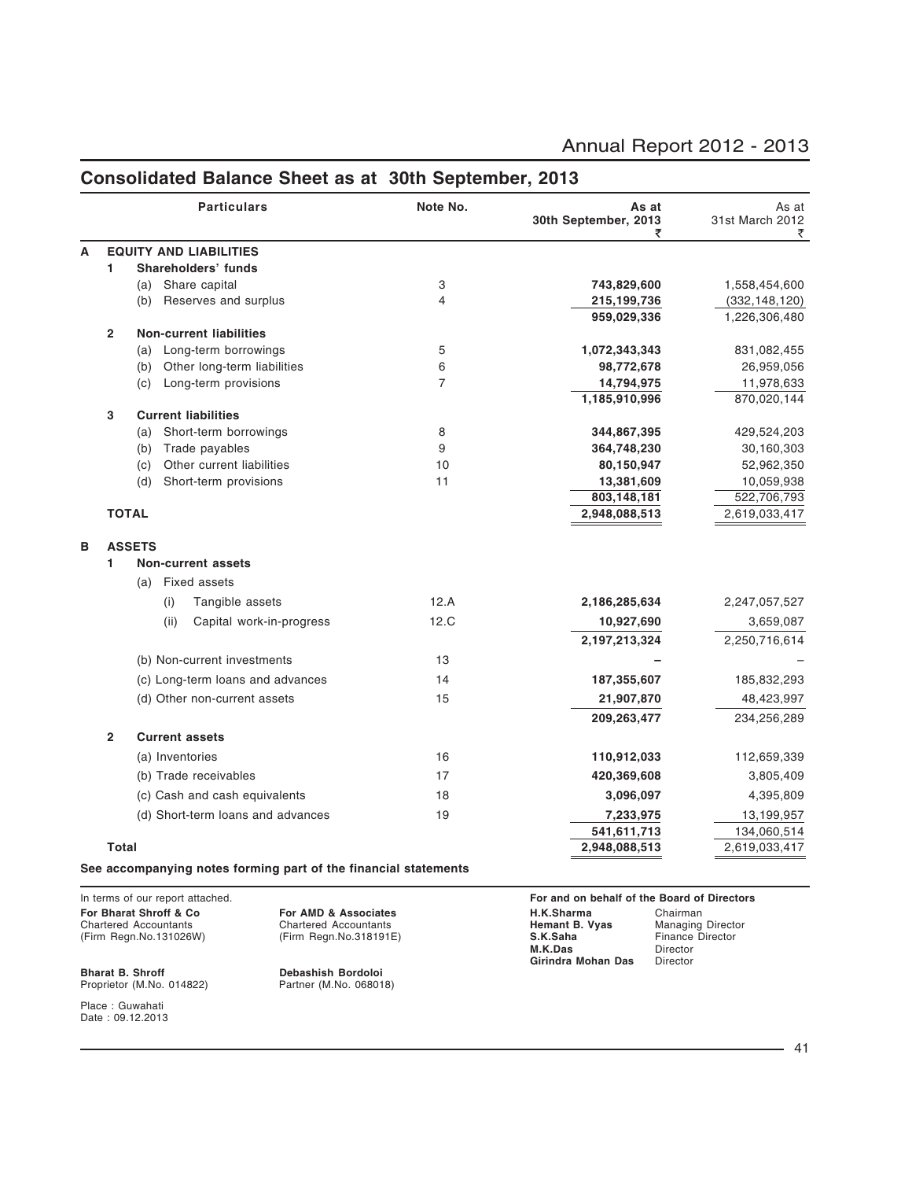# Consolidated Balance Sheet as at 30th September, 2013

| | | Particulars | Note No. | As at 30th September, 2013 ₹ | As at 31st March 2012 ₹ |
|---|---|---|---|---|---|
| **A** | | **EQUITY AND LIABILITIES** | | | |
| | **1** | **Shareholders' funds** | | | |
| | | (a) Share capital | 3 | **743,829,600** | 1,558,454,600 |
| | | (b) Reserves and surplus | 4 | **215,199,736** | (332,148,120) |
| | | | | **959,029,336** | 1,226,306,480 |
| | **2** | **Non-current liabilities** | | | |
| | | (a) Long-term borrowings | 5 | **1,072,343,343** | 831,082,455 |
| | | (b) Other long-term liabilities | 6 | **98,772,678** | 26,959,056 |
| | | (c) Long-term provisions | 7 | **14,794,975** | 11,978,633 |
| | | | | **1,185,910,996** | 870,020,144 |
| | **3** | **Current liabilities** | | | |
| | | (a) Short-term borrowings | 8 | **344,867,395** | 429,524,203 |
| | | (b) Trade payables | 9 | **364,748,230** | 30,160,303 |
| | | (c) Other current liabilities | 10 | **80,150,947** | 52,962,350 |
| | | (d) Short-term provisions | 11 | **13,381,609** | 10,059,938 |
| | | | | **803,148,181** | 522,706,793 |
| | **TOTAL** | | | **2,948,088,513** | 2,619,033,417 |
| **B** | | **ASSETS** | | | |
| | **1** | **Non-current assets** | | | |
| | | (a) Fixed assets | | | |
| | | (i) Tangible assets | 12.A | **2,186,285,634** | 2,247,057,527 |
| | | (ii) Capital work-in-progress | 12.C | **10,927,690** | 3,659,087 |
| | | | | **2,197,213,324** | 2,250,716,614 |
| | | (b) Non-current investments | 13 | **–** | – |
| | | (c) Long-term loans and advances | 14 | **187,355,607** | 185,832,293 |
| | | (d) Other non-current assets | 15 | **21,907,870** | 48,423,997 |
| | | | | **209,263,477** | 234,256,289 |
| | **2** | **Current assets** | | | |
| | | (a) Inventories | 16 | **110,912,033** | 112,659,339 |
| | | (b) Trade receivables | 17 | **420,369,608** | 3,805,409 |
| | | (c) Cash and cash equivalents | 18 | **3,096,097** | 4,395,809 |
| | | (d) Short-term loans and advances | 19 | **7,233,975** | 13,199,957 |
| | | | | **541,611,713** | 134,060,514 |
| | **Total** | | | **2,948,088,513** | 2,619,033,417 |

**See accompanying notes forming part of the financial statements**

In terms of our report attached.

**For Bharat Shroff & Co**
Chartered Accountants
(Firm Regn.No.131026W)

**Bharat B. Shroff**
Proprietor (M.No. 014822)

**For AMD & Associates**
Chartered Accountants
(Firm Regn.No.318191E)

**Debashish Bordoloi**
Partner (M.No. 068018)

Place : Guwahati
Date : 09.12.2013

**For and on behalf of the Board of Directors**

**H.K.Sharma** Chairman
**Hemant B. Vyas** Managing Director
**S.K.Saha** Finance Director
**M.K.Das** Director
**Girindra Mohan Das** Director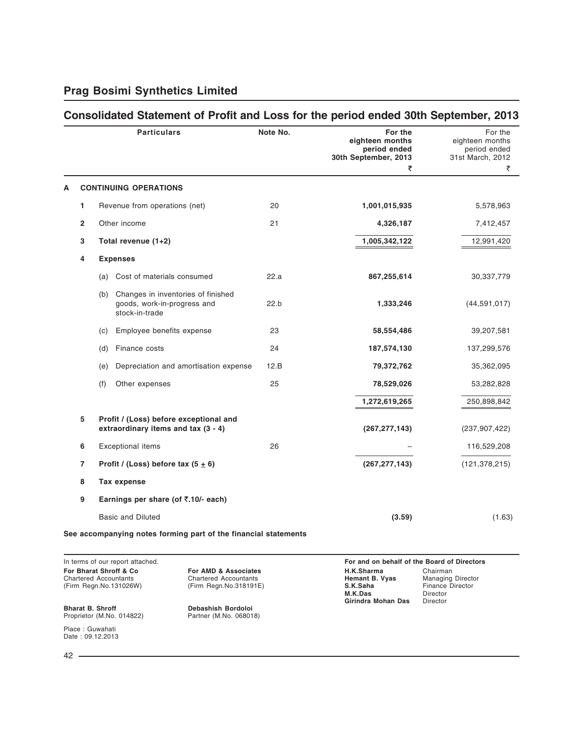## Prag Bosimi Synthetics Limited

# Consolidated Statement of Profit and Loss for the period ended 30th September, 2013

| | | Particulars | Note No. | For the eighteen months period ended 30th September, 2013 ₹ | For the eighteen months period ended 31st March, 2012 ₹ |
|---|---|---|---|---|---|
| **A** | | **CONTINUING OPERATIONS** | | | |
| | **1** | Revenue from operations (net) | 20 | **1,001,015,935** | 5,578,963 |
| | **2** | Other income | 21 | **4,326,187** | 7,412,457 |
| | **3** | **Total revenue (1+2)** | | **1,005,342,122** | 12,991,420 |
| | **4** | **Expenses** | | | |
| | | (a) Cost of materials consumed | 22.a | **867,255,614** | 30,337,779 |
| | | (b) Changes in inventories of finished goods, work-in-progress and stock-in-trade | 22.b | **1,333,246** | (44,591,017) |
| | | (c) Employee benefits expense | 23 | **58,554,486** | 39,207,581 |
| | | (d) Finance costs | 24 | **187,574,130** | 137,299,576 |
| | | (e) Depreciation and amortisation expense | 12.B | **79,372,762** | 35,362,095 |
| | | (f) Other expenses | 25 | **78,529,026** | 53,282,828 |
| | | | | **1,272,619,265** | 250,898,842 |
| | **5** | **Profit / (Loss) before exceptional and extraordinary items and tax (3 - 4)** | | **(267,277,143)** | (237,907,422) |
| | **6** | Exceptional items | 26 | – | 116,529,208 |
| | **7** | **Profit / (Loss) before tax (5 ± 6)** | | **(267,277,143)** | (121,378,215) |
| | **8** | **Tax expense** | | | |
| | **9** | **Earnings per share (of ₹.10/- each)** | | | |
| | | Basic and Diluted | | **(3.59)** | (1.63) |

**See accompanying notes forming part of the financial statements**

In terms of our report attached.

**For Bharat Shroff & Co**
Chartered Accountants
(Firm Regn.No.131026W)

**Bharat B. Shroff**
Proprietor (M.No. 014822)

**For AMD & Associates**
Chartered Accountants
(Firm Regn.No.318191E)

**Debashish Bordoloi**
Partner (M.No. 068018)

Place : Guwahati
Date : 09.12.2013

**For and on behalf of the Board of Directors**

**H.K.Sharma** Chairman
**Hemant B. Vyas** Managing Director
**S.K.Saha** Finance Director
**M.K.Das** Director
**Girindra Mohan Das** Director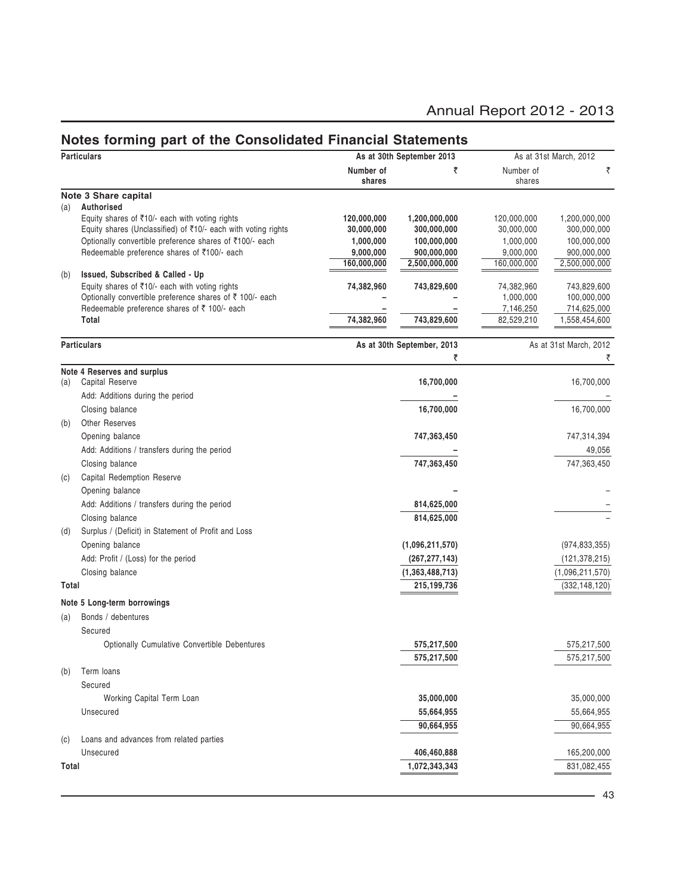## Notes forming part of the Consolidated Financial Statements

| Particulars | As at 30th September 2013 | | As at 31st March, 2012 | |
|---|---|---|---|---|
| | Number of shares | ₹ | Number of shares | ₹ |
| **Note 3 Share capital** | | | | |
| (a) **Authorised** | | | | |
| Equity shares of ₹10/- each with voting rights | **120,000,000** | **1,200,000,000** | 120,000,000 | 1,200,000,000 |
| Equity shares (Unclassified) of ₹10/- each with voting rights | **30,000,000** | **300,000,000** | 30,000,000 | 300,000,000 |
| Optionally convertible preference shares of ₹100/- each | **1,000,000** | **100,000,000** | 1,000,000 | 100,000,000 |
| Redeemable preference shares of ₹100/- each | **9,000,000** | **900,000,000** | 9,000,000 | 900,000,000 |
| | **160,000,000** | **2,500,000,000** | 160,000,000 | 2,500,000,000 |
| (b) **Issued, Subscribed & Called - Up** | | | | |
| Equity shares of ₹10/- each with voting rights | **74,382,960** | **743,829,600** | 74,382,960 | 743,829,600 |
| Optionally convertible preference shares of ₹ 100/- each | **–** | **–** | 1,000,000 | 100,000,000 |
| Redeemable preference shares of ₹ 100/- each | **–** | **–** | 7,146,250 | 714,625,000 |
| **Total** | **74,382,960** | **743,829,600** | 82,529,210 | 1,558,454,600 |

| Particulars | As at 30th September, 2013 ₹ | As at 31st March, 2012 ₹ |
|---|---|---|
| **Note 4 Reserves and surplus** | | |
| (a) Capital Reserve | **16,700,000** | 16,700,000 |
| Add: Additions during the period | **–** | – |
| Closing balance | **16,700,000** | 16,700,000 |
| (b) Other Reserves | | |
| Opening balance | **747,363,450** | 747,314,394 |
| Add: Additions / transfers during the period | **–** | 49,056 |
| Closing balance | **747,363,450** | 747,363,450 |
| (c) Capital Redemption Reserve | | |
| Opening balance | **–** | – |
| Add: Additions / transfers during the period | **814,625,000** | – |
| Closing balance | **814,625,000** | – |
| (d) Surplus / (Deficit) in Statement of Profit and Loss | | |
| Opening balance | **(1,096,211,570)** | (974,833,355) |
| Add: Profit / (Loss) for the period | **(267,277,143)** | (121,378,215) |
| Closing balance | **(1,363,488,713)** | (1,096,211,570) |
| **Total** | **215,199,736** | (332,148,120) |
| **Note 5 Long-term borrowings** | | |
| (a) Bonds / debentures | | |
| Secured | | |
| Optionally Cumulative Convertible Debentures | **575,217,500** | 575,217,500 |
| | **575,217,500** | 575,217,500 |
| (b) Term loans | | |
| Secured | | |
| Working Capital Term Loan | **35,000,000** | 35,000,000 |
| Unsecured | **55,664,955** | 55,664,955 |
| | **90,664,955** | 90,664,955 |
| (c) Loans and advances from related parties | | |
| Unsecured | **406,460,888** | 165,200,000 |
| **Total** | **1,072,343,343** | 831,082,455 |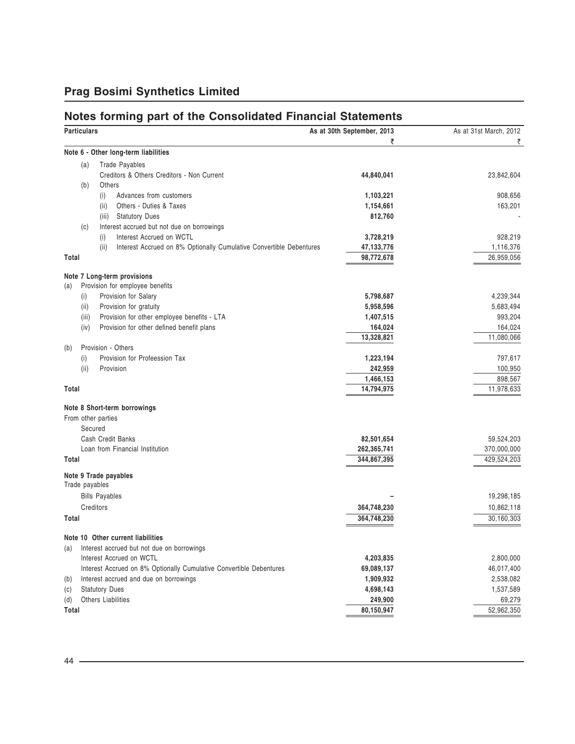# Prag Bosimi Synthetics Limited

## Notes forming part of the Consolidated Financial Statements

| Particulars | As at 30th September, 2013 ₹ | As at 31st March, 2012 ₹ |
|---|---|---|
| **Note 6 - Other long-term liabilities** | | |
| (a) Trade Payables | | |
| Creditors & Others Creditors - Non Current | **44,840,041** | 23,842,604 |
| (b) Others | | |
| (i) Advances from customers | **1,103,221** | 908,656 |
| (ii) Others - Duties & Taxes | **1,154,661** | 163,201 |
| (iii) Statutory Dues | **812,760** | - |
| (c) Interest accrued but not due on borrowings | | |
| (i) Interest Accrued on WCTL | **3,728,219** | 928,219 |
| (ii) Interest Accrued on 8% Optionally Cumulative Convertible Debentures | **47,133,776** | 1,116,376 |
| **Total** | **98,772,678** | 26,959,056 |
| **Note 7 Long-term provisions** | | |
| (a) Provision for employee benefits | | |
| (i) Provision for Salary | **5,798,687** | 4,239,344 |
| (ii) Provision for gratuity | **5,958,596** | 5,683,494 |
| (iii) Provision for other employee benefits - LTA | **1,407,515** | 993,204 |
| (iv) Provision for other defined benefit plans | **164,024** | 164,024 |
| | **13,328,821** | 11,080,066 |
| (b) Provision - Others | | |
| (i) Provision for Profeession Tax | **1,223,194** | 797,617 |
| (ii) Provision | **242,959** | 100,950 |
| | **1,466,153** | 898,567 |
| **Total** | **14,794,975** | 11,978,633 |
| **Note 8 Short-term borrowings** | | |
| From other parties | | |
| Secured | | |
| Cash Credit Banks | **82,501,654** | 59,524,203 |
| Loan from Financial Institution | **262,365,741** | 370,000,000 |
| **Total** | **344,867,395** | 429,524,203 |
| **Note 9 Trade payables** | | |
| Trade payables | | |
| Bills Payables | **–** | 19,298,185 |
| Creditors | **364,748,230** | 10,862,118 |
| **Total** | **364,748,230** | 30,160,303 |
| **Note 10 Other current liabilities** | | |
| (a) Interest accrued but not due on borrowings | | |
| Interest Accrued on WCTL | **4,203,835** | 2,800,000 |
| Interest Accrued on 8% Optionally Cumulative Convertible Debentures | **69,089,137** | 46,017,400 |
| (b) Interest accrued and due on borrowings | **1,909,932** | 2,538,082 |
| (c) Statutory Dues | **4,698,143** | 1,537,589 |
| (d) Others Liabilities | **249,900** | 69,279 |
| **Total** | **80,150,947** | 52,962,350 |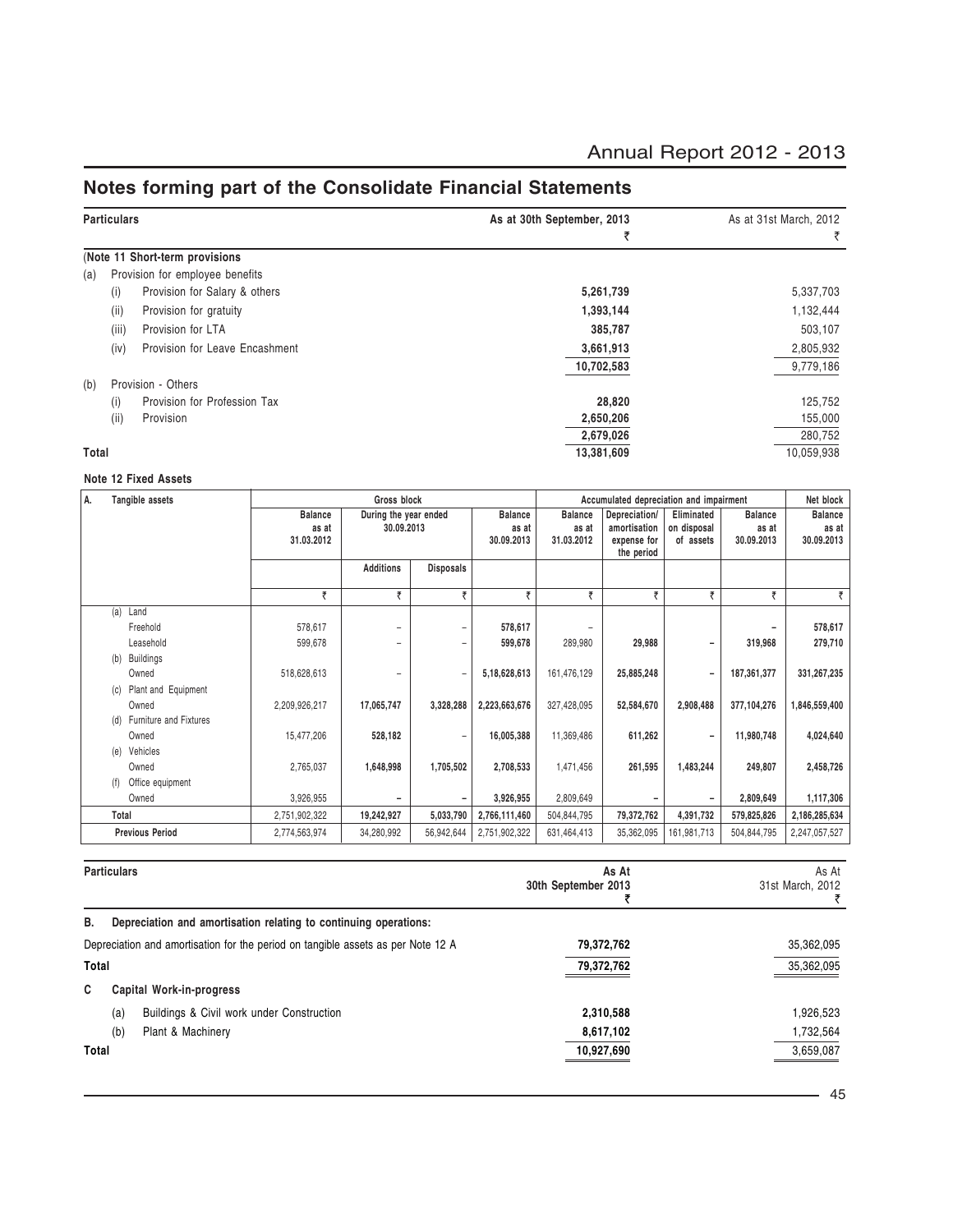## Notes forming part of the Consolidate Financial Statements

| Particulars | As at 30th September, 2013 ₹ | As at 31st March, 2012 ₹ |
|---|---|---|
| **(Note 11 Short-term provisions** | | |
| (a) Provision for employee benefits | | |
| (i) Provision for Salary & others | **5,261,739** | 5,337,703 |
| (ii) Provision for gratuity | **1,393,144** | 1,132,444 |
| (iii) Provision for LTA | **385,787** | 503,107 |
| (iv) Provision for Leave Encashment | **3,661,913** | 2,805,932 |
| | **10,702,583** | 9,779,186 |
| (b) Provision - Others | | |
| (i) Provision for Profession Tax | **28,820** | 125,752 |
| (ii) Provision | **2,650,206** | 155,000 |
| | **2,679,026** | 280,752 |
| **Total** | **13,381,609** | 10,059,938 |

**Note 12 Fixed Assets**

| A. Tangible assets | Gross block | | | | Accumulated depreciation and impairment | | | | Net block |
|---|---|---|---|---|---|---|---|---|---|
| | Balance as at 31.03.2012 | During the year ended 30.09.2013 | | Balance as at 30.09.2013 | Balance as at 31.03.2012 | Depreciation/ amortisation expense for the period | Eliminated on disposal of assets | Balance as at 30.09.2013 | Balance as at 30.09.2013 |
| | | Additions | Disposals | | | | | | |
| | ₹ | ₹ | ₹ | ₹ | ₹ | ₹ | ₹ | ₹ | ₹ |
| (a) Land | | | | | | | | | |
| Freehold | 578,617 | – | – | **578,617** | – | | | – | **578,617** |
| Leasehold | 599,678 | – | – | **599,678** | 289,980 | **29,988** | – | **319,968** | **279,710** |
| (b) Buildings | | | | | | | | | |
| Owned | 518,628,613 | – | – | **5,18,628,613** | 161,476,129 | **25,885,248** | – | **187,361,377** | **331,267,235** |
| (c) Plant and Equipment | | | | | | | | | |
| Owned | 2,209,926,217 | **17,065,747** | **3,328,288** | **2,223,663,676** | 327,428,095 | **52,584,670** | **2,908,488** | **377,104,276** | **1,846,559,400** |
| (d) Furniture and Fixtures | | | | | | | | | |
| Owned | 15,477,206 | **528,182** | – | **16,005,388** | 11,369,486 | **611,262** | – | **11,980,748** | **4,024,640** |
| (e) Vehicles | | | | | | | | | |
| Owned | 2,765,037 | **1,648,998** | **1,705,502** | **2,708,533** | 1,471,456 | **261,595** | **1,483,244** | **249,807** | **2,458,726** |
| (f) Office equipment | | | | | | | | | |
| Owned | 3,926,955 | **–** | **–** | **3,926,955** | 2,809,649 | **–** | **–** | **2,809,649** | **1,117,306** |
| **Total** | 2,751,902,322 | **19,242,927** | **5,033,790** | **2,766,111,460** | 504,844,795 | **79,372,762** | **4,391,732** | **579,825,826** | **2,186,285,634** |
| **Previous Period** | 2,774,563,974 | 34,280,992 | 56,942,644 | 2,751,902,322 | 631,464,413 | 35,362,095 | 161,981,713 | 504,844,795 | 2,247,057,527 |

| Particulars | As At 30th September 2013 ₹ | As At 31st March, 2012 ₹ |
|---|---|---|
| **B. Depreciation and amortisation relating to continuing operations:** | | |
| Depreciation and amortisation for the period on tangible assets as per Note 12 A | **79,372,762** | 35,362,095 |
| **Total** | **79,372,762** | 35,362,095 |
| **C Capital Work-in-progress** | | |
| (a) Buildings & Civil work under Construction | **2,310,588** | 1,926,523 |
| (b) Plant & Machinery | **8,617,102** | 1,732,564 |
| **Total** | **10,927,690** | 3,659,087 |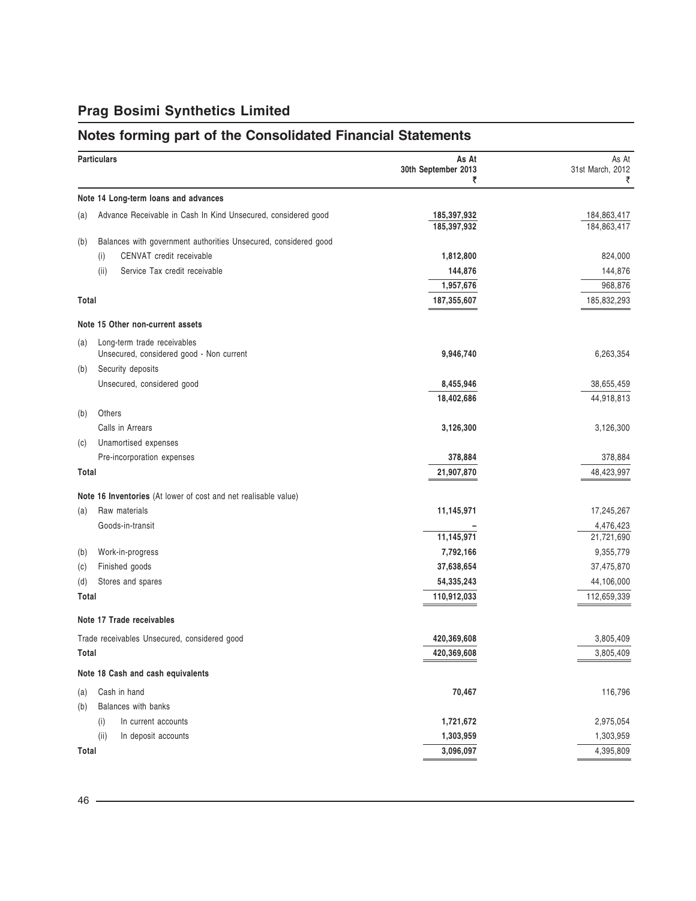# Prag Bosimi Synthetics Limited

## Notes forming part of the Consolidated Financial Statements

| | Particulars | As At 30th September 2013 ₹ | As At 31st March, 2012 ₹ |
|---|---|---|---|
| | **Note 14 Long-term loans and advances** | | |
| (a) | Advance Receivable in Cash In Kind Unsecured, considered good | **185,397,932** | 184,863,417 |
| | | **185,397,932** | 184,863,417 |
| (b) | Balances with government authorities Unsecured, considered good | | |
| | (i) CENVAT credit receivable | **1,812,800** | 824,000 |
| | (ii) Service Tax credit receivable | **144,876** | 144,876 |
| | | **1,957,676** | 968,876 |
| **Total** | | **187,355,607** | 185,832,293 |
| | **Note 15 Other non-current assets** | | |
| (a) | Long-term trade receivables Unsecured, considered good - Non current | **9,946,740** | 6,263,354 |
| (b) | Security deposits | | |
| | Unsecured, considered good | **8,455,946** | 38,655,459 |
| | | **18,402,686** | 44,918,813 |
| (b) | Others | | |
| | Calls in Arrears | **3,126,300** | 3,126,300 |
| (c) | Unamortised expenses | | |
| | Pre-incorporation expenses | **378,884** | 378,884 |
| **Total** | | **21,907,870** | 48,423,997 |
| | **Note 16 Inventories** (At lower of cost and net realisable value) | | |
| (a) | Raw materials | **11,145,971** | 17,245,267 |
| | Goods-in-transit | **–** | 4,476,423 |
| | | **11,145,971** | 21,721,690 |
| (b) | Work-in-progress | **7,792,166** | 9,355,779 |
| (c) | Finished goods | **37,638,654** | 37,475,870 |
| (d) | Stores and spares | **54,335,243** | 44,106,000 |
| **Total** | | **110,912,033** | 112,659,339 |
| | **Note 17 Trade receivables** | | |
| | Trade receivables Unsecured, considered good | **420,369,608** | 3,805,409 |
| **Total** | | **420,369,608** | 3,805,409 |
| | **Note 18 Cash and cash equivalents** | | |
| (a) | Cash in hand | **70,467** | 116,796 |
| (b) | Balances with banks | | |
| | (i) In current accounts | **1,721,672** | 2,975,054 |
| | (ii) In deposit accounts | **1,303,959** | 1,303,959 |
| **Total** | | **3,096,097** | 4,395,809 |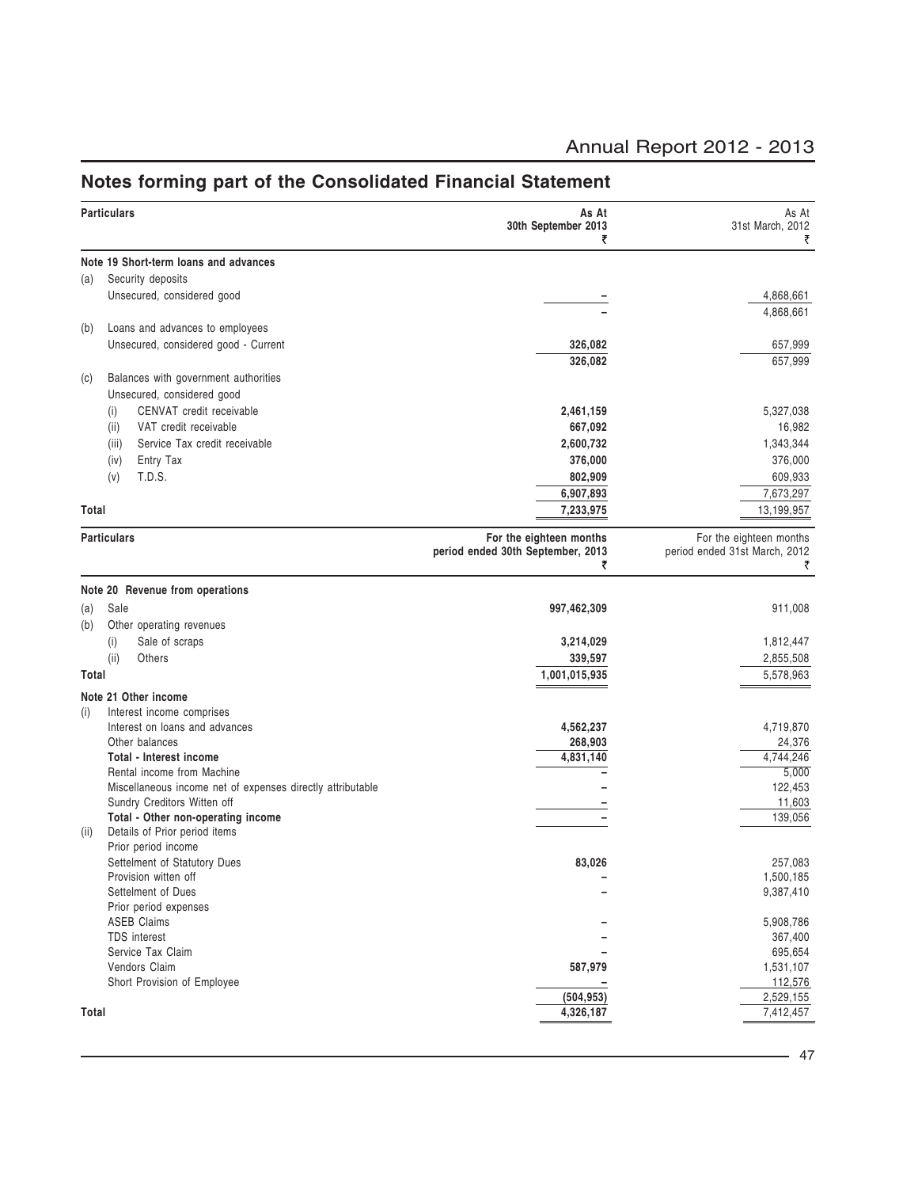## Notes forming part of the Consolidated Financial Statement

| Particulars | | As At 30th September 2013 ₹ | As At 31st March, 2012 ₹ |
|---|---|---|---|
| **Note 19 Short-term loans and advances** | | | |
| (a) | Security deposits | | |
| | Unsecured, considered good | – | 4,868,661 |
| | | – | 4,868,661 |
| (b) | Loans and advances to employees | | |
| | Unsecured, considered good - Current | **326,082** | 657,999 |
| | | **326,082** | 657,999 |
| (c) | Balances with government authorities | | |
| | Unsecured, considered good | | |
| | (i) CENVAT credit receivable | **2,461,159** | 5,327,038 |
| | (ii) VAT credit receivable | **667,092** | 16,982 |
| | (iii) Service Tax credit receivable | **2,600,732** | 1,343,344 |
| | (iv) Entry Tax | **376,000** | 376,000 |
| | (v) T.D.S. | **802,909** | 609,933 |
| | | **6,907,893** | 7,673,297 |
| **Total** | | **7,233,975** | 13,199,957 |

| Particulars | | For the eighteen months period ended 30th September, 2013 ₹ | For the eighteen months period ended 31st March, 2012 ₹ |
|---|---|---|---|
| **Note 20 Revenue from operations** | | | |
| (a) | Sale | **997,462,309** | 911,008 |
| (b) | Other operating revenues | | |
| | (i) Sale of scraps | **3,214,029** | 1,812,447 |
| | (ii) Others | **339,597** | 2,855,508 |
| **Total** | | **1,001,015,935** | 5,578,963 |
| **Note 21 Other income** | | | |
| (i) | Interest income comprises | | |
| | Interest on loans and advances | **4,562,237** | 4,719,870 |
| | Other balances | **268,903** | 24,376 |
| | **Total - Interest income** | **4,831,140** | 4,744,246 |
| | Rental income from Machine | – | 5,000 |
| | Miscellaneous income net of expenses directly attributable | – | 122,453 |
| | Sundry Creditors Witten off | – | 11,603 |
| | **Total - Other non-operating income** | – | 139,056 |
| (ii) | Details of Prior period items | | |
| | Prior period income | | |
| | Settelment of Statutory Dues | **83,026** | 257,083 |
| | Provision witten off | – | 1,500,185 |
| | Settelment of Dues | – | 9,387,410 |
| | Prior period expenses | | |
| | ASEB Claims | – | 5,908,786 |
| | TDS interest | – | 367,400 |
| | Service Tax Claim | – | 695,654 |
| | Vendors Claim | **587,979** | 1,531,107 |
| | Short Provision of Employee | – | 112,576 |
| | | **(504,953)** | 2,529,155 |
| **Total** | | **4,326,187** | 7,412,457 |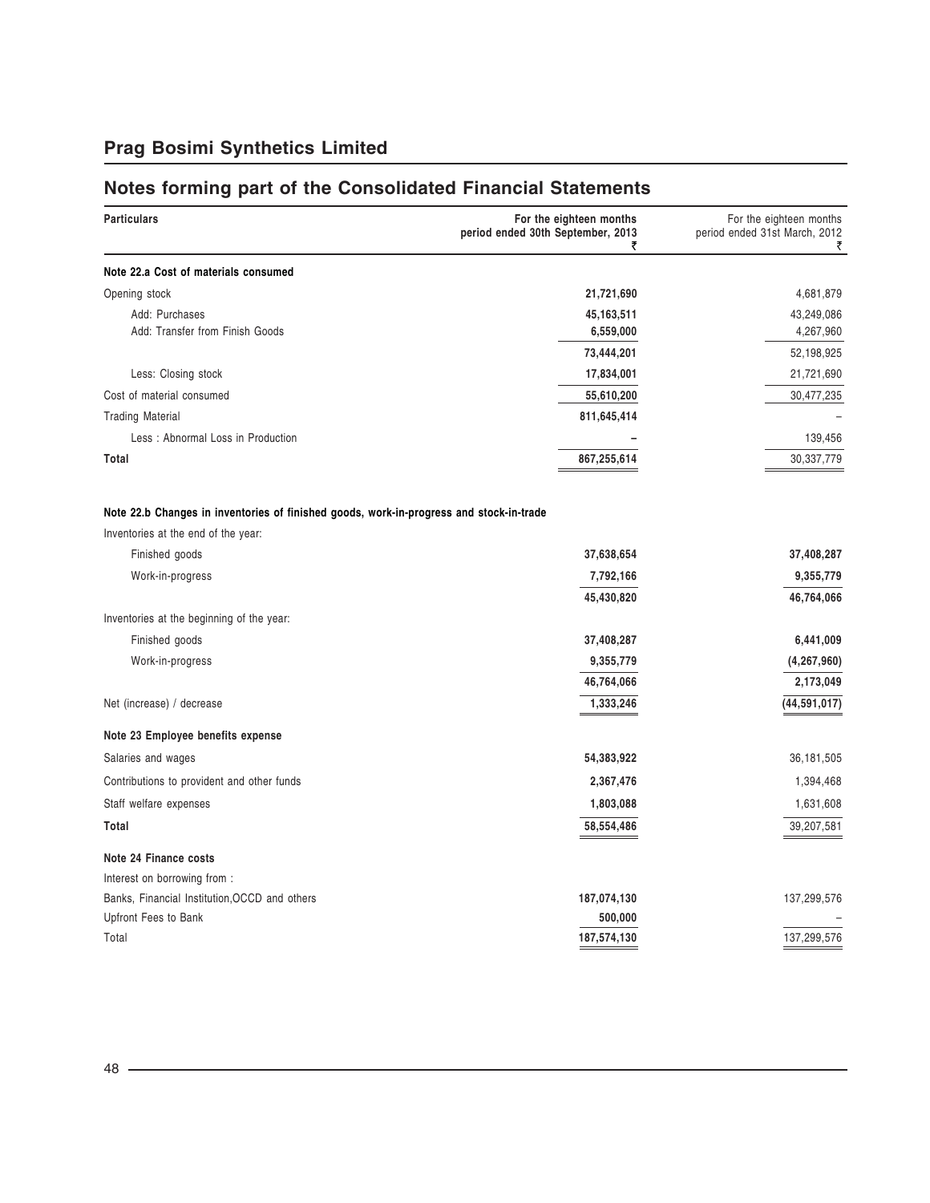## Prag Bosimi Synthetics Limited

## Notes forming part of the Consolidated Financial Statements

| Particulars | For the eighteen months period ended 30th September, 2013 ₹ | For the eighteen months period ended 31st March, 2012 ₹ |
|---|---|---|
| **Note 22.a Cost of materials consumed** | | |
| Opening stock | **21,721,690** | 4,681,879 |
| Add: Purchases | **45,163,511** | 43,249,086 |
| Add: Transfer from Finish Goods | **6,559,000** | 4,267,960 |
| | **73,444,201** | 52,198,925 |
| Less: Closing stock | **17,834,001** | 21,721,690 |
| Cost of material consumed | **55,610,200** | 30,477,235 |
| Trading Material | **811,645,414** | – |
| Less : Abnormal Loss in Production | **–** | 139,456 |
| **Total** | **867,255,614** | 30,337,779 |
| | | |
| **Note 22.b Changes in inventories of finished goods, work-in-progress and stock-in-trade** | | |
| Inventories at the end of the year: | | |
| Finished goods | **37,638,654** | **37,408,287** |
| Work-in-progress | **7,792,166** | **9,355,779** |
| | **45,430,820** | **46,764,066** |
| Inventories at the beginning of the year: | | |
| Finished goods | **37,408,287** | **6,441,009** |
| Work-in-progress | **9,355,779** | **(4,267,960)** |
| | **46,764,066** | **2,173,049** |
| Net (increase) / decrease | **1,333,246** | **(44,591,017)** |
| | | |
| **Note 23 Employee benefits expense** | | |
| Salaries and wages | **54,383,922** | 36,181,505 |
| Contributions to provident and other funds | **2,367,476** | 1,394,468 |
| Staff welfare expenses | **1,803,088** | 1,631,608 |
| **Total** | **58,554,486** | 39,207,581 |
| | | |
| **Note 24 Finance costs** | | |
| Interest on borrowing from : | | |
| Banks, Financial Institution,OCCD and others | **187,074,130** | 137,299,576 |
| Upfront Fees to Bank | **500,000** | – |
| Total | **187,574,130** | 137,299,576 |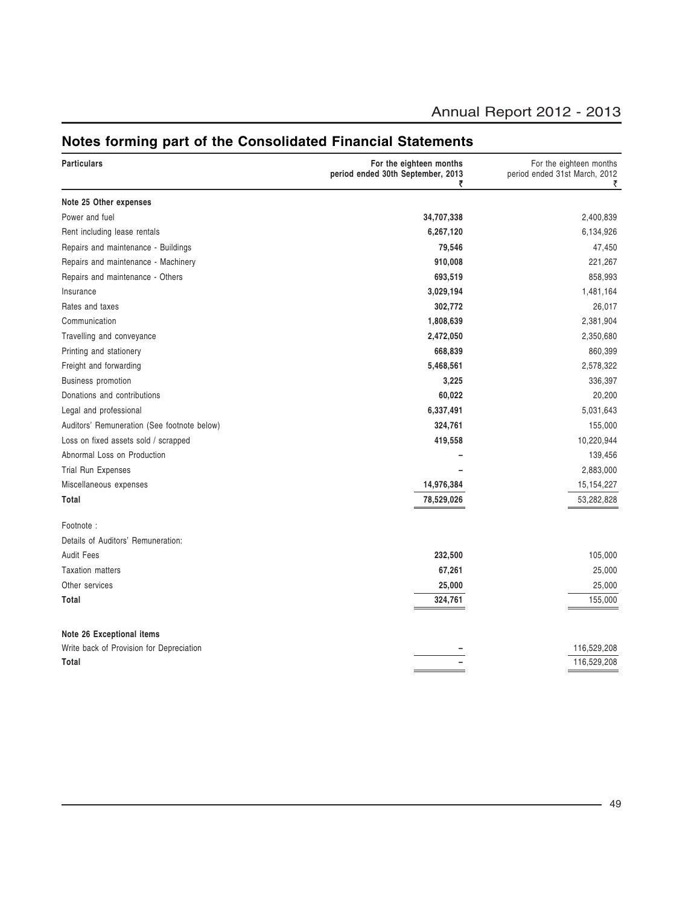## Notes forming part of the Consolidated Financial Statements

| Particulars | For the eighteen months period ended 30th September, 2013 ₹ | For the eighteen months period ended 31st March, 2012 ₹ |
|---|---|---|
| **Note 25 Other expenses** | | |
| Power and fuel | **34,707,338** | 2,400,839 |
| Rent including lease rentals | **6,267,120** | 6,134,926 |
| Repairs and maintenance - Buildings | **79,546** | 47,450 |
| Repairs and maintenance - Machinery | **910,008** | 221,267 |
| Repairs and maintenance - Others | **693,519** | 858,993 |
| Insurance | **3,029,194** | 1,481,164 |
| Rates and taxes | **302,772** | 26,017 |
| Communication | **1,808,639** | 2,381,904 |
| Travelling and conveyance | **2,472,050** | 2,350,680 |
| Printing and stationery | **668,839** | 860,399 |
| Freight and forwarding | **5,468,561** | 2,578,322 |
| Business promotion | **3,225** | 336,397 |
| Donations and contributions | **60,022** | 20,200 |
| Legal and professional | **6,337,491** | 5,031,643 |
| Auditors' Remuneration (See footnote below) | **324,761** | 155,000 |
| Loss on fixed assets sold / scrapped | **419,558** | 10,220,944 |
| Abnormal Loss on Production | **–** | 139,456 |
| Trial Run Expenses | **–** | 2,883,000 |
| Miscellaneous expenses | **14,976,384** | 15,154,227 |
| **Total** | **78,529,026** | 53,282,828 |
| Footnote : | | |
| Details of Auditors' Remuneration: | | |
| Audit Fees | **232,500** | 105,000 |
| Taxation matters | **67,261** | 25,000 |
| Other services | **25,000** | 25,000 |
| **Total** | **324,761** | 155,000 |
| **Note 26 Exceptional items** | | |
| Write back of Provision for Depreciation | **–** | 116,529,208 |
| **Total** | **–** | 116,529,208 |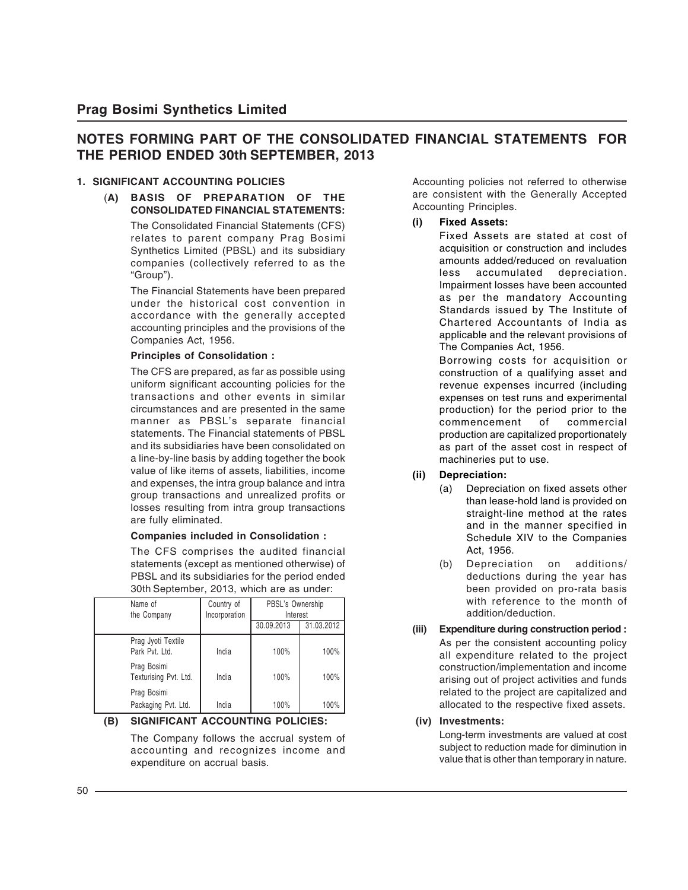# NOTES FORMING PART OF THE CONSOLIDATED FINANCIAL STATEMENTS FOR THE PERIOD ENDED 30th SEPTEMBER, 2013

## 1. SIGNIFICANT ACCOUNTING POLICIES

### (A) BASIS OF PREPARATION OF THE CONSOLIDATED FINANCIAL STATEMENTS:

The Consolidated Financial Statements (CFS) relates to parent company Prag Bosimi Synthetics Limited (PBSL) and its subsidiary companies (collectively referred to as the "Group").

The Financial Statements have been prepared under the historical cost convention in accordance with the generally accepted accounting principles and the provisions of the Companies Act, 1956.

**Principles of Consolidation :**

The CFS are prepared, as far as possible using uniform significant accounting policies for the transactions and other events in similar circumstances and are presented in the same manner as PBSL's separate financial statements. The Financial statements of PBSL and its subsidiaries have been consolidated on a line-by-line basis by adding together the book value of like items of assets, liabilities, income and expenses, the intra group balance and intra group transactions and unrealized profits or losses resulting from intra group transactions are fully eliminated.

**Companies included in Consolidation :**

The CFS comprises the audited financial statements (except as mentioned otherwise) of PBSL and its subsidiaries for the period ended 30th September, 2013, which are as under:

| Name of the Company | Country of Incorporation | PBSL's Ownership Interest | |
|---|---|---|---|
| | | 30.09.2013 | 31.03.2012 |
| Prag Jyoti Textile Park Pvt. Ltd. | India | 100% | 100% |
| Prag Bosimi Texturising Pvt. Ltd. | India | 100% | 100% |
| Prag Bosimi Packaging Pvt. Ltd. | India | 100% | 100% |

### (B) SIGNIFICANT ACCOUNTING POLICIES:

The Company follows the accrual system of accounting and recognizes income and expenditure on accrual basis.

Accounting policies not referred to otherwise are consistent with the Generally Accepted Accounting Principles.

**(i) Fixed Assets:**

Fixed Assets are stated at cost of acquisition or construction and includes amounts added/reduced on revaluation less accumulated depreciation. Impairment losses have been accounted as per the mandatory Accounting Standards issued by The Institute of Chartered Accountants of India as applicable and the relevant provisions of The Companies Act, 1956.

Borrowing costs for acquisition or construction of a qualifying asset and revenue expenses incurred (including expenses on test runs and experimental production) for the period prior to the commencement of commercial production are capitalized proportionately as part of the asset cost in respect of machineries put to use.

**(ii) Depreciation:**

(a) Depreciation on fixed assets other than lease-hold land is provided on straight-line method at the rates and in the manner specified in Schedule XIV to the Companies Act, 1956.

(b) Depreciation on additions/ deductions during the year has been provided on pro-rata basis with reference to the month of addition/deduction.

**(iii) Expenditure during construction period :**

As per the consistent accounting policy all expenditure related to the project construction/implementation and income arising out of project activities and funds related to the project are capitalized and allocated to the respective fixed assets.

**(iv) Investments:**

Long-term investments are valued at cost subject to reduction made for diminution in value that is other than temporary in nature.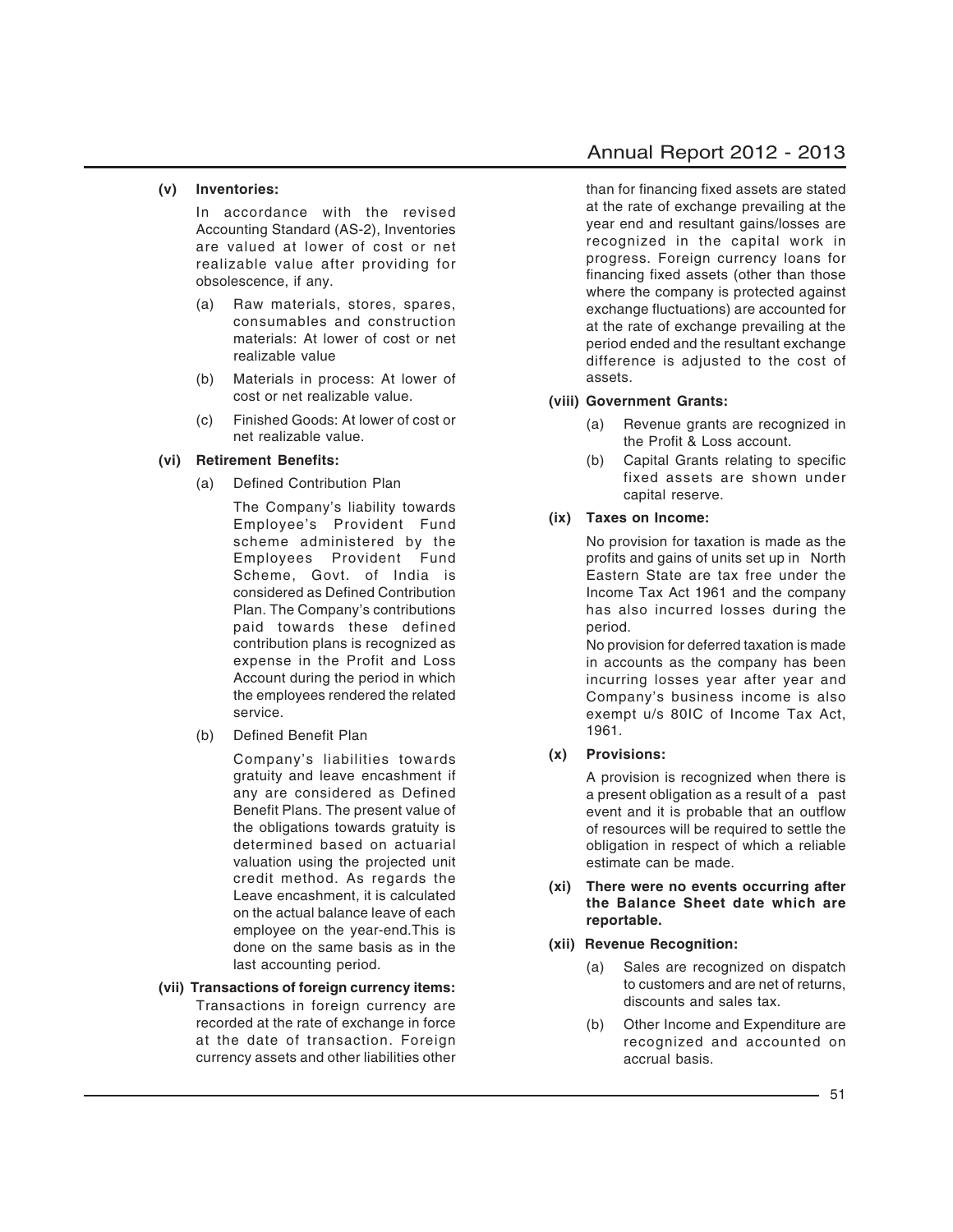**(v) Inventories:**

In accordance with the revised Accounting Standard (AS-2), Inventories are valued at lower of cost or net realizable value after providing for obsolescence, if any.

(a) Raw materials, stores, spares, consumables and construction materials: At lower of cost or net realizable value

(b) Materials in process: At lower of cost or net realizable value.

(c) Finished Goods: At lower of cost or net realizable value.

**(vi) Retirement Benefits:**

(a) Defined Contribution Plan

The Company's liability towards Employee's Provident Fund scheme administered by the Employees Provident Fund Scheme, Govt. of India is considered as Defined Contribution Plan. The Company's contributions paid towards these defined contribution plans is recognized as expense in the Profit and Loss Account during the period in which the employees rendered the related service.

(b) Defined Benefit Plan

Company's liabilities towards gratuity and leave encashment if any are considered as Defined Benefit Plans. The present value of the obligations towards gratuity is determined based on actuarial valuation using the projected unit credit method. As regards the Leave encashment, it is calculated on the actual balance leave of each employee on the year-end.This is done on the same basis as in the last accounting period.

**(vii) Transactions of foreign currency items:**

Transactions in foreign currency are recorded at the rate of exchange in force at the date of transaction. Foreign currency assets and other liabilities other than for financing fixed assets are stated at the rate of exchange prevailing at the year end and resultant gains/losses are recognized in the capital work in progress. Foreign currency loans for financing fixed assets (other than those where the company is protected against exchange fluctuations) are accounted for at the rate of exchange prevailing at the period ended and the resultant exchange difference is adjusted to the cost of assets.

**(viii) Government Grants:**

(a) Revenue grants are recognized in the Profit & Loss account.

(b) Capital Grants relating to specific fixed assets are shown under capital reserve.

**(ix) Taxes on Income:**

No provision for taxation is made as the profits and gains of units set up in North Eastern State are tax free under the Income Tax Act 1961 and the company has also incurred losses during the period.

No provision for deferred taxation is made in accounts as the company has been incurring losses year after year and Company's business income is also exempt u/s 80IC of Income Tax Act, 1961.

**(x) Provisions:**

A provision is recognized when there is a present obligation as a result of a past event and it is probable that an outflow of resources will be required to settle the obligation in respect of which a reliable estimate can be made.

**(xi) There were no events occurring after the Balance Sheet date which are reportable.**

**(xii) Revenue Recognition:**

(a) Sales are recognized on dispatch to customers and are net of returns, discounts and sales tax.

(b) Other Income and Expenditure are recognized and accounted on accrual basis.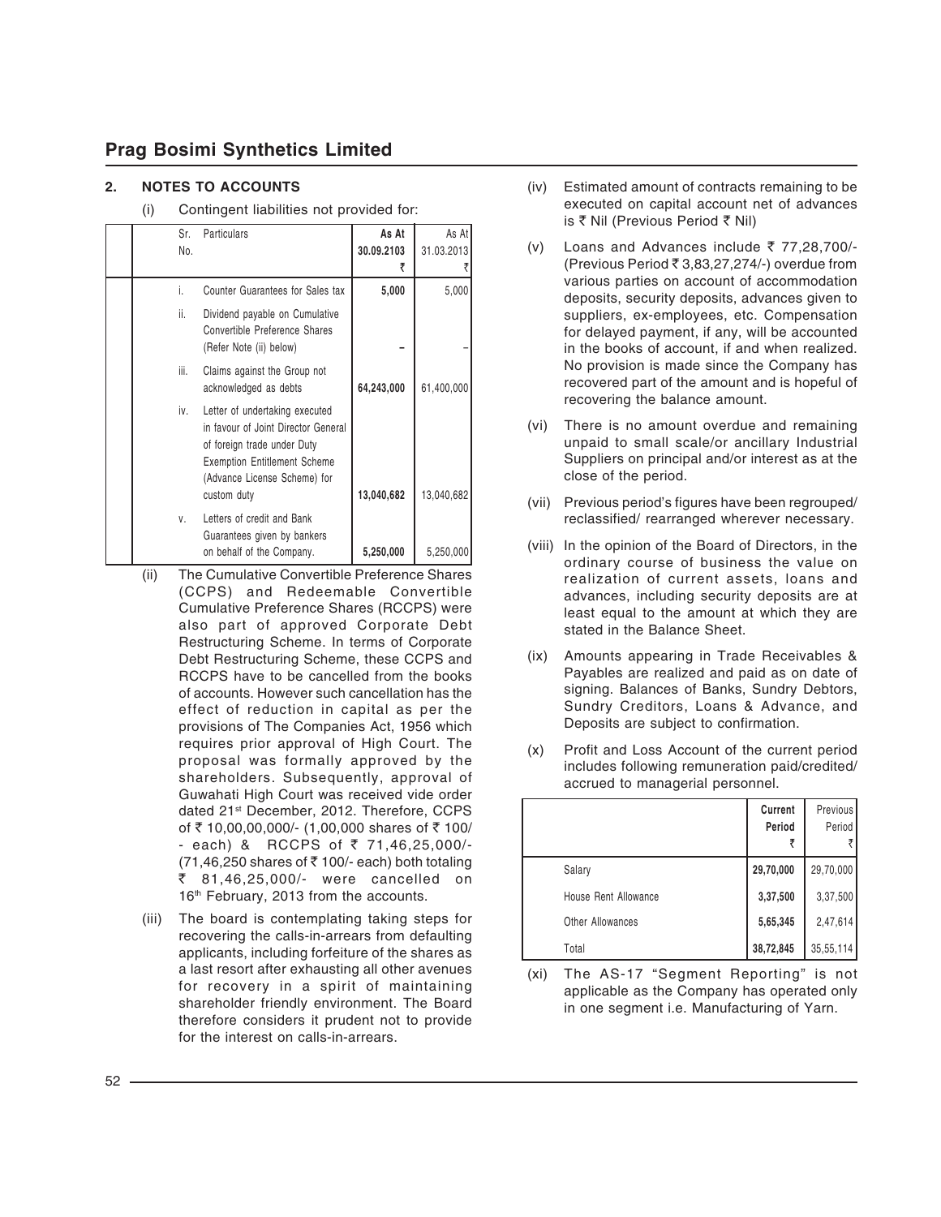## Prag Bosimi Synthetics Limited

### 2. NOTES TO ACCOUNTS

(i) Contingent liabilities not provided for:

| Sr. No. | Particulars | As At 30.09.2103 ₹ | As At 31.03.2013 ₹ |
|---|---|---|---|
| i. | Counter Guarantees for Sales tax | **5,000** | 5,000 |
| ii. | Dividend payable on Cumulative Convertible Preference Shares (Refer Note (ii) below) | **–** | – |
| iii. | Claims against the Group not acknowledged as debts | **64,243,000** | 61,400,000 |
| iv. | Letter of undertaking executed in favour of Joint Director General of foreign trade under Duty Exemption Entitlement Scheme (Advance License Scheme) for custom duty | **13,040,682** | 13,040,682 |
| v. | Letters of credit and Bank Guarantees given by bankers on behalf of the Company. | **5,250,000** | 5,250,000 |

(ii) The Cumulative Convertible Preference Shares (CCPS) and Redeemable Convertible Cumulative Preference Shares (RCCPS) were also part of approved Corporate Debt Restructuring Scheme. In terms of Corporate Debt Restructuring Scheme, these CCPS and RCCPS have to be cancelled from the books of accounts. However such cancellation has the effect of reduction in capital as per the provisions of The Companies Act, 1956 which requires prior approval of High Court. The proposal was formally approved by the shareholders. Subsequently, approval of Guwahati High Court was received vide order dated 21st December, 2012. Therefore, CCPS of ₹ 10,00,00,000/- (1,00,000 shares of ₹ 100/- each) & RCCPS of ₹ 71,46,25,000/- (71,46,250 shares of ₹ 100/- each) both totaling ₹ 81,46,25,000/- were cancelled on 16th February, 2013 from the accounts.

(iii) The board is contemplating taking steps for recovering the calls-in-arrears from defaulting applicants, including forfeiture of the shares as a last resort after exhausting all other avenues for recovery in a spirit of maintaining shareholder friendly environment. The Board therefore considers it prudent not to provide for the interest on calls-in-arrears.

(iv) Estimated amount of contracts remaining to be executed on capital account net of advances is ₹ Nil (Previous Period ₹ Nil)

(v) Loans and Advances include ₹ 77,28,700/- (Previous Period ₹ 3,83,27,274/-) overdue from various parties on account of accommodation deposits, security deposits, advances given to suppliers, ex-employees, etc. Compensation for delayed payment, if any, will be accounted in the books of account, if and when realized. No provision is made since the Company has recovered part of the amount and is hopeful of recovering the balance amount.

(vi) There is no amount overdue and remaining unpaid to small scale/or ancillary Industrial Suppliers on principal and/or interest as at the close of the period.

(vii) Previous period's figures have been regrouped/ reclassified/ rearranged wherever necessary.

(viii) In the opinion of the Board of Directors, in the ordinary course of business the value on realization of current assets, loans and advances, including security deposits are at least equal to the amount at which they are stated in the Balance Sheet.

(ix) Amounts appearing in Trade Receivables & Payables are realized and paid as on date of signing. Balances of Banks, Sundry Debtors, Sundry Creditors, Loans & Advance, and Deposits are subject to confirmation.

(x) Profit and Loss Account of the current period includes following remuneration paid/credited/ accrued to managerial personnel.

| | Current Period ₹ | Previous Period ₹ |
|---|---|---|
| Salary | **29,70,000** | 29,70,000 |
| House Rent Allowance | **3,37,500** | 3,37,500 |
| Other Allowances | **5,65,345** | 2,47,614 |
| Total | **38,72,845** | 35,55,114 |

(xi) The AS-17 "Segment Reporting" is not applicable as the Company has operated only in one segment i.e. Manufacturing of Yarn.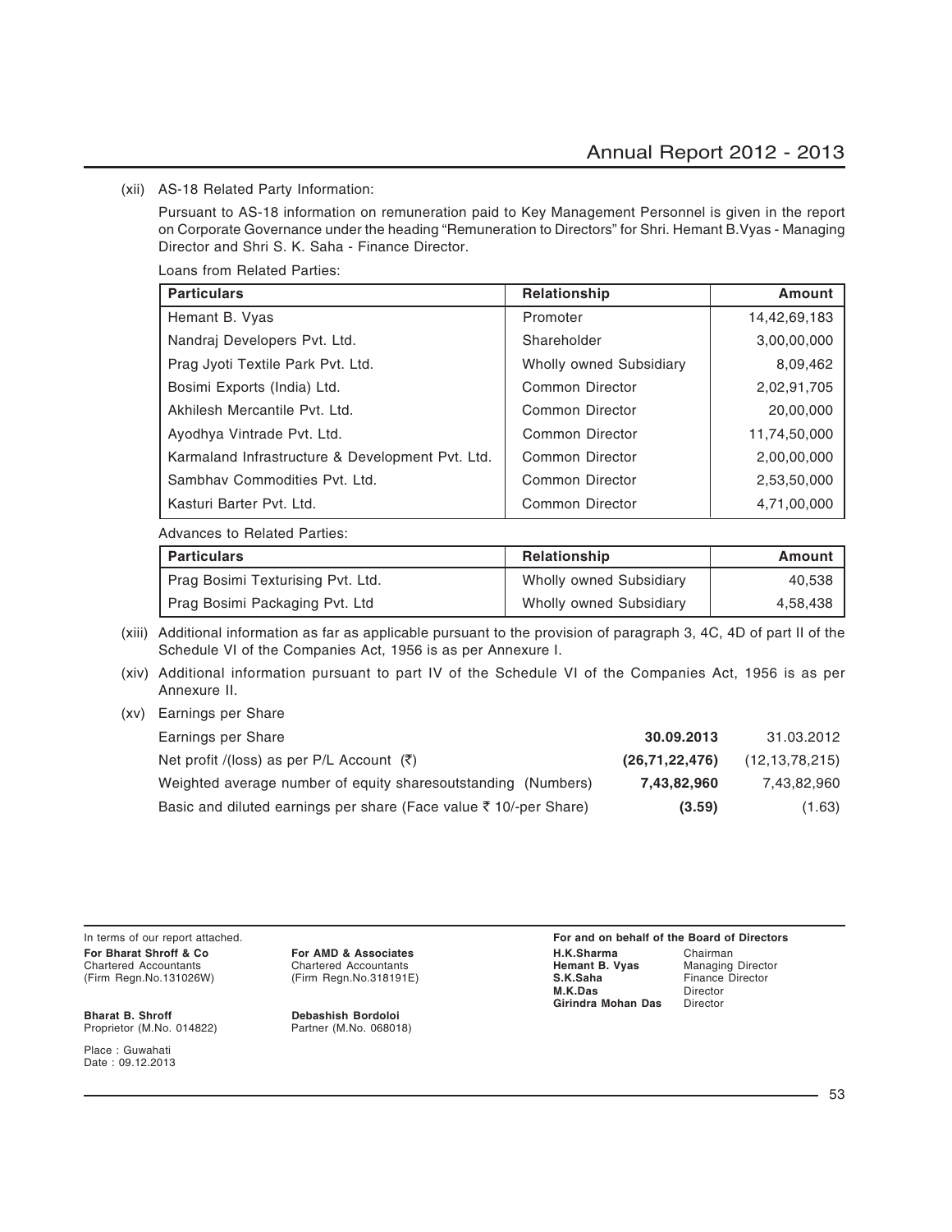(xii) AS-18 Related Party Information:

Pursuant to AS-18 information on remuneration paid to Key Management Personnel is given in the report on Corporate Governance under the heading "Remuneration to Directors" for Shri. Hemant B.Vyas - Managing Director and Shri S. K. Saha - Finance Director.

Loans from Related Parties:

| Particulars | Relationship | Amount |
|---|---|---|
| Hemant B. Vyas | Promoter | 14,42,69,183 |
| Nandraj Developers Pvt. Ltd. | Shareholder | 3,00,00,000 |
| Prag Jyoti Textile Park Pvt. Ltd. | Wholly owned Subsidiary | 8,09,462 |
| Bosimi Exports (India) Ltd. | Common Director | 2,02,91,705 |
| Akhilesh Mercantile Pvt. Ltd. | Common Director | 20,00,000 |
| Ayodhya Vintrade Pvt. Ltd. | Common Director | 11,74,50,000 |
| Karmaland Infrastructure & Development Pvt. Ltd. | Common Director | 2,00,00,000 |
| Sambhav Commodities Pvt. Ltd. | Common Director | 2,53,50,000 |
| Kasturi Barter Pvt. Ltd. | Common Director | 4,71,00,000 |

Advances to Related Parties:

| Particulars | Relationship | Amount |
|---|---|---|
| Prag Bosimi Texturising Pvt. Ltd. | Wholly owned Subsidiary | 40,538 |
| Prag Bosimi Packaging Pvt. Ltd | Wholly owned Subsidiary | 4,58,438 |

(xiii) Additional information as far as applicable pursuant to the provision of paragraph 3, 4C, 4D of part II of the Schedule VI of the Companies Act, 1956 is as per Annexure I.

(xiv) Additional information pursuant to part IV of the Schedule VI of the Companies Act, 1956 is as per Annexure II.

(xv) Earnings per Share

| Earnings per Share | **30.09.2013** | 31.03.2012 |
|---|---|---|
| Net profit /(loss) as per P/L Account (₹) | **(26,71,22,476)** | (12,13,78,215) |
| Weighted average number of equity sharesoutstanding (Numbers) | **7,43,82,960** | 7,43,82,960 |
| Basic and diluted earnings per share (Face value ₹ 10/-per Share) | **(3.59)** | (1.63) |

In terms of our report attached.

**For Bharat Shroff & Co**
Chartered Accountants
(Firm Regn.No.131026W)

**Bharat B. Shroff**
Proprietor (M.No. 014822)

**For AMD & Associates**
Chartered Accountants
(Firm Regn.No.318191E)

**Debashish Bordoloi**
Partner (M.No. 068018)

Place : Guwahati
Date : 09.12.2013

**For and on behalf of the Board of Directors**

**H.K.Sharma** Chairman
**Hemant B. Vyas** Managing Director
**S.K.Saha** Finance Director
**M.K.Das** Director
**Girindra Mohan Das** Director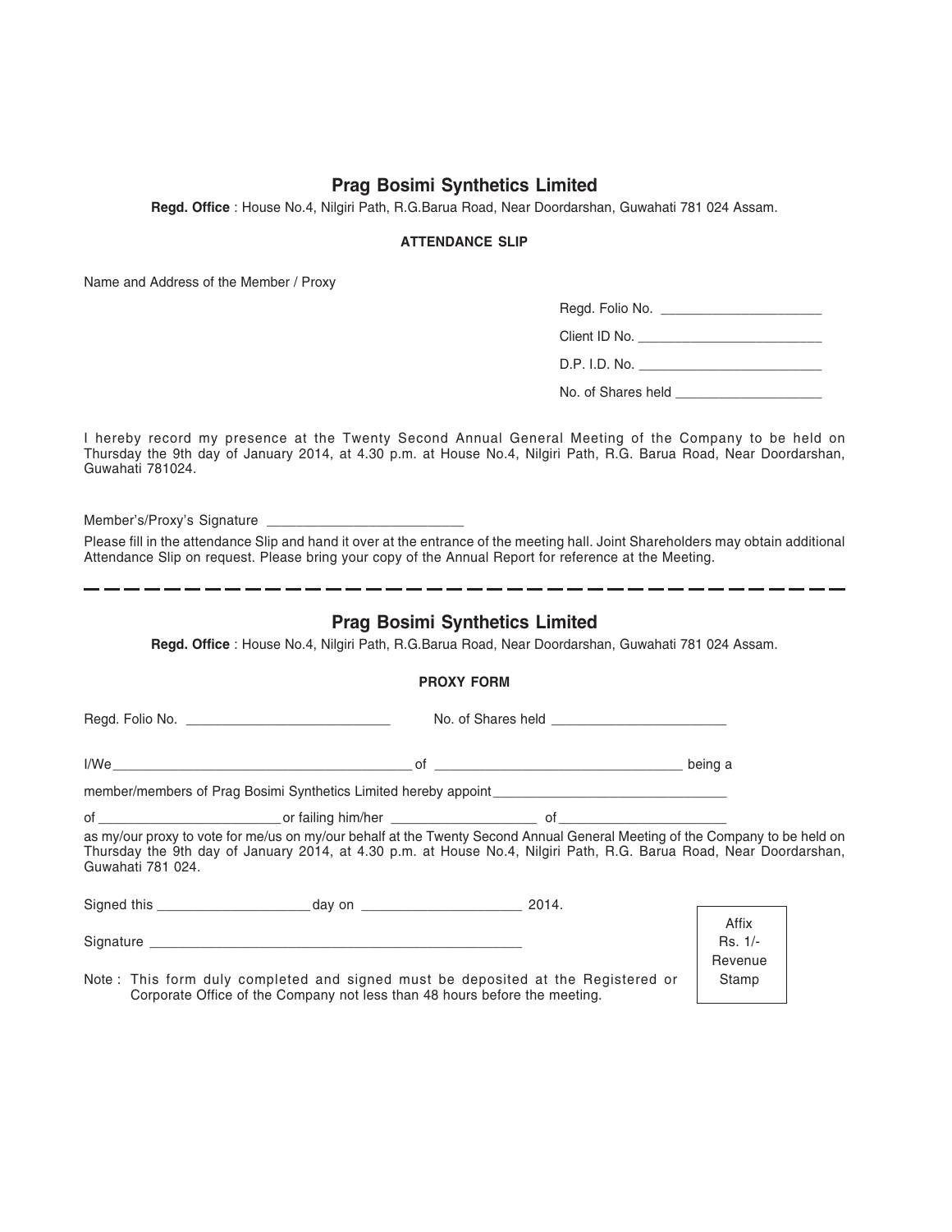## Prag Bosimi Synthetics Limited

**Regd. Office** : House No.4, Nilgiri Path, R.G.Barua Road, Near Doordarshan, Guwahati 781 024 Assam.

**ATTENDANCE SLIP**

Name and Address of the Member / Proxy

Regd. Folio No. ____________________

Client ID No. ______________________

D.P. I.D. No. ______________________

No. of Shares held __________________

I hereby record my presence at the Twenty Second Annual General Meeting of the Company to be held on Thursday the 9th day of January 2014, at 4.30 p.m. at House No.4, Nilgiri Path, R.G. Barua Road, Near Doordarshan, Guwahati 781024.

Member's/Proxy's Signature ________________________

Please fill in the attendance Slip and hand it over at the entrance of the meeting hall. Joint Shareholders may obtain additional Attendance Slip on request. Please bring your copy of the Annual Report for reference at the Meeting.

---

## Prag Bosimi Synthetics Limited

**Regd. Office** : House No.4, Nilgiri Path, R.G.Barua Road, Near Doordarshan, Guwahati 781 024 Assam.

**PROXY FORM**

Regd. Folio No. ________________________ No. of Shares held ______________________

I/We ______________________________________ of ________________________________ being a

member/members of Prag Bosimi Synthetics Limited hereby appoint ______________________________

of ______________________ or failing him/her __________________ of ____________________

as my/our proxy to vote for me/us on my/our behalf at the Twenty Second Annual General Meeting of the Company to be held on Thursday the 9th day of January 2014, at 4.30 p.m. at House No.4, Nilgiri Path, R.G. Barua Road, Near Doordarshan, Guwahati 781 024.

Signed this ___________________ day on ____________________ 2014.

Signature ________________________________________________

Affix Rs. 1/- Revenue Stamp

Note : This form duly completed and signed must be deposited at the Registered or Corporate Office of the Company not less than 48 hours before the meeting.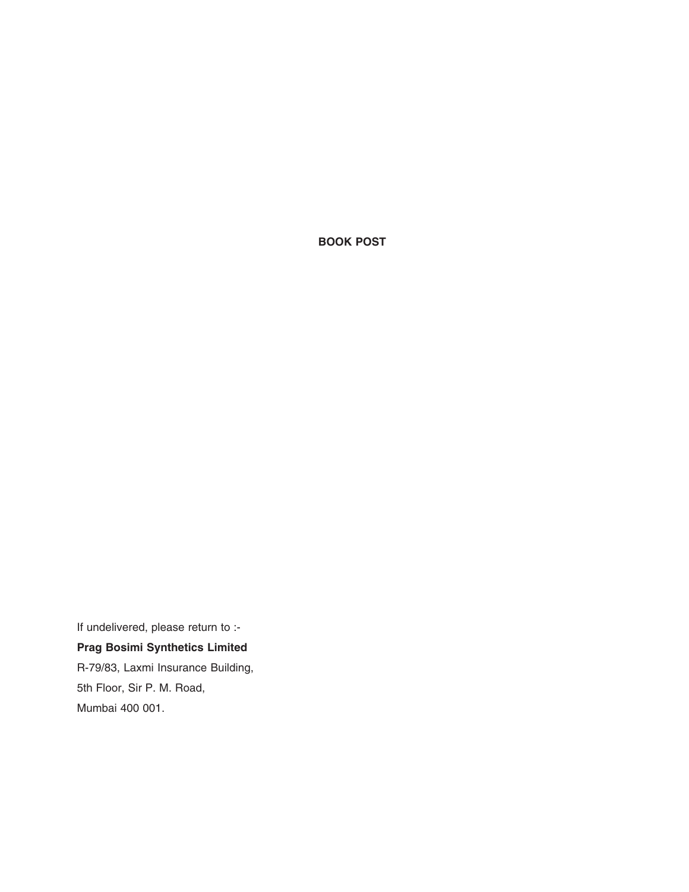**BOOK POST**

If undelivered, please return to :-

**Prag Bosimi Synthetics Limited**

R-79/83, Laxmi Insurance Building,

5th Floor, Sir P. M. Road,

Mumbai 400 001.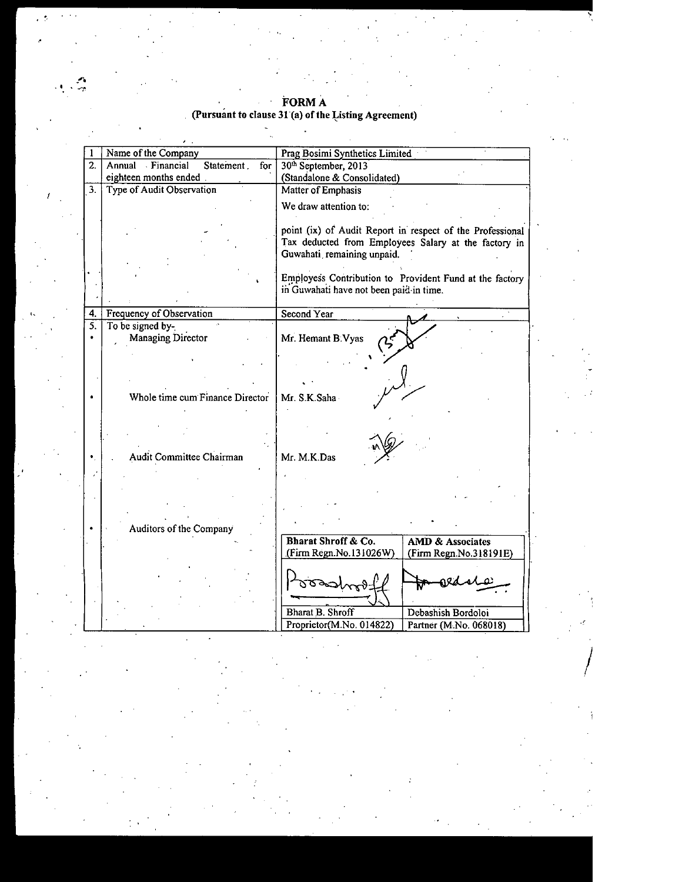# FORM A
## (Pursuant to clause 31 (a) of the Listing Agreement)

| | | |
|---|---|---|
| 1 | Name of the Company | Prag Bosimi Synthetics Limited |
| 2. | Annual Financial Statement, for eighteen months ended | 30th September, 2013 (Standalone & Consolidated) |
| 3. | Type of Audit Observation | Matter of Emphasis<br><br>We draw attention to:<br><br>point (ix) of Audit Report in respect of the Professional Tax deducted from Employees Salary at the factory in Guwahati remaining unpaid.<br><br>Employees Contribution to Provident Fund at the factory in Guwahati have not been paid in time. |
| 4. | Frequency of Observation | Second Year |
| 5. | To be signed by-<br>• Managing Director | Mr. Hemant B.Vyas |
| | • Whole time cum Finance Director | Mr. S.K.Saha |
| | • Audit Committee Chairman | Mr. M.K.Das |
| | • Auditors of the Company | **Bharat Shroff & Co.** (Firm Regn.No.131026W)<br>Bharat B. Shroff<br>Proprietor(M.No. 014822)<br><br>**AMD & Associates** (Firm Regn.No.318191E)<br>Debashish Bordoloi<br>Partner (M.No. 068018) |